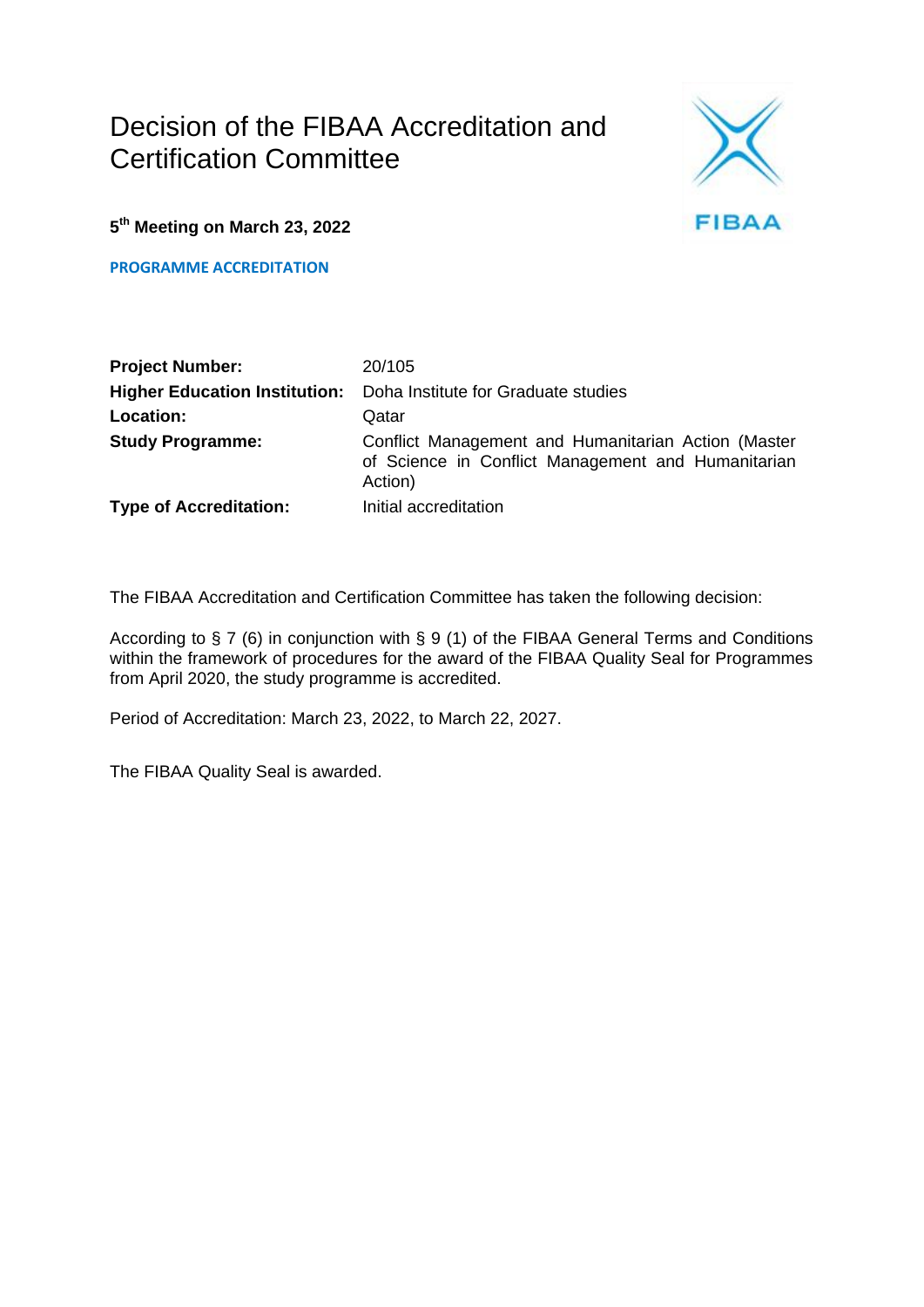# Decision of the FIBAA Accreditation and Certification Committee

**5th Meeting on March 23, 2022**

**PROGRAMME ACCREDITATION**

| | |
|---|---|
| **Project Number:** | 20/105 |
| **Higher Education Institution:** | Doha Institute for Graduate studies |
| **Location:** | Qatar |
| **Study Programme:** | Conflict Management and Humanitarian Action (Master of Science in Conflict Management and Humanitarian Action) |
| **Type of Accreditation:** | Initial accreditation |

The FIBAA Accreditation and Certification Committee has taken the following decision:

According to § 7 (6) in conjunction with § 9 (1) of the FIBAA General Terms and Conditions within the framework of procedures for the award of the FIBAA Quality Seal for Programmes from April 2020, the study programme is accredited.

Period of Accreditation: March 23, 2022, to March 22, 2027.

The FIBAA Quality Seal is awarded.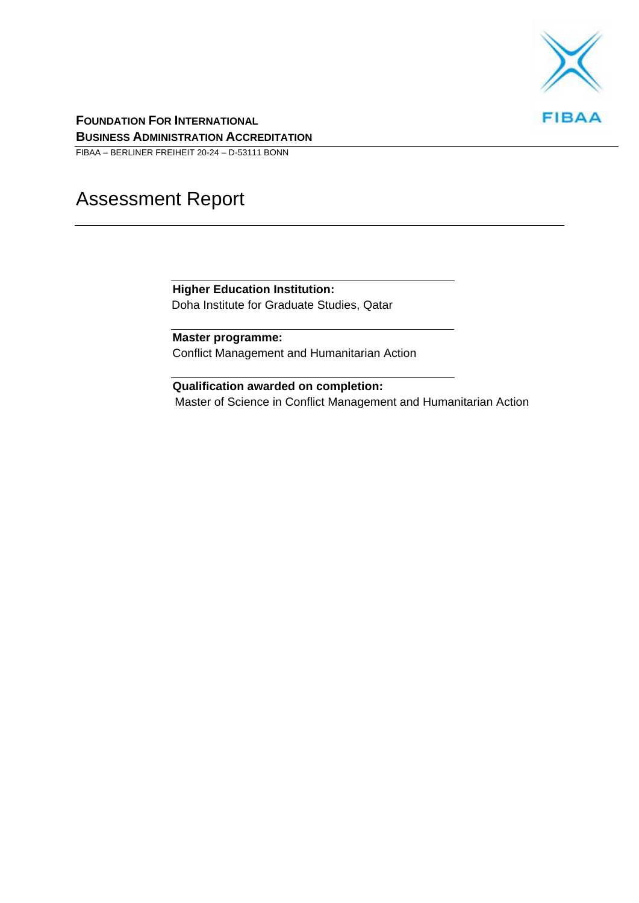**FOUNDATION FOR INTERNATIONAL BUSINESS ADMINISTRATION ACCREDITATION**

FIBAA – BERLINER FREIHEIT 20-24 – D-53111 BONN

# Assessment Report

**Higher Education Institution:**
Doha Institute for Graduate Studies, Qatar

**Master programme:**
Conflict Management and Humanitarian Action

**Qualification awarded on completion:**
Master of Science in Conflict Management and Humanitarian Action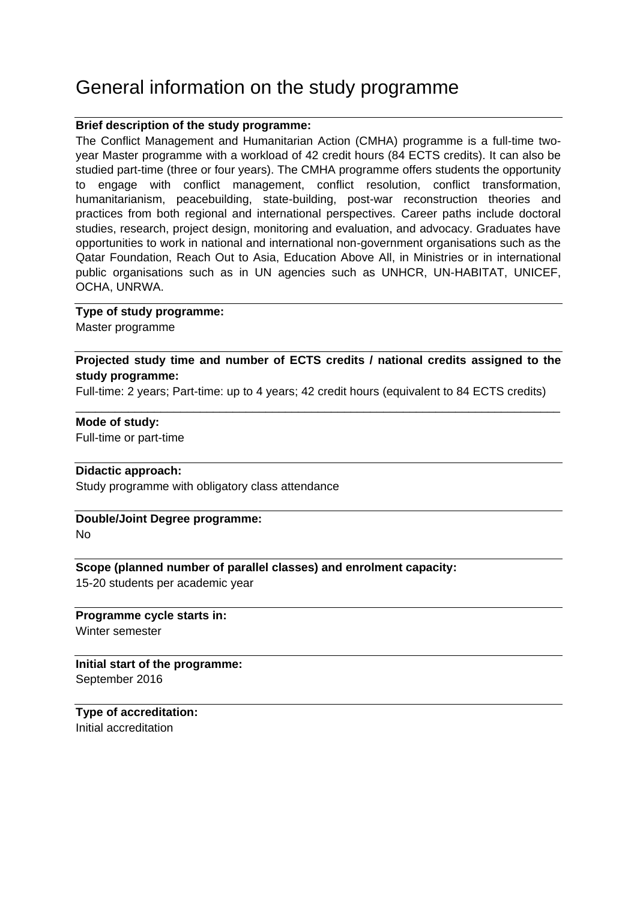# General information on the study programme

**Brief description of the study programme:**

The Conflict Management and Humanitarian Action (CMHA) programme is a full-time two-year Master programme with a workload of 42 credit hours (84 ECTS credits). It can also be studied part-time (three or four years). The CMHA programme offers students the opportunity to engage with conflict management, conflict resolution, conflict transformation, humanitarianism, peacebuilding, state-building, post-war reconstruction theories and practices from both regional and international perspectives. Career paths include doctoral studies, research, project design, monitoring and evaluation, and advocacy. Graduates have opportunities to work in national and international non-government organisations such as the Qatar Foundation, Reach Out to Asia, Education Above All, in Ministries or in international public organisations such as in UN agencies such as UNHCR, UN-HABITAT, UNICEF, OCHA, UNRWA.

**Type of study programme:**

Master programme

**Projected study time and number of ECTS credits / national credits assigned to the study programme:**

Full-time: 2 years; Part-time: up to 4 years; 42 credit hours (equivalent to 84 ECTS credits)

**Mode of study:**

Full-time or part-time

**Didactic approach:**

Study programme with obligatory class attendance

**Double/Joint Degree programme:**

No

**Scope (planned number of parallel classes) and enrolment capacity:**

15-20 students per academic year

**Programme cycle starts in:**

Winter semester

**Initial start of the programme:**

September 2016

**Type of accreditation:**

Initial accreditation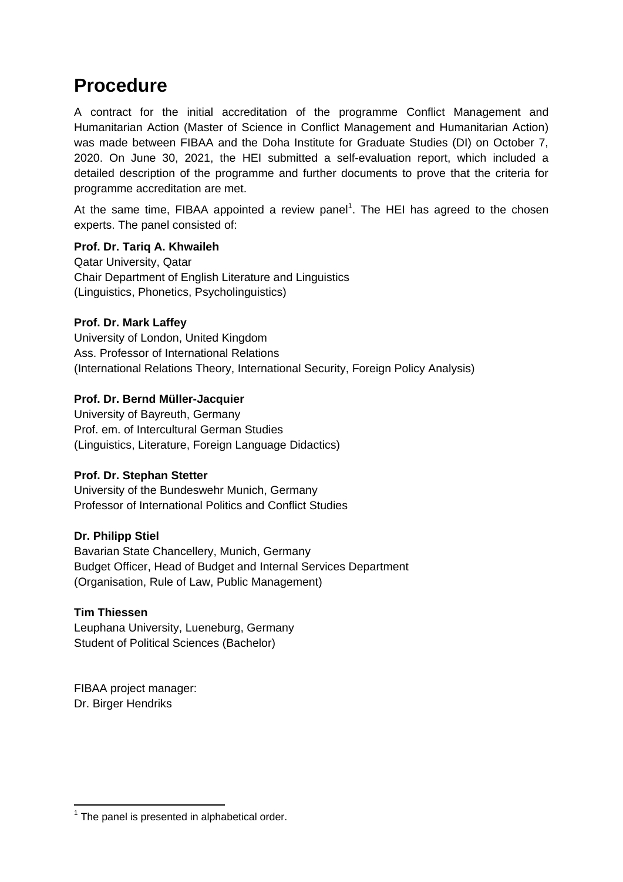# Procedure

A contract for the initial accreditation of the programme Conflict Management and Humanitarian Action (Master of Science in Conflict Management and Humanitarian Action) was made between FIBAA and the Doha Institute for Graduate Studies (DI) on October 7, 2020. On June 30, 2021, the HEI submitted a self-evaluation report, which included a detailed description of the programme and further documents to prove that the criteria for programme accreditation are met.

At the same time, FIBAA appointed a review panel[1]. The HEI has agreed to the chosen experts. The panel consisted of:

**Prof. Dr. Tariq A. Khwaileh**
Qatar University, Qatar
Chair Department of English Literature and Linguistics
(Linguistics, Phonetics, Psycholinguistics)

**Prof. Dr. Mark Laffey**
University of London, United Kingdom
Ass. Professor of International Relations
(International Relations Theory, International Security, Foreign Policy Analysis)

**Prof. Dr. Bernd Müller-Jacquier**
University of Bayreuth, Germany
Prof. em. of Intercultural German Studies
(Linguistics, Literature, Foreign Language Didactics)

**Prof. Dr. Stephan Stetter**
University of the Bundeswehr Munich, Germany
Professor of International Politics and Conflict Studies

**Dr. Philipp Stiel**
Bavarian State Chancellery, Munich, Germany
Budget Officer, Head of Budget and Internal Services Department
(Organisation, Rule of Law, Public Management)

**Tim Thiessen**
Leuphana University, Lueneburg, Germany
Student of Political Sciences (Bachelor)

FIBAA project manager:
Dr. Birger Hendriks

[1] The panel is presented in alphabetical order.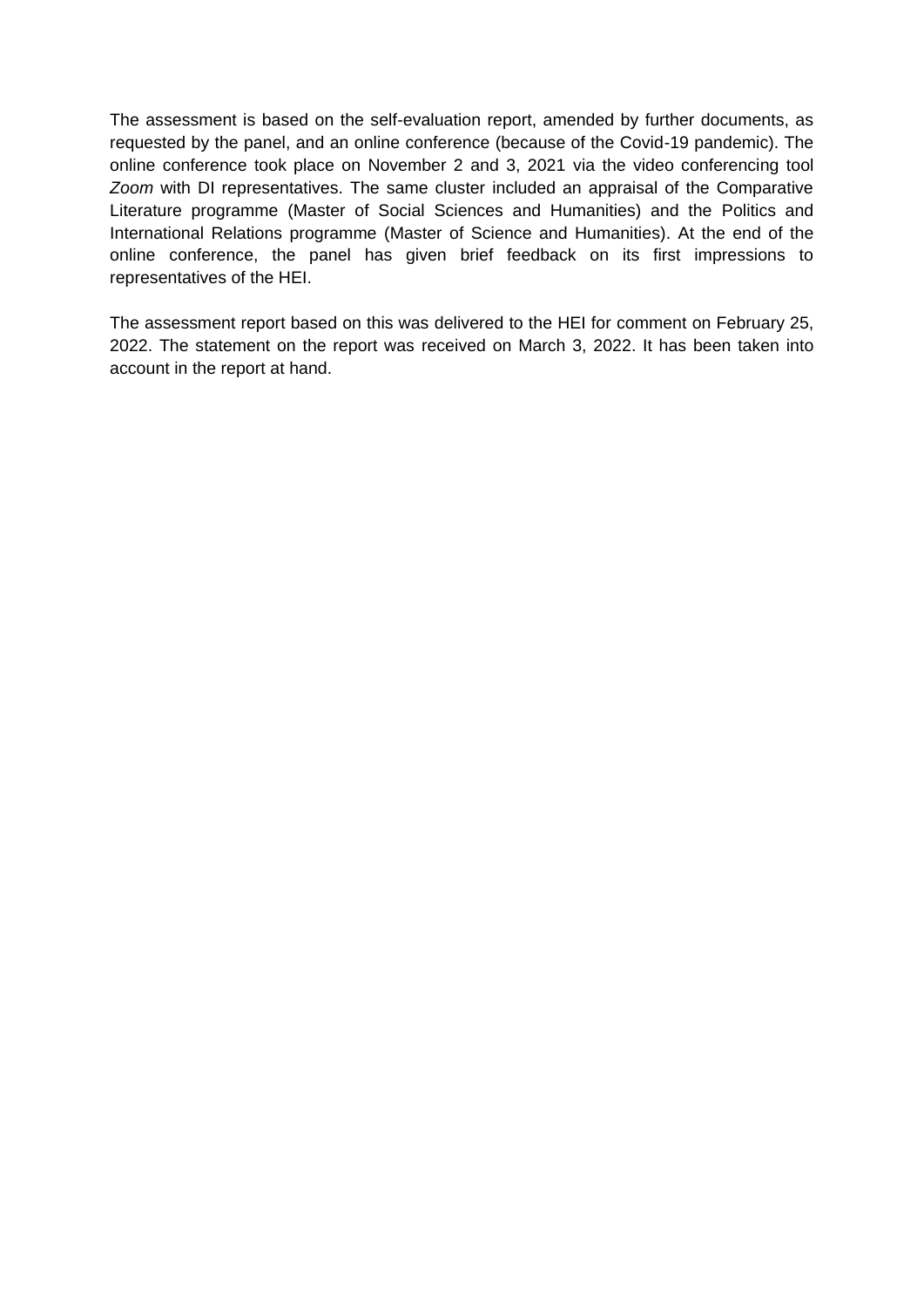The assessment is based on the self-evaluation report, amended by further documents, as requested by the panel, and an online conference (because of the Covid-19 pandemic). The online conference took place on November 2 and 3, 2021 via the video conferencing tool *Zoom* with DI representatives. The same cluster included an appraisal of the Comparative Literature programme (Master of Social Sciences and Humanities) and the Politics and International Relations programme (Master of Science and Humanities). At the end of the online conference, the panel has given brief feedback on its first impressions to representatives of the HEI.

The assessment report based on this was delivered to the HEI for comment on February 25, 2022. The statement on the report was received on March 3, 2022. It has been taken into account in the report at hand.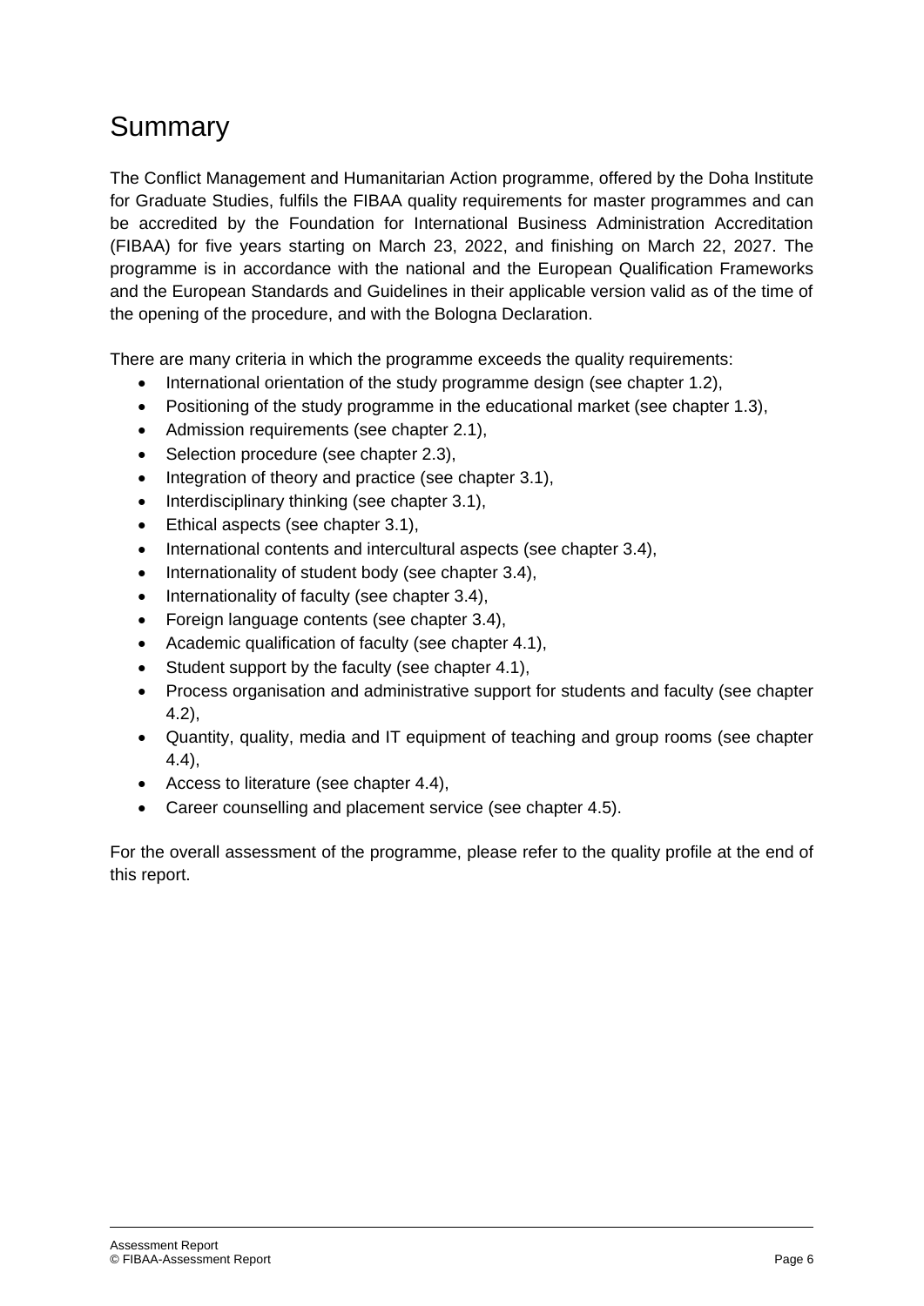# Summary

The Conflict Management and Humanitarian Action programme, offered by the Doha Institute for Graduate Studies, fulfils the FIBAA quality requirements for master programmes and can be accredited by the Foundation for International Business Administration Accreditation (FIBAA) for five years starting on March 23, 2022, and finishing on March 22, 2027. The programme is in accordance with the national and the European Qualification Frameworks and the European Standards and Guidelines in their applicable version valid as of the time of the opening of the procedure, and with the Bologna Declaration.

There are many criteria in which the programme exceeds the quality requirements:

- International orientation of the study programme design (see chapter 1.2),
- Positioning of the study programme in the educational market (see chapter 1.3),
- Admission requirements (see chapter 2.1),
- Selection procedure (see chapter 2.3),
- Integration of theory and practice (see chapter 3.1),
- Interdisciplinary thinking (see chapter 3.1),
- Ethical aspects (see chapter 3.1),
- International contents and intercultural aspects (see chapter 3.4),
- Internationality of student body (see chapter 3.4),
- Internationality of faculty (see chapter 3.4),
- Foreign language contents (see chapter 3.4),
- Academic qualification of faculty (see chapter 4.1),
- Student support by the faculty (see chapter 4.1),
- Process organisation and administrative support for students and faculty (see chapter 4.2),
- Quantity, quality, media and IT equipment of teaching and group rooms (see chapter 4.4),
- Access to literature (see chapter 4.4),
- Career counselling and placement service (see chapter 4.5).

For the overall assessment of the programme, please refer to the quality profile at the end of this report.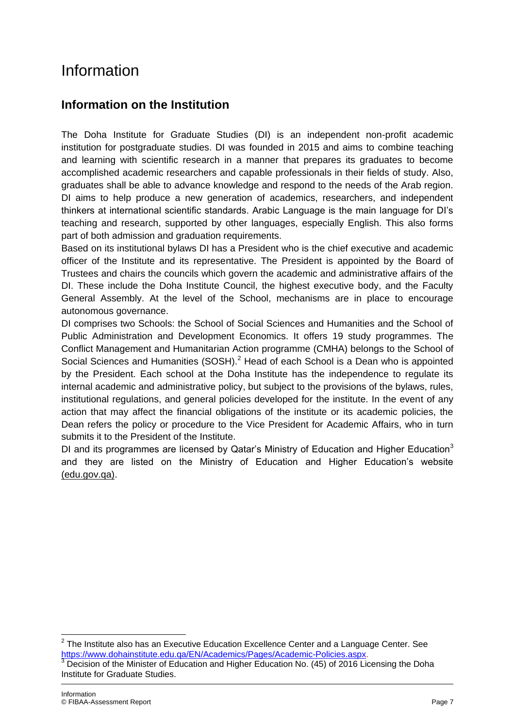# Information

## Information on the Institution

The Doha Institute for Graduate Studies (DI) is an independent non-profit academic institution for postgraduate studies. DI was founded in 2015 and aims to combine teaching and learning with scientific research in a manner that prepares its graduates to become accomplished academic researchers and capable professionals in their fields of study. Also, graduates shall be able to advance knowledge and respond to the needs of the Arab region. DI aims to help produce a new generation of academics, researchers, and independent thinkers at international scientific standards. Arabic Language is the main language for DI's teaching and research, supported by other languages, especially English. This also forms part of both admission and graduation requirements.

Based on its institutional bylaws DI has a President who is the chief executive and academic officer of the Institute and its representative. The President is appointed by the Board of Trustees and chairs the councils which govern the academic and administrative affairs of the DI. These include the Doha Institute Council, the highest executive body, and the Faculty General Assembly. At the level of the School, mechanisms are in place to encourage autonomous governance.

DI comprises two Schools: the School of Social Sciences and Humanities and the School of Public Administration and Development Economics. It offers 19 study programmes. The Conflict Management and Humanitarian Action programme (CMHA) belongs to the School of Social Sciences and Humanities (SOSH).[2] Head of each School is a Dean who is appointed by the President. Each school at the Doha Institute has the independence to regulate its internal academic and administrative policy, but subject to the provisions of the bylaws, rules, institutional regulations, and general policies developed for the institute. In the event of any action that may affect the financial obligations of the institute or its academic policies, the Dean refers the policy or procedure to the Vice President for Academic Affairs, who in turn submits it to the President of the Institute.

DI and its programmes are licensed by Qatar's Ministry of Education and Higher Education[3] and they are listed on the Ministry of Education and Higher Education's website (edu.gov.qa).

---

[2] The Institute also has an Executive Education Excellence Center and a Language Center. See https://www.dohainstitute.edu.qa/EN/Academics/Pages/Academic-Policies.aspx.

[3] Decision of the Minister of Education and Higher Education No. (45) of 2016 Licensing the Doha Institute for Graduate Studies.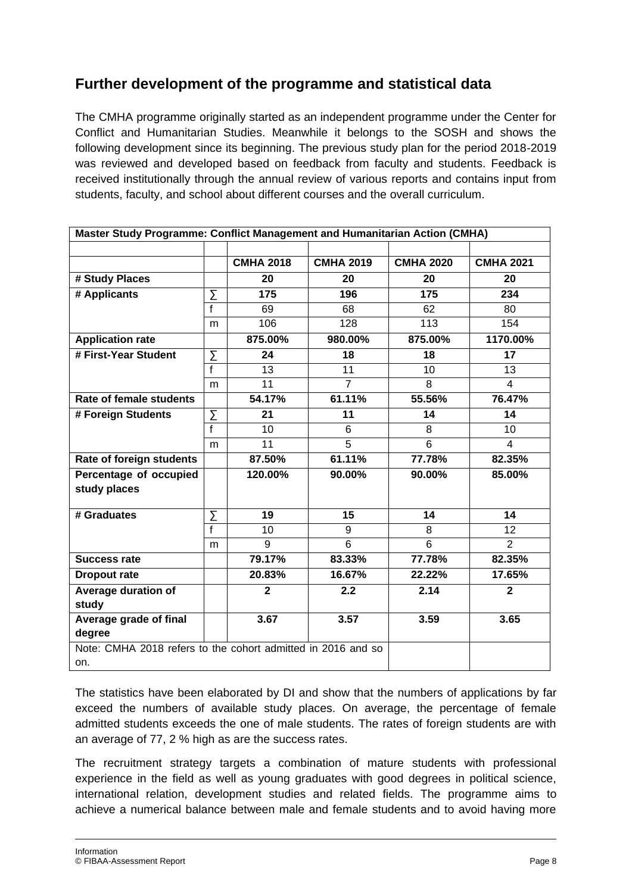## Further development of the programme and statistical data

The CMHA programme originally started as an independent programme under the Center for Conflict and Humanitarian Studies. Meanwhile it belongs to the SOSH and shows the following development since its beginning. The previous study plan for the period 2018-2019 was reviewed and developed based on feedback from faculty and students. Feedback is received institutionally through the annual review of various reports and contains input from students, faculty, and school about different courses and the overall curriculum.

| Master Study Programme: Conflict Management and Humanitarian Action (CMHA) | | | | | |
|---|---|---|---|---|---|
| | | | | | |
| | | **CMHA 2018** | **CMHA 2019** | **CMHA 2020** | **CMHA 2021** |
| **# Study Places** | | **20** | **20** | **20** | **20** |
| **# Applicants** | ∑ | **175** | **196** | **175** | **234** |
| | f | 69 | 68 | 62 | 80 |
| | m | 106 | 128 | 113 | 154 |
| **Application rate** | | **875.00%** | **980.00%** | **875.00%** | **1170.00%** |
| **# First-Year Student** | ∑ | **24** | **18** | **18** | **17** |
| | f | 13 | 11 | 10 | 13 |
| | m | 11 | 7 | 8 | 4 |
| **Rate of female students** | | **54.17%** | **61.11%** | **55.56%** | **76.47%** |
| **# Foreign Students** | ∑ | **21** | **11** | **14** | **14** |
| | f | 10 | 6 | 8 | 10 |
| | m | 11 | 5 | 6 | 4 |
| **Rate of foreign students** | | **87.50%** | **61.11%** | **77.78%** | **82.35%** |
| **Percentage of occupied study places** | | **120.00%** | **90.00%** | **90.00%** | **85.00%** |
| **# Graduates** | ∑ | **19** | **15** | **14** | **14** |
| | f | 10 | 9 | 8 | 12 |
| | m | 9 | 6 | 6 | 2 |
| **Success rate** | | **79.17%** | **83.33%** | **77.78%** | **82.35%** |
| **Dropout rate** | | **20.83%** | **16.67%** | **22.22%** | **17.65%** |
| **Average duration of study** | | **2** | **2.2** | **2.14** | **2** |
| **Average grade of final degree** | | **3.67** | **3.57** | **3.59** | **3.65** |
| Note: CMHA 2018 refers to the cohort admitted in 2016 and so on. | | | | | |

The statistics have been elaborated by DI and show that the numbers of applications by far exceed the numbers of available study places. On average, the percentage of female admitted students exceeds the one of male students. The rates of foreign students are with an average of 77, 2 % high as are the success rates.

The recruitment strategy targets a combination of mature students with professional experience in the field as well as young graduates with good degrees in political science, international relation, development studies and related fields. The programme aims to achieve a numerical balance between male and female students and to avoid having more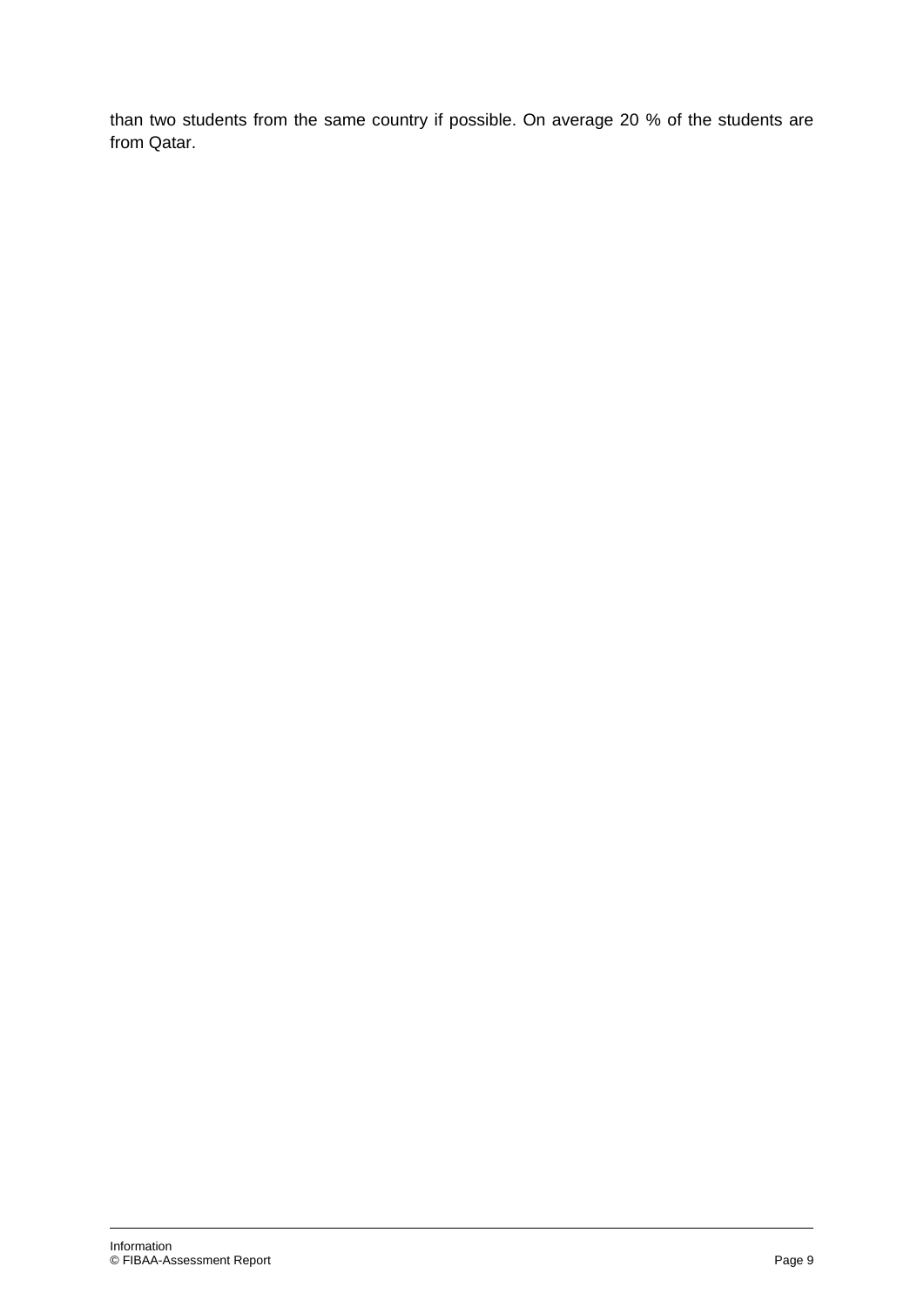than two students from the same country if possible. On average 20 % of the students are from Qatar.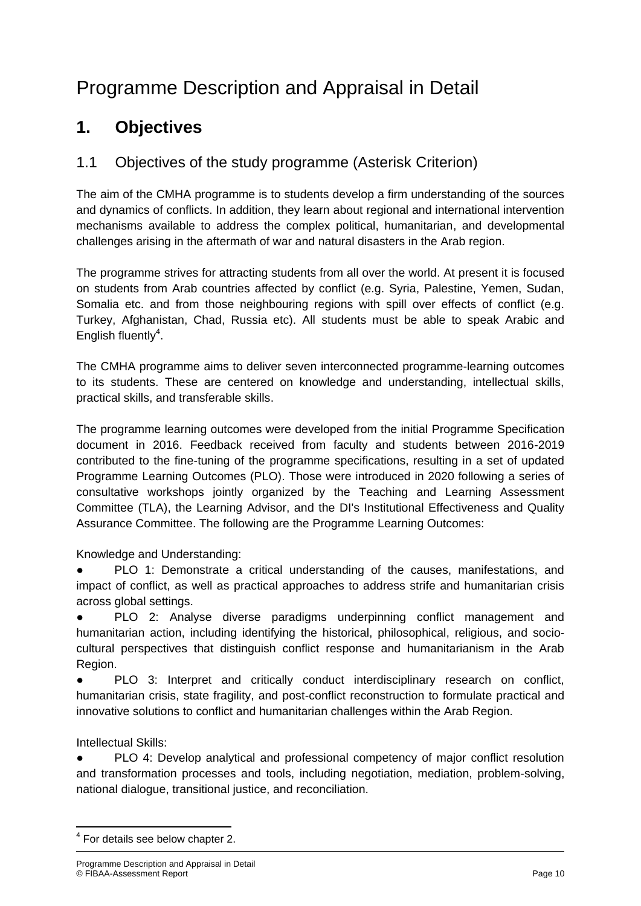# Programme Description and Appraisal in Detail

## 1. Objectives

### 1.1 Objectives of the study programme (Asterisk Criterion)

The aim of the CMHA programme is to students develop a firm understanding of the sources and dynamics of conflicts. In addition, they learn about regional and international intervention mechanisms available to address the complex political, humanitarian, and developmental challenges arising in the aftermath of war and natural disasters in the Arab region.

The programme strives for attracting students from all over the world. At present it is focused on students from Arab countries affected by conflict (e.g. Syria, Palestine, Yemen, Sudan, Somalia etc. and from those neighbouring regions with spill over effects of conflict (e.g. Turkey, Afghanistan, Chad, Russia etc). All students must be able to speak Arabic and English fluently[4].

The CMHA programme aims to deliver seven interconnected programme-learning outcomes to its students. These are centered on knowledge and understanding, intellectual skills, practical skills, and transferable skills.

The programme learning outcomes were developed from the initial Programme Specification document in 2016. Feedback received from faculty and students between 2016-2019 contributed to the fine-tuning of the programme specifications, resulting in a set of updated Programme Learning Outcomes (PLO). Those were introduced in 2020 following a series of consultative workshops jointly organized by the Teaching and Learning Assessment Committee (TLA), the Learning Advisor, and the DI's Institutional Effectiveness and Quality Assurance Committee. The following are the Programme Learning Outcomes:

Knowledge and Understanding:

- PLO 1: Demonstrate a critical understanding of the causes, manifestations, and impact of conflict, as well as practical approaches to address strife and humanitarian crisis across global settings.
- PLO 2: Analyse diverse paradigms underpinning conflict management and humanitarian action, including identifying the historical, philosophical, religious, and socio-cultural perspectives that distinguish conflict response and humanitarianism in the Arab Region.
- PLO 3: Interpret and critically conduct interdisciplinary research on conflict, humanitarian crisis, state fragility, and post-conflict reconstruction to formulate practical and innovative solutions to conflict and humanitarian challenges within the Arab Region.

Intellectual Skills:

- PLO 4: Develop analytical and professional competency of major conflict resolution and transformation processes and tools, including negotiation, mediation, problem-solving, national dialogue, transitional justice, and reconciliation.

[4] For details see below chapter 2.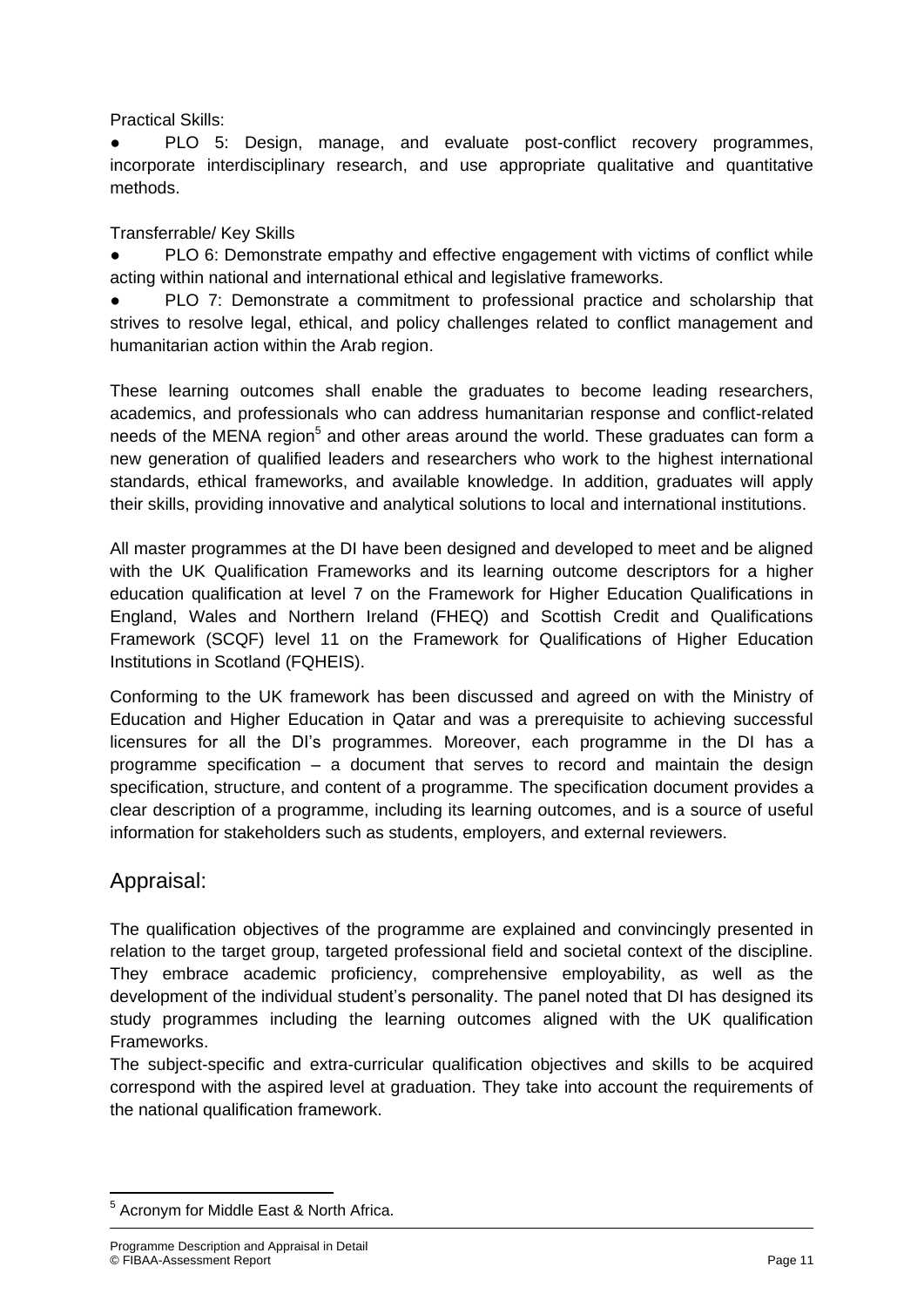Practical Skills:

- PLO 5: Design, manage, and evaluate post-conflict recovery programmes, incorporate interdisciplinary research, and use appropriate qualitative and quantitative methods.

Transferrable/ Key Skills

- PLO 6: Demonstrate empathy and effective engagement with victims of conflict while acting within national and international ethical and legislative frameworks.
- PLO 7: Demonstrate a commitment to professional practice and scholarship that strives to resolve legal, ethical, and policy challenges related to conflict management and humanitarian action within the Arab region.

These learning outcomes shall enable the graduates to become leading researchers, academics, and professionals who can address humanitarian response and conflict-related needs of the MENA region[5] and other areas around the world. These graduates can form a new generation of qualified leaders and researchers who work to the highest international standards, ethical frameworks, and available knowledge. In addition, graduates will apply their skills, providing innovative and analytical solutions to local and international institutions.

All master programmes at the DI have been designed and developed to meet and be aligned with the UK Qualification Frameworks and its learning outcome descriptors for a higher education qualification at level 7 on the Framework for Higher Education Qualifications in England, Wales and Northern Ireland (FHEQ) and Scottish Credit and Qualifications Framework (SCQF) level 11 on the Framework for Qualifications of Higher Education Institutions in Scotland (FQHEIS).

Conforming to the UK framework has been discussed and agreed on with the Ministry of Education and Higher Education in Qatar and was a prerequisite to achieving successful licensures for all the DI's programmes. Moreover, each programme in the DI has a programme specification – a document that serves to record and maintain the design specification, structure, and content of a programme. The specification document provides a clear description of a programme, including its learning outcomes, and is a source of useful information for stakeholders such as students, employers, and external reviewers.

## Appraisal:

The qualification objectives of the programme are explained and convincingly presented in relation to the target group, targeted professional field and societal context of the discipline. They embrace academic proficiency, comprehensive employability, as well as the development of the individual student's personality. The panel noted that DI has designed its study programmes including the learning outcomes aligned with the UK qualification Frameworks.

The subject-specific and extra-curricular qualification objectives and skills to be acquired correspond with the aspired level at graduation. They take into account the requirements of the national qualification framework.

[5] Acronym for Middle East & North Africa.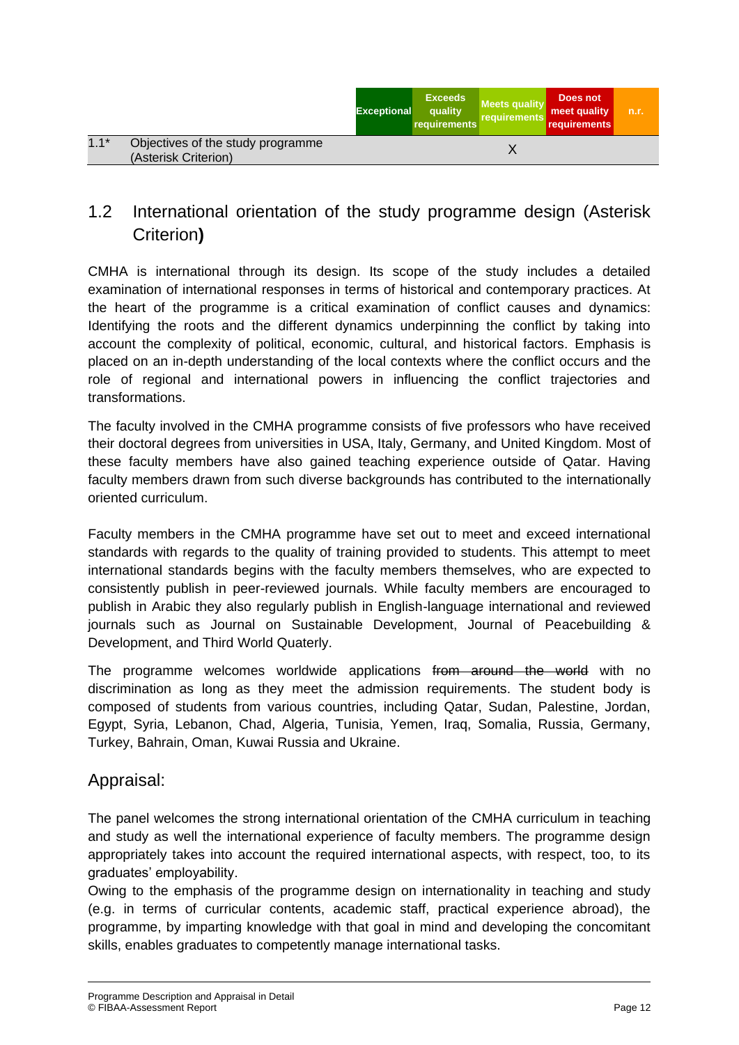| | | Exceptional | Exceeds quality requirements | Meets quality requirements | Does not meet quality requirements | n.r. |
|---|---|---|---|---|---|---|
| 1.1* | Objectives of the study programme (Asterisk Criterion) | | | X | | |

## 1.2 International orientation of the study programme design (Asterisk Criterion**)**

CMHA is international through its design. Its scope of the study includes a detailed examination of international responses in terms of historical and contemporary practices. At the heart of the programme is a critical examination of conflict causes and dynamics: Identifying the roots and the different dynamics underpinning the conflict by taking into account the complexity of political, economic, cultural, and historical factors. Emphasis is placed on an in-depth understanding of the local contexts where the conflict occurs and the role of regional and international powers in influencing the conflict trajectories and transformations.

The faculty involved in the CMHA programme consists of five professors who have received their doctoral degrees from universities in USA, Italy, Germany, and United Kingdom. Most of these faculty members have also gained teaching experience outside of Qatar. Having faculty members drawn from such diverse backgrounds has contributed to the internationally oriented curriculum.

Faculty members in the CMHA programme have set out to meet and exceed international standards with regards to the quality of training provided to students. This attempt to meet international standards begins with the faculty members themselves, who are expected to consistently publish in peer-reviewed journals. While faculty members are encouraged to publish in Arabic they also regularly publish in English-language international and reviewed journals such as Journal on Sustainable Development, Journal of Peacebuilding & Development, and Third World Quaterly.

The programme welcomes worldwide applications ~~from around the world~~ with no discrimination as long as they meet the admission requirements. The student body is composed of students from various countries, including Qatar, Sudan, Palestine, Jordan, Egypt, Syria, Lebanon, Chad, Algeria, Tunisia, Yemen, Iraq, Somalia, Russia, Germany, Turkey, Bahrain, Oman, Kuwai Russia and Ukraine.

## Appraisal:

The panel welcomes the strong international orientation of the CMHA curriculum in teaching and study as well the international experience of faculty members. The programme design appropriately takes into account the required international aspects, with respect, too, to its graduates' employability.
Owing to the emphasis of the programme design on internationality in teaching and study (e.g. in terms of curricular contents, academic staff, practical experience abroad), the programme, by imparting knowledge with that goal in mind and developing the concomitant skills, enables graduates to competently manage international tasks.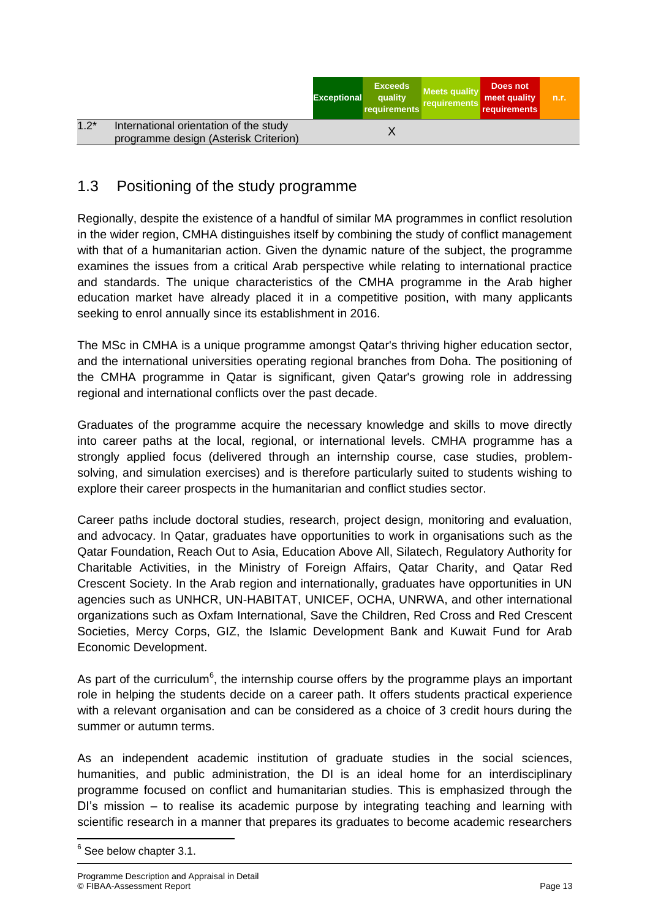| | | Exceptional | Exceeds quality requirements | Meets quality requirements | Does not meet quality requirements | n.r. |
|---|---|---|---|---|---|---|
| 1.2* | International orientation of the study programme design (Asterisk Criterion) | | X | | | |

## 1.3 Positioning of the study programme

Regionally, despite the existence of a handful of similar MA programmes in conflict resolution in the wider region, CMHA distinguishes itself by combining the study of conflict management with that of a humanitarian action. Given the dynamic nature of the subject, the programme examines the issues from a critical Arab perspective while relating to international practice and standards. The unique characteristics of the CMHA programme in the Arab higher education market have already placed it in a competitive position, with many applicants seeking to enrol annually since its establishment in 2016.

The MSc in CMHA is a unique programme amongst Qatar's thriving higher education sector, and the international universities operating regional branches from Doha. The positioning of the CMHA programme in Qatar is significant, given Qatar's growing role in addressing regional and international conflicts over the past decade.

Graduates of the programme acquire the necessary knowledge and skills to move directly into career paths at the local, regional, or international levels. CMHA programme has a strongly applied focus (delivered through an internship course, case studies, problem-solving, and simulation exercises) and is therefore particularly suited to students wishing to explore their career prospects in the humanitarian and conflict studies sector.

Career paths include doctoral studies, research, project design, monitoring and evaluation, and advocacy. In Qatar, graduates have opportunities to work in organisations such as the Qatar Foundation, Reach Out to Asia, Education Above All, Silatech, Regulatory Authority for Charitable Activities, in the Ministry of Foreign Affairs, Qatar Charity, and Qatar Red Crescent Society. In the Arab region and internationally, graduates have opportunities in UN agencies such as UNHCR, UN-HABITAT, UNICEF, OCHA, UNRWA, and other international organizations such as Oxfam International, Save the Children, Red Cross and Red Crescent Societies, Mercy Corps, GIZ, the Islamic Development Bank and Kuwait Fund for Arab Economic Development.

As part of the curriculum[6], the internship course offers by the programme plays an important role in helping the students decide on a career path. It offers students practical experience with a relevant organisation and can be considered as a choice of 3 credit hours during the summer or autumn terms.

As an independent academic institution of graduate studies in the social sciences, humanities, and public administration, the DI is an ideal home for an interdisciplinary programme focused on conflict and humanitarian studies. This is emphasized through the DI's mission – to realise its academic purpose by integrating teaching and learning with scientific research in a manner that prepares its graduates to become academic researchers

[6] See below chapter 3.1.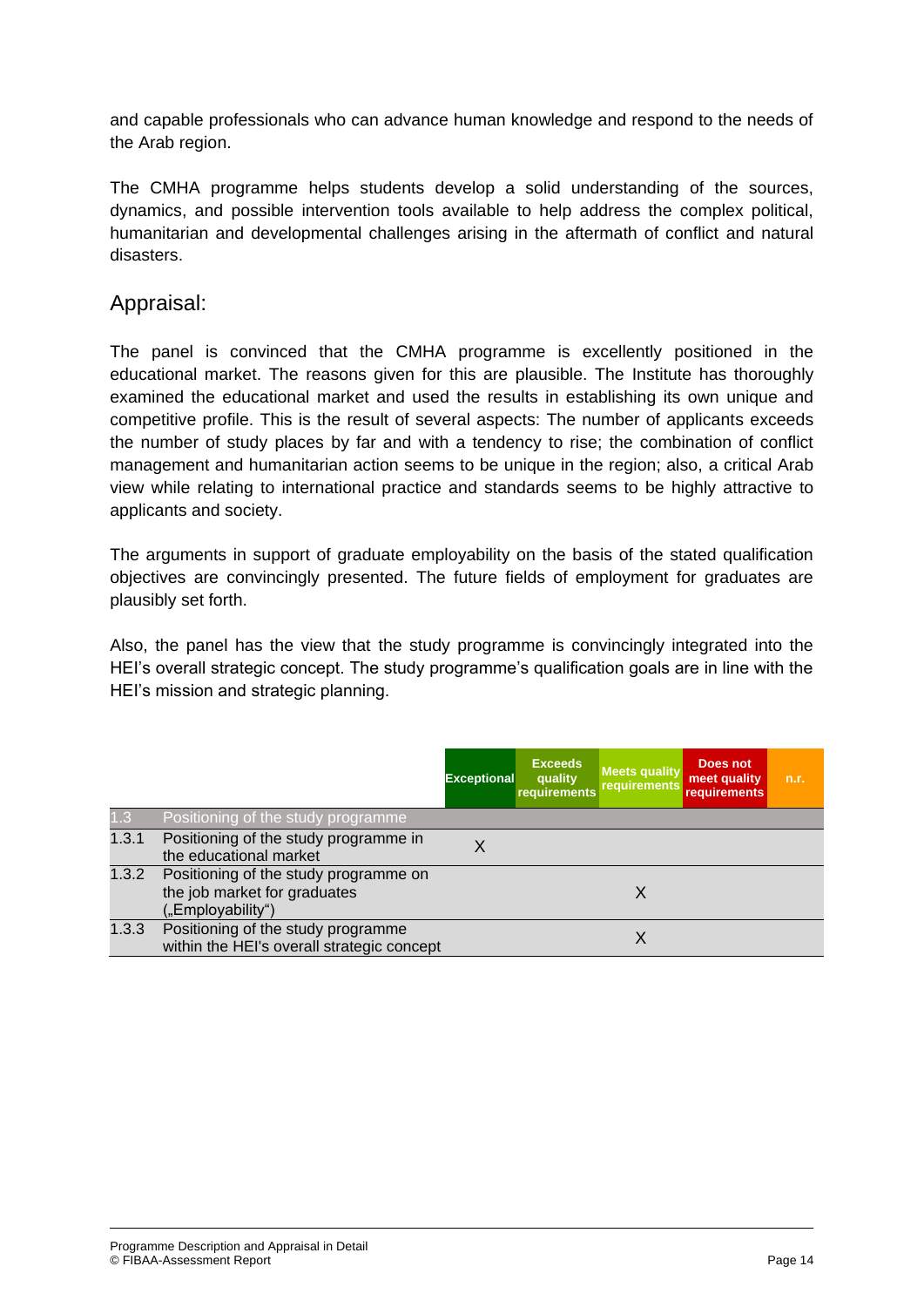and capable professionals who can advance human knowledge and respond to the needs of the Arab region.

The CMHA programme helps students develop a solid understanding of the sources, dynamics, and possible intervention tools available to help address the complex political, humanitarian and developmental challenges arising in the aftermath of conflict and natural disasters.

## Appraisal:

The panel is convinced that the CMHA programme is excellently positioned in the educational market. The reasons given for this are plausible. The Institute has thoroughly examined the educational market and used the results in establishing its own unique and competitive profile. This is the result of several aspects: The number of applicants exceeds the number of study places by far and with a tendency to rise; the combination of conflict management and humanitarian action seems to be unique in the region; also, a critical Arab view while relating to international practice and standards seems to be highly attractive to applicants and society.

The arguments in support of graduate employability on the basis of the stated qualification objectives are convincingly presented. The future fields of employment for graduates are plausibly set forth.

Also, the panel has the view that the study programme is convincingly integrated into the HEI's overall strategic concept. The study programme's qualification goals are in line with the HEI's mission and strategic planning.

| | | Exceptional | Exceeds quality requirements | Meets quality requirements | Does not meet quality requirements | n.r. |
|---|---|---|---|---|---|---|
| 1.3 | Positioning of the study programme | | | | | |
| 1.3.1 | Positioning of the study programme in the educational market | X | | | | |
| 1.3.2 | Positioning of the study programme on the job market for graduates („Employability“) | | | X | | |
| 1.3.3 | Positioning of the study programme within the HEI's overall strategic concept | | | X | | |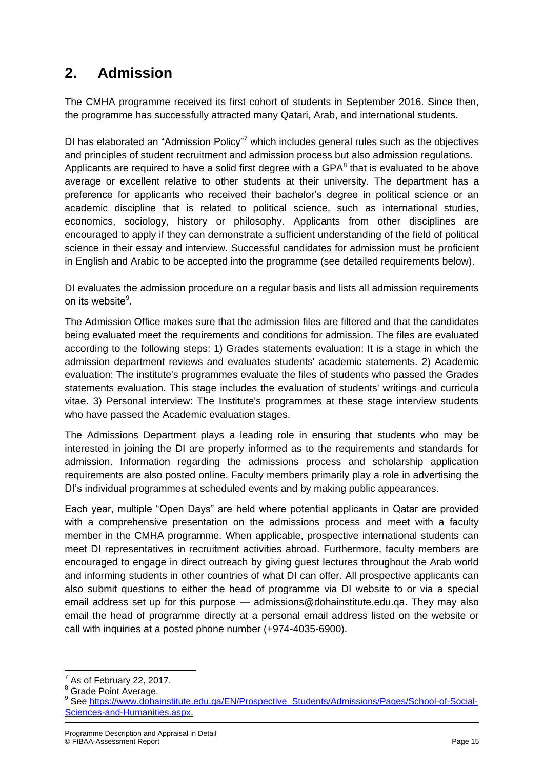## 2. Admission

The CMHA programme received its first cohort of students in September 2016. Since then, the programme has successfully attracted many Qatari, Arab, and international students.

DI has elaborated an "Admission Policy"[7] which includes general rules such as the objectives and principles of student recruitment and admission process but also admission regulations. Applicants are required to have a solid first degree with a GPA[8] that is evaluated to be above average or excellent relative to other students at their university. The department has a preference for applicants who received their bachelor's degree in political science or an academic discipline that is related to political science, such as international studies, economics, sociology, history or philosophy. Applicants from other disciplines are encouraged to apply if they can demonstrate a sufficient understanding of the field of political science in their essay and interview. Successful candidates for admission must be proficient in English and Arabic to be accepted into the programme (see detailed requirements below).

DI evaluates the admission procedure on a regular basis and lists all admission requirements on its website[9].

The Admission Office makes sure that the admission files are filtered and that the candidates being evaluated meet the requirements and conditions for admission. The files are evaluated according to the following steps: 1) Grades statements evaluation: It is a stage in which the admission department reviews and evaluates students' academic statements. 2) Academic evaluation: The institute's programmes evaluate the files of students who passed the Grades statements evaluation. This stage includes the evaluation of students' writings and curricula vitae. 3) Personal interview: The Institute's programmes at these stage interview students who have passed the Academic evaluation stages.

The Admissions Department plays a leading role in ensuring that students who may be interested in joining the DI are properly informed as to the requirements and standards for admission. Information regarding the admissions process and scholarship application requirements are also posted online. Faculty members primarily play a role in advertising the DI's individual programmes at scheduled events and by making public appearances.

Each year, multiple "Open Days" are held where potential applicants in Qatar are provided with a comprehensive presentation on the admissions process and meet with a faculty member in the CMHA programme. When applicable, prospective international students can meet DI representatives in recruitment activities abroad. Furthermore, faculty members are encouraged to engage in direct outreach by giving guest lectures throughout the Arab world and informing students in other countries of what DI can offer. All prospective applicants can also submit questions to either the head of programme via DI website to or via a special email address set up for this purpose — admissions@dohainstitute.edu.qa. They may also email the head of programme directly at a personal email address listed on the website or call with inquiries at a posted phone number (+974-4035-6900).

---

[7] As of February 22, 2017.

[8] Grade Point Average.

[9] See https://www.dohainstitute.edu.qa/EN/Prospective_Students/Admissions/Pages/School-of-Social-Sciences-and-Humanities.aspx.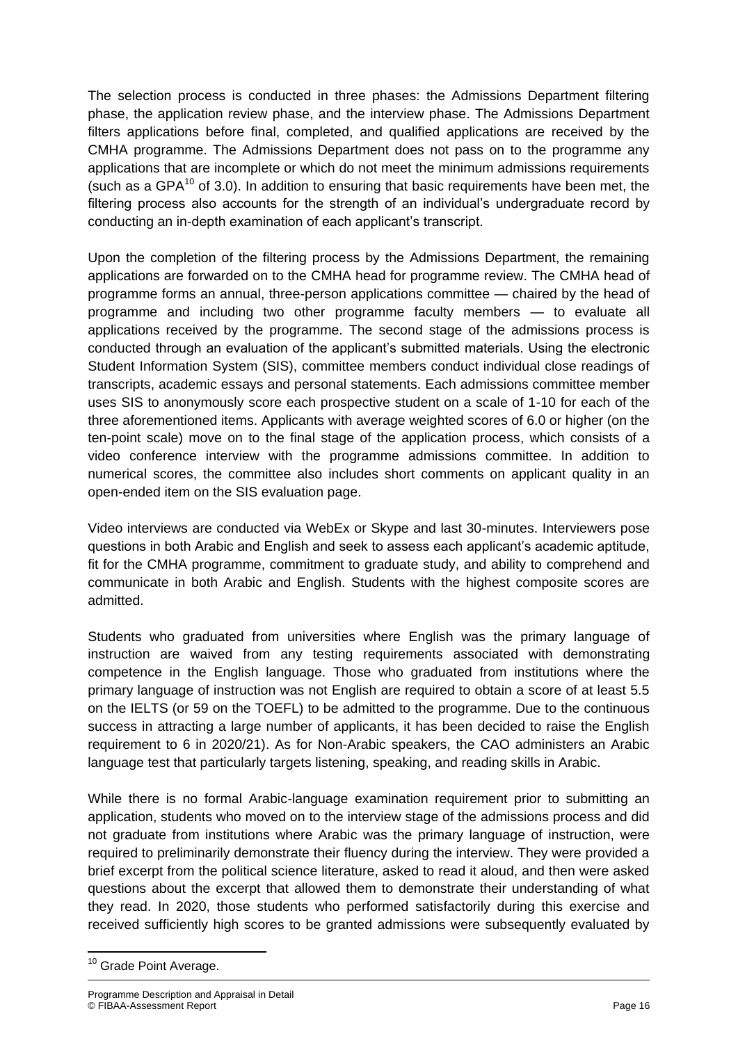The selection process is conducted in three phases: the Admissions Department filtering phase, the application review phase, and the interview phase. The Admissions Department filters applications before final, completed, and qualified applications are received by the CMHA programme. The Admissions Department does not pass on to the programme any applications that are incomplete or which do not meet the minimum admissions requirements (such as a GPA[10] of 3.0). In addition to ensuring that basic requirements have been met, the filtering process also accounts for the strength of an individual's undergraduate record by conducting an in-depth examination of each applicant's transcript.

Upon the completion of the filtering process by the Admissions Department, the remaining applications are forwarded on to the CMHA head for programme review. The CMHA head of programme forms an annual, three-person applications committee — chaired by the head of programme and including two other programme faculty members — to evaluate all applications received by the programme. The second stage of the admissions process is conducted through an evaluation of the applicant's submitted materials. Using the electronic Student Information System (SIS), committee members conduct individual close readings of transcripts, academic essays and personal statements. Each admissions committee member uses SIS to anonymously score each prospective student on a scale of 1-10 for each of the three aforementioned items. Applicants with average weighted scores of 6.0 or higher (on the ten-point scale) move on to the final stage of the application process, which consists of a video conference interview with the programme admissions committee. In addition to numerical scores, the committee also includes short comments on applicant quality in an open-ended item on the SIS evaluation page.

Video interviews are conducted via WebEx or Skype and last 30-minutes. Interviewers pose questions in both Arabic and English and seek to assess each applicant's academic aptitude, fit for the CMHA programme, commitment to graduate study, and ability to comprehend and communicate in both Arabic and English. Students with the highest composite scores are admitted.

Students who graduated from universities where English was the primary language of instruction are waived from any testing requirements associated with demonstrating competence in the English language. Those who graduated from institutions where the primary language of instruction was not English are required to obtain a score of at least 5.5 on the IELTS (or 59 on the TOEFL) to be admitted to the programme. Due to the continuous success in attracting a large number of applicants, it has been decided to raise the English requirement to 6 in 2020/21). As for Non-Arabic speakers, the CAO administers an Arabic language test that particularly targets listening, speaking, and reading skills in Arabic.

While there is no formal Arabic-language examination requirement prior to submitting an application, students who moved on to the interview stage of the admissions process and did not graduate from institutions where Arabic was the primary language of instruction, were required to preliminarily demonstrate their fluency during the interview. They were provided a brief excerpt from the political science literature, asked to read it aloud, and then were asked questions about the excerpt that allowed them to demonstrate their understanding of what they read. In 2020, those students who performed satisfactorily during this exercise and received sufficiently high scores to be granted admissions were subsequently evaluated by

[10] Grade Point Average.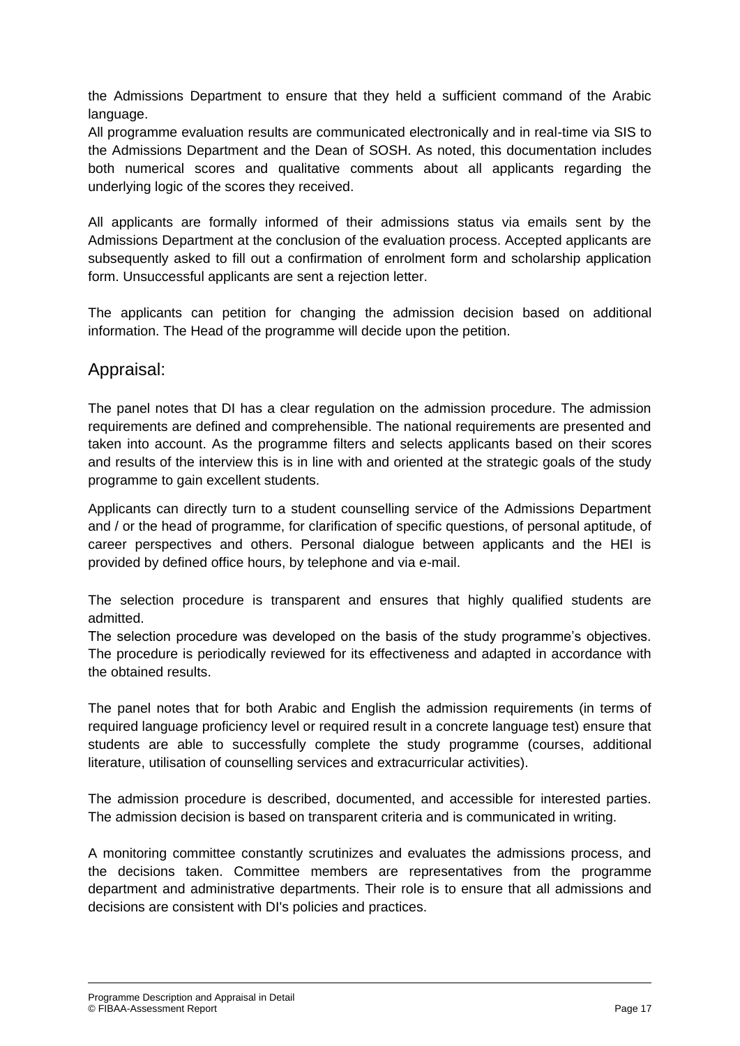the Admissions Department to ensure that they held a sufficient command of the Arabic language.

All programme evaluation results are communicated electronically and in real-time via SIS to the Admissions Department and the Dean of SOSH. As noted, this documentation includes both numerical scores and qualitative comments about all applicants regarding the underlying logic of the scores they received.

All applicants are formally informed of their admissions status via emails sent by the Admissions Department at the conclusion of the evaluation process. Accepted applicants are subsequently asked to fill out a confirmation of enrolment form and scholarship application form. Unsuccessful applicants are sent a rejection letter.

The applicants can petition for changing the admission decision based on additional information. The Head of the programme will decide upon the petition.

## Appraisal:

The panel notes that DI has a clear regulation on the admission procedure. The admission requirements are defined and comprehensible. The national requirements are presented and taken into account. As the programme filters and selects applicants based on their scores and results of the interview this is in line with and oriented at the strategic goals of the study programme to gain excellent students.

Applicants can directly turn to a student counselling service of the Admissions Department and / or the head of programme, for clarification of specific questions, of personal aptitude, of career perspectives and others. Personal dialogue between applicants and the HEI is provided by defined office hours, by telephone and via e-mail.

The selection procedure is transparent and ensures that highly qualified students are admitted.

The selection procedure was developed on the basis of the study programme's objectives. The procedure is periodically reviewed for its effectiveness and adapted in accordance with the obtained results.

The panel notes that for both Arabic and English the admission requirements (in terms of required language proficiency level or required result in a concrete language test) ensure that students are able to successfully complete the study programme (courses, additional literature, utilisation of counselling services and extracurricular activities).

The admission procedure is described, documented, and accessible for interested parties. The admission decision is based on transparent criteria and is communicated in writing.

A monitoring committee constantly scrutinizes and evaluates the admissions process, and the decisions taken. Committee members are representatives from the programme department and administrative departments. Their role is to ensure that all admissions and decisions are consistent with DI's policies and practices.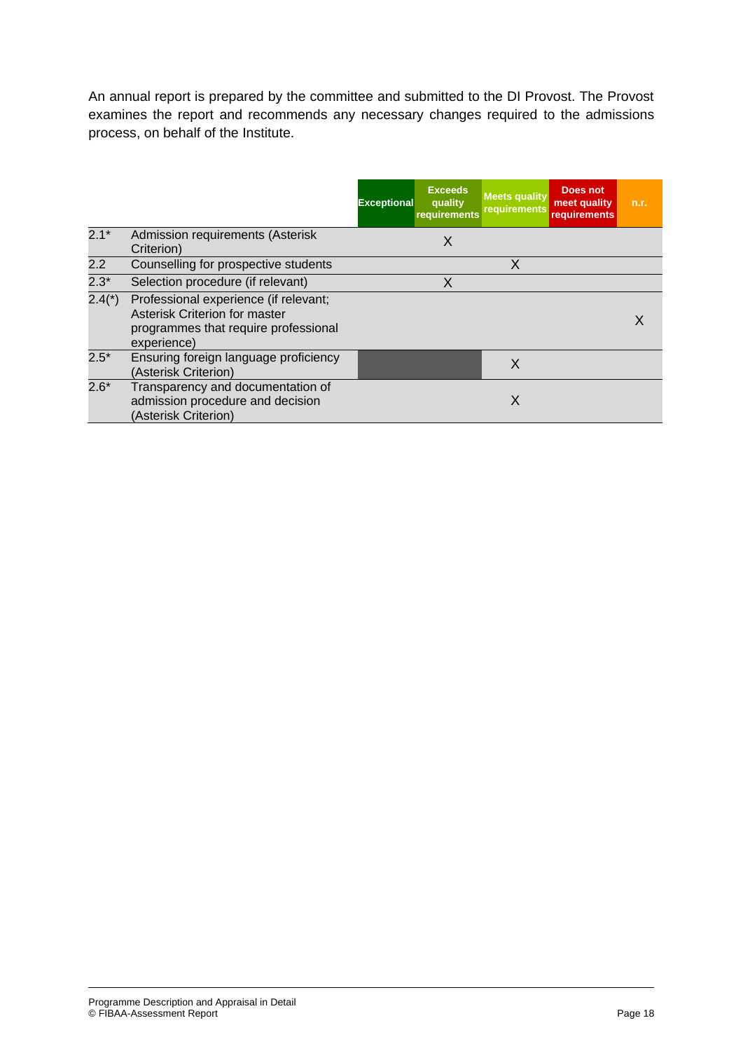An annual report is prepared by the committee and submitted to the DI Provost. The Provost examines the report and recommends any necessary changes required to the admissions process, on behalf of the Institute.

| | | Exceptional | Exceeds quality requirements | Meets quality requirements | Does not meet quality requirements | n.r. |
|---|---|---|---|---|---|---|
| 2.1* | Admission requirements (Asterisk Criterion) | | X | | | |
| 2.2 | Counselling for prospective students | | | X | | |
| 2.3* | Selection procedure (if relevant) | | X | | | |
| 2.4(*) | Professional experience (if relevant; Asterisk Criterion for master programmes that require professional experience) | | | | | X |
| 2.5* | Ensuring foreign language proficiency (Asterisk Criterion) | | | X | | |
| 2.6* | Transparency and documentation of admission procedure and decision (Asterisk Criterion) | | | X | | |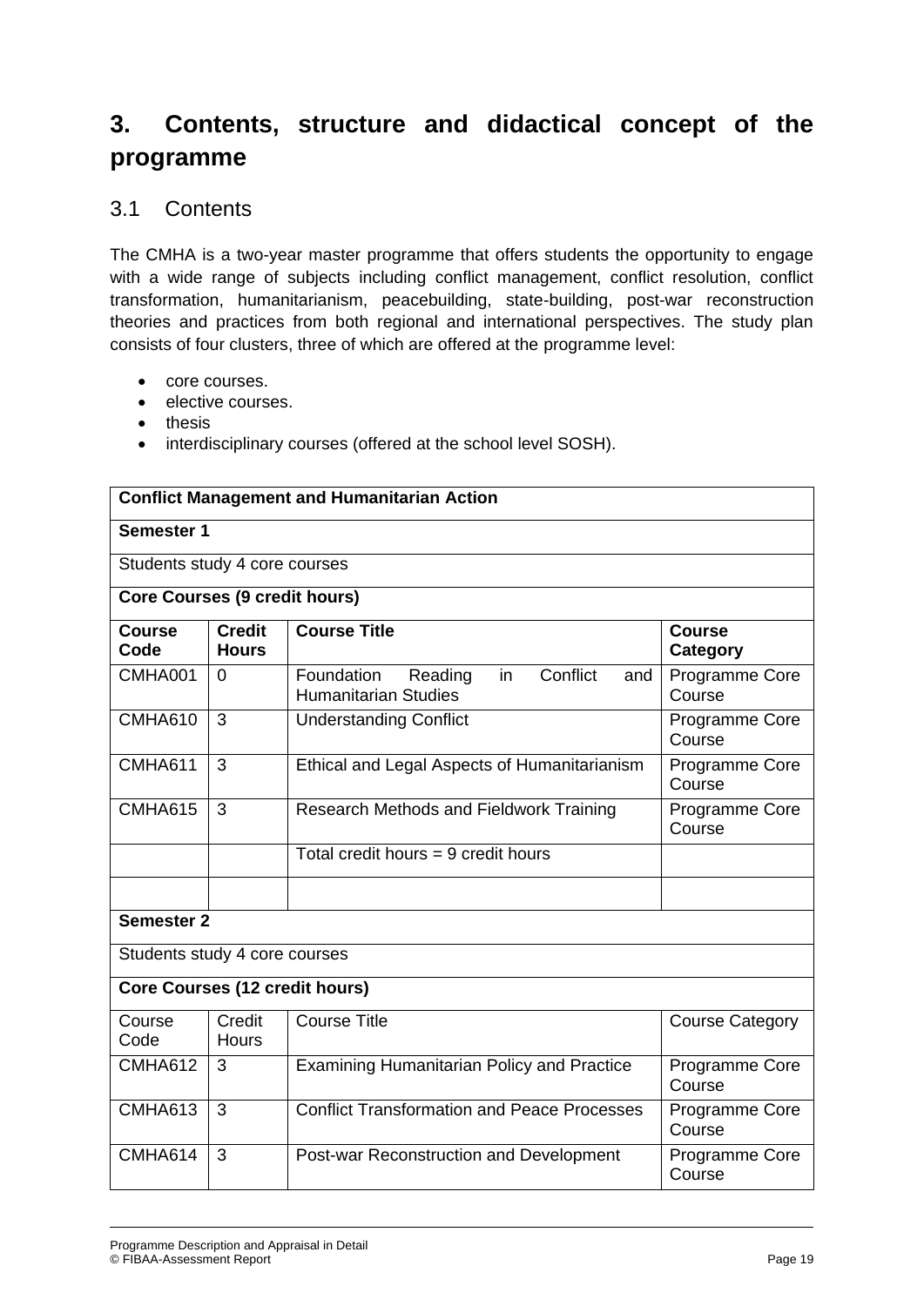# 3. Contents, structure and didactical concept of the programme

## 3.1 Contents

The CMHA is a two-year master programme that offers students the opportunity to engage with a wide range of subjects including conflict management, conflict resolution, conflict transformation, humanitarianism, peacebuilding, state-building, post-war reconstruction theories and practices from both regional and international perspectives. The study plan consists of four clusters, three of which are offered at the programme level:

- core courses.
- elective courses.
- thesis
- interdisciplinary courses (offered at the school level SOSH).

| **Conflict Management and Humanitarian Action** | | | |
|---|---|---|---|
| **Semester 1** | | | |
| Students study 4 core courses | | | |
| **Core Courses (9 credit hours)** | | | |
| **Course Code** | **Credit Hours** | **Course Title** | **Course Category** |
| CMHA001 | 0 | Foundation Reading in Conflict and Humanitarian Studies | Programme Core Course |
| CMHA610 | 3 | Understanding Conflict | Programme Core Course |
| CMHA611 | 3 | Ethical and Legal Aspects of Humanitarianism | Programme Core Course |
| CMHA615 | 3 | Research Methods and Fieldwork Training | Programme Core Course |
| | | Total credit hours = 9 credit hours | |
| | | | |
| **Semester 2** | | | |
| Students study 4 core courses | | | |
| **Core Courses (12 credit hours)** | | | |
| Course Code | Credit Hours | Course Title | Course Category |
| CMHA612 | 3 | Examining Humanitarian Policy and Practice | Programme Core Course |
| CMHA613 | 3 | Conflict Transformation and Peace Processes | Programme Core Course |
| CMHA614 | 3 | Post-war Reconstruction and Development | Programme Core Course |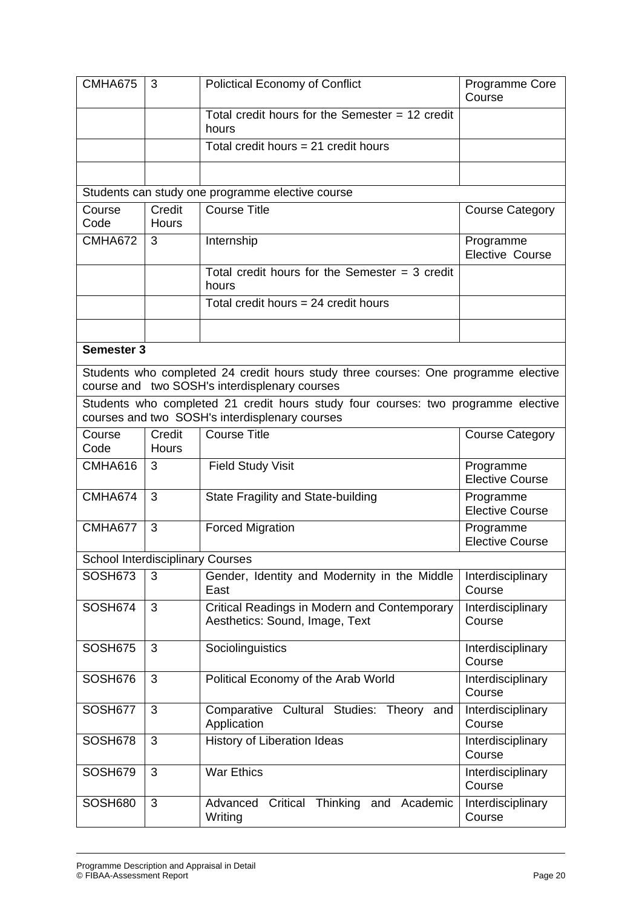| | | | |
|---|---|---|---|
| CMHA675 | 3 | Polictical Economy of Conflict | Programme Core Course |
| | | Total credit hours for the Semester = 12 credit hours | |
| | | Total credit hours = 21 credit hours | |
| | | | |
| Students can study one programme elective course | | | |
| Course Code | Credit Hours | Course Title | Course Category |
| CMHA672 | 3 | Internship | Programme Elective Course |
| | | Total credit hours for the Semester = 3 credit hours | |
| | | Total credit hours = 24 credit hours | |
| | | | |
| **Semester 3** | | | |
| Students who completed 24 credit hours study three courses: One programme elective course and two SOSH's interdisplenary courses | | | |
| Students who completed 21 credit hours study four courses: two programme elective courses and two SOSH's interdisplenary courses | | | |
| Course Code | Credit Hours | Course Title | Course Category |
| CMHA616 | 3 | Field Study Visit | Programme Elective Course |
| CMHA674 | 3 | State Fragility and State-building | Programme Elective Course |
| CMHA677 | 3 | Forced Migration | Programme Elective Course |
| School Interdisciplinary Courses | | | |
| SOSH673 | 3 | Gender, Identity and Modernity in the Middle East | Interdisciplinary Course |
| SOSH674 | 3 | Critical Readings in Modern and Contemporary Aesthetics: Sound, Image, Text | Interdisciplinary Course |
| SOSH675 | 3 | Sociolinguistics | Interdisciplinary Course |
| SOSH676 | 3 | Political Economy of the Arab World | Interdisciplinary Course |
| SOSH677 | 3 | Comparative Cultural Studies: Theory and Application | Interdisciplinary Course |
| SOSH678 | 3 | History of Liberation Ideas | Interdisciplinary Course |
| SOSH679 | 3 | War Ethics | Interdisciplinary Course |
| SOSH680 | 3 | Advanced Critical Thinking and Academic Writing | Interdisciplinary Course |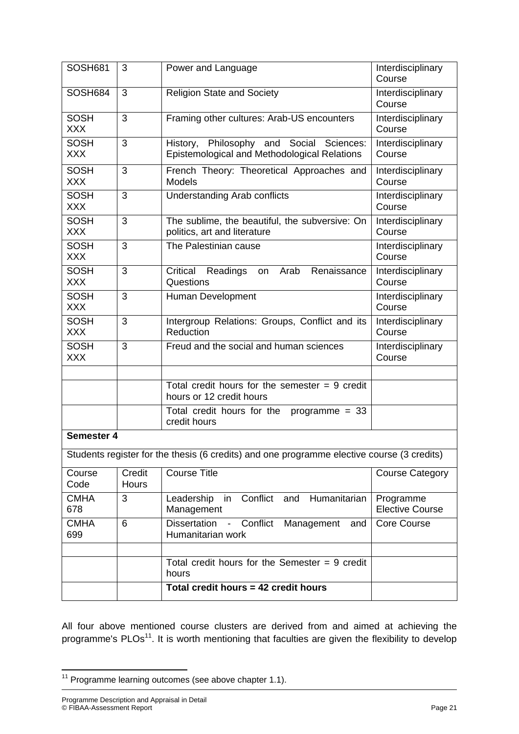| | | | |
|---|---|---|---|
| SOSH681 | 3 | Power and Language | Interdisciplinary Course |
| SOSH684 | 3 | Religion State and Society | Interdisciplinary Course |
| SOSH XXX | 3 | Framing other cultures: Arab-US encounters | Interdisciplinary Course |
| SOSH XXX | 3 | History, Philosophy and Social Sciences: Epistemological and Methodological Relations | Interdisciplinary Course |
| SOSH XXX | 3 | French Theory: Theoretical Approaches and Models | Interdisciplinary Course |
| SOSH XXX | 3 | Understanding Arab conflicts | Interdisciplinary Course |
| SOSH XXX | 3 | The sublime, the beautiful, the subversive: On politics, art and literature | Interdisciplinary Course |
| SOSH XXX | 3 | The Palestinian cause | Interdisciplinary Course |
| SOSH XXX | 3 | Critical Readings on Arab Renaissance Questions | Interdisciplinary Course |
| SOSH XXX | 3 | Human Development | Interdisciplinary Course |
| SOSH XXX | 3 | Intergroup Relations: Groups, Conflict and its Reduction | Interdisciplinary Course |
| SOSH XXX | 3 | Freud and the social and human sciences | Interdisciplinary Course |
| | | | |
| | | Total credit hours for the semester = 9 credit hours or 12 credit hours | |
| | | Total credit hours for the programme = 33 credit hours | |
| **Semester 4** | | | |
| Students register for the thesis (6 credits) and one programme elective course (3 credits) | | | |
| Course Code | Credit Hours | Course Title | Course Category |
| CMHA 678 | 3 | Leadership in Conflict and Humanitarian Management | Programme Elective Course |
| CMHA 699 | 6 | Dissertation - Conflict Management and Humanitarian work | Core Course |
| | | | |
| | | Total credit hours for the Semester = 9 credit hours | |
| | | **Total credit hours = 42 credit hours** | |

All four above mentioned course clusters are derived from and aimed at achieving the programme's PLOs[11]. It is worth mentioning that faculties are given the flexibility to develop

[11] Programme learning outcomes (see above chapter 1.1).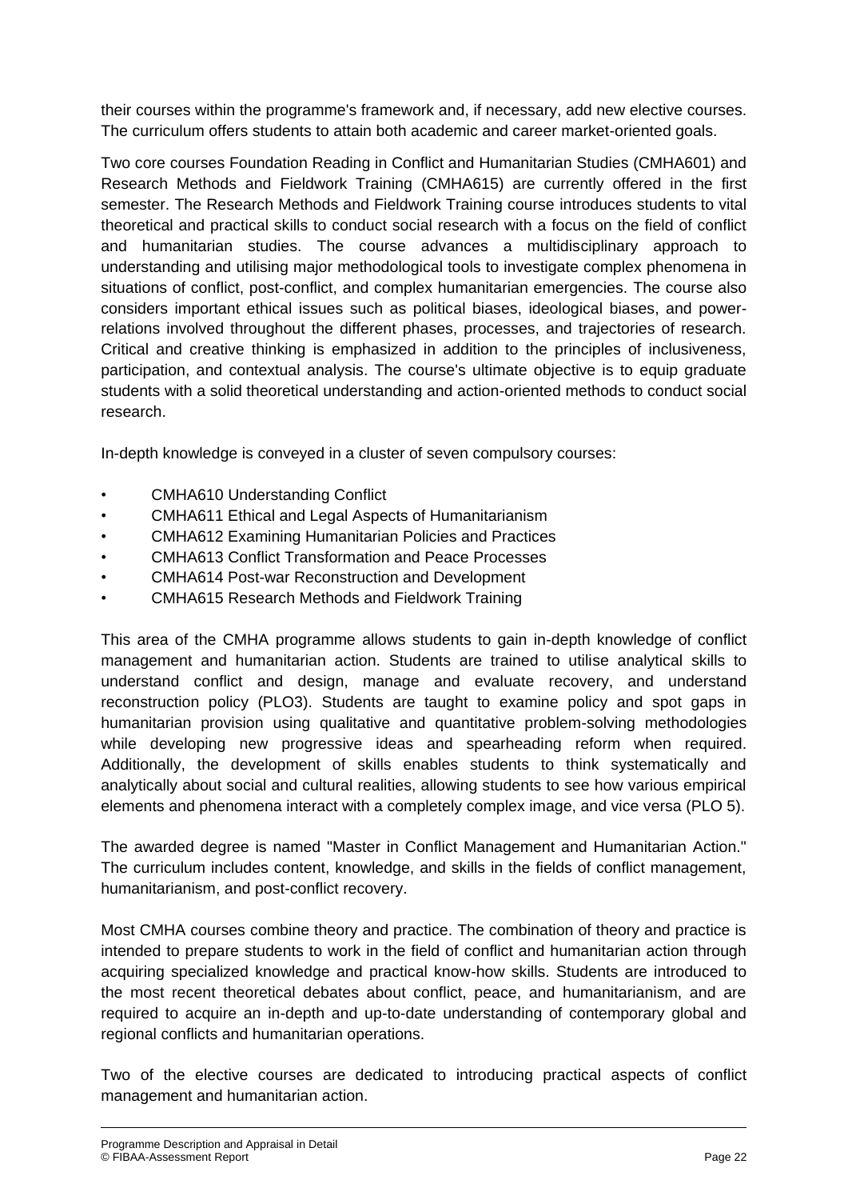their courses within the programme's framework and, if necessary, add new elective courses. The curriculum offers students to attain both academic and career market-oriented goals.

Two core courses Foundation Reading in Conflict and Humanitarian Studies (CMHA601) and Research Methods and Fieldwork Training (CMHA615) are currently offered in the first semester. The Research Methods and Fieldwork Training course introduces students to vital theoretical and practical skills to conduct social research with a focus on the field of conflict and humanitarian studies. The course advances a multidisciplinary approach to understanding and utilising major methodological tools to investigate complex phenomena in situations of conflict, post-conflict, and complex humanitarian emergencies. The course also considers important ethical issues such as political biases, ideological biases, and power-relations involved throughout the different phases, processes, and trajectories of research. Critical and creative thinking is emphasized in addition to the principles of inclusiveness, participation, and contextual analysis. The course's ultimate objective is to equip graduate students with a solid theoretical understanding and action-oriented methods to conduct social research.

In-depth knowledge is conveyed in a cluster of seven compulsory courses:

- CMHA610 Understanding Conflict
- CMHA611 Ethical and Legal Aspects of Humanitarianism
- CMHA612 Examining Humanitarian Policies and Practices
- CMHA613 Conflict Transformation and Peace Processes
- CMHA614 Post-war Reconstruction and Development
- CMHA615 Research Methods and Fieldwork Training

This area of the CMHA programme allows students to gain in-depth knowledge of conflict management and humanitarian action. Students are trained to utilise analytical skills to understand conflict and design, manage and evaluate recovery, and understand reconstruction policy (PLO3). Students are taught to examine policy and spot gaps in humanitarian provision using qualitative and quantitative problem-solving methodologies while developing new progressive ideas and spearheading reform when required. Additionally, the development of skills enables students to think systematically and analytically about social and cultural realities, allowing students to see how various empirical elements and phenomena interact with a completely complex image, and vice versa (PLO 5).

The awarded degree is named "Master in Conflict Management and Humanitarian Action." The curriculum includes content, knowledge, and skills in the fields of conflict management, humanitarianism, and post-conflict recovery.

Most CMHA courses combine theory and practice. The combination of theory and practice is intended to prepare students to work in the field of conflict and humanitarian action through acquiring specialized knowledge and practical know-how skills. Students are introduced to the most recent theoretical debates about conflict, peace, and humanitarianism, and are required to acquire an in-depth and up-to-date understanding of contemporary global and regional conflicts and humanitarian operations.

Two of the elective courses are dedicated to introducing practical aspects of conflict management and humanitarian action.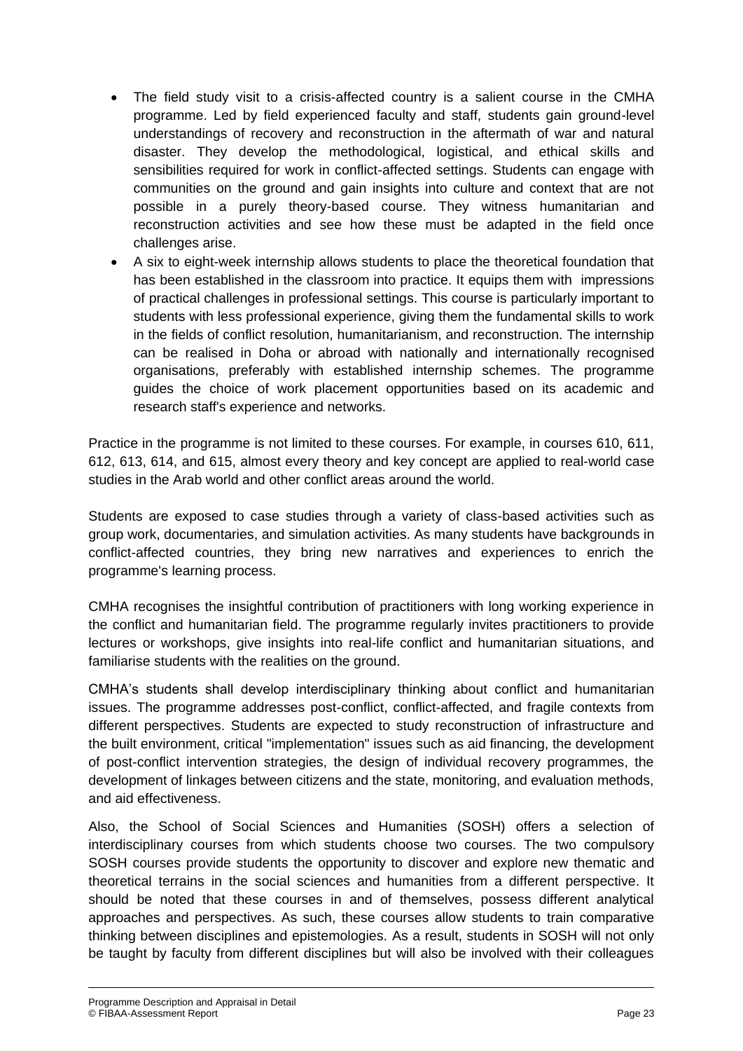- The field study visit to a crisis-affected country is a salient course in the CMHA programme. Led by field experienced faculty and staff, students gain ground-level understandings of recovery and reconstruction in the aftermath of war and natural disaster. They develop the methodological, logistical, and ethical skills and sensibilities required for work in conflict-affected settings. Students can engage with communities on the ground and gain insights into culture and context that are not possible in a purely theory-based course. They witness humanitarian and reconstruction activities and see how these must be adapted in the field once challenges arise.
- A six to eight-week internship allows students to place the theoretical foundation that has been established in the classroom into practice. It equips them with impressions of practical challenges in professional settings. This course is particularly important to students with less professional experience, giving them the fundamental skills to work in the fields of conflict resolution, humanitarianism, and reconstruction. The internship can be realised in Doha or abroad with nationally and internationally recognised organisations, preferably with established internship schemes. The programme guides the choice of work placement opportunities based on its academic and research staff's experience and networks.

Practice in the programme is not limited to these courses. For example, in courses 610, 611, 612, 613, 614, and 615, almost every theory and key concept are applied to real-world case studies in the Arab world and other conflict areas around the world.

Students are exposed to case studies through a variety of class-based activities such as group work, documentaries, and simulation activities. As many students have backgrounds in conflict-affected countries, they bring new narratives and experiences to enrich the programme's learning process.

CMHA recognises the insightful contribution of practitioners with long working experience in the conflict and humanitarian field. The programme regularly invites practitioners to provide lectures or workshops, give insights into real-life conflict and humanitarian situations, and familiarise students with the realities on the ground.

CMHA's students shall develop interdisciplinary thinking about conflict and humanitarian issues. The programme addresses post-conflict, conflict-affected, and fragile contexts from different perspectives. Students are expected to study reconstruction of infrastructure and the built environment, critical "implementation" issues such as aid financing, the development of post-conflict intervention strategies, the design of individual recovery programmes, the development of linkages between citizens and the state, monitoring, and evaluation methods, and aid effectiveness.

Also, the School of Social Sciences and Humanities (SOSH) offers a selection of interdisciplinary courses from which students choose two courses. The two compulsory SOSH courses provide students the opportunity to discover and explore new thematic and theoretical terrains in the social sciences and humanities from a different perspective. It should be noted that these courses in and of themselves, possess different analytical approaches and perspectives. As such, these courses allow students to train comparative thinking between disciplines and epistemologies. As a result, students in SOSH will not only be taught by faculty from different disciplines but will also be involved with their colleagues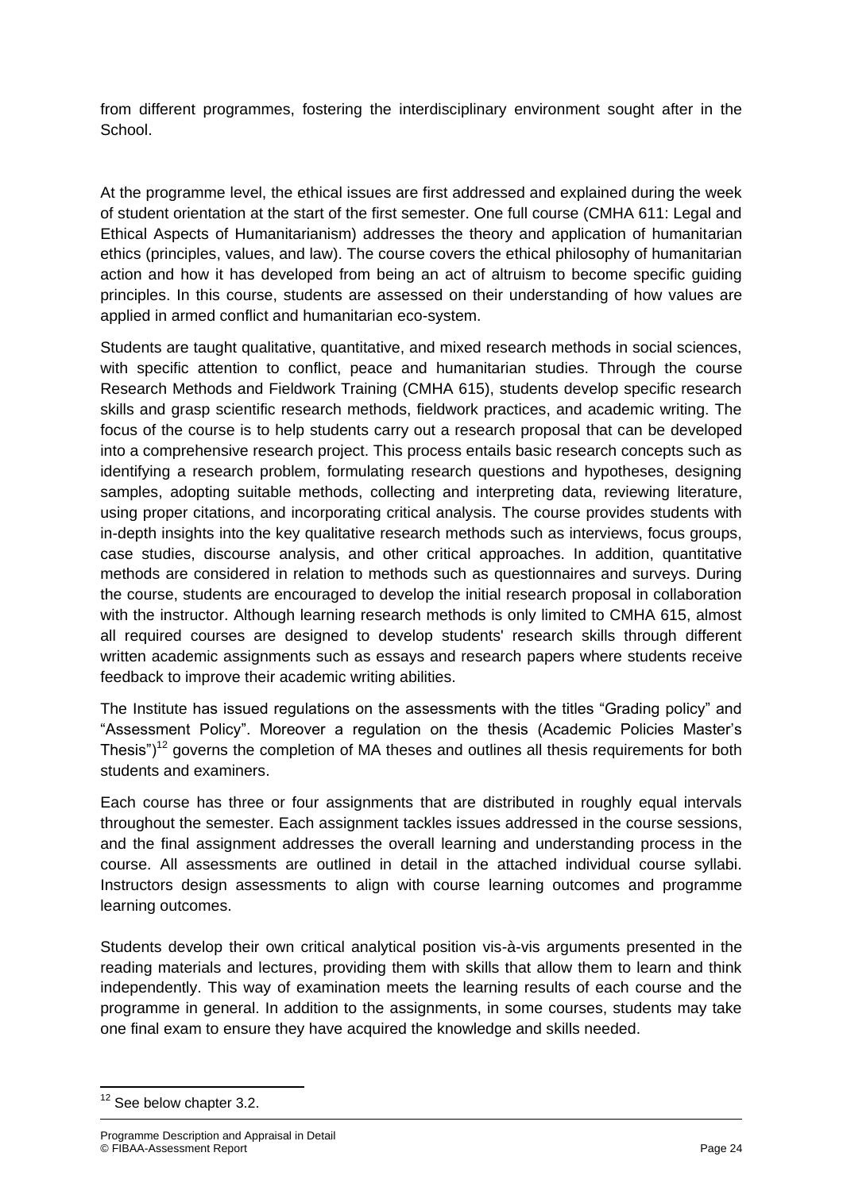from different programmes, fostering the interdisciplinary environment sought after in the School.

At the programme level, the ethical issues are first addressed and explained during the week of student orientation at the start of the first semester. One full course (CMHA 611: Legal and Ethical Aspects of Humanitarianism) addresses the theory and application of humanitarian ethics (principles, values, and law). The course covers the ethical philosophy of humanitarian action and how it has developed from being an act of altruism to become specific guiding principles. In this course, students are assessed on their understanding of how values are applied in armed conflict and humanitarian eco-system.

Students are taught qualitative, quantitative, and mixed research methods in social sciences, with specific attention to conflict, peace and humanitarian studies. Through the course Research Methods and Fieldwork Training (CMHA 615), students develop specific research skills and grasp scientific research methods, fieldwork practices, and academic writing. The focus of the course is to help students carry out a research proposal that can be developed into a comprehensive research project. This process entails basic research concepts such as identifying a research problem, formulating research questions and hypotheses, designing samples, adopting suitable methods, collecting and interpreting data, reviewing literature, using proper citations, and incorporating critical analysis. The course provides students with in-depth insights into the key qualitative research methods such as interviews, focus groups, case studies, discourse analysis, and other critical approaches. In addition, quantitative methods are considered in relation to methods such as questionnaires and surveys. During the course, students are encouraged to develop the initial research proposal in collaboration with the instructor. Although learning research methods is only limited to CMHA 615, almost all required courses are designed to develop students' research skills through different written academic assignments such as essays and research papers where students receive feedback to improve their academic writing abilities.

The Institute has issued regulations on the assessments with the titles "Grading policy" and "Assessment Policy". Moreover a regulation on the thesis (Academic Policies Master's Thesis")[12] governs the completion of MA theses and outlines all thesis requirements for both students and examiners.

Each course has three or four assignments that are distributed in roughly equal intervals throughout the semester. Each assignment tackles issues addressed in the course sessions, and the final assignment addresses the overall learning and understanding process in the course. All assessments are outlined in detail in the attached individual course syllabi. Instructors design assessments to align with course learning outcomes and programme learning outcomes.

Students develop their own critical analytical position vis-à-vis arguments presented in the reading materials and lectures, providing them with skills that allow them to learn and think independently. This way of examination meets the learning results of each course and the programme in general. In addition to the assignments, in some courses, students may take one final exam to ensure they have acquired the knowledge and skills needed.

[12] See below chapter 3.2.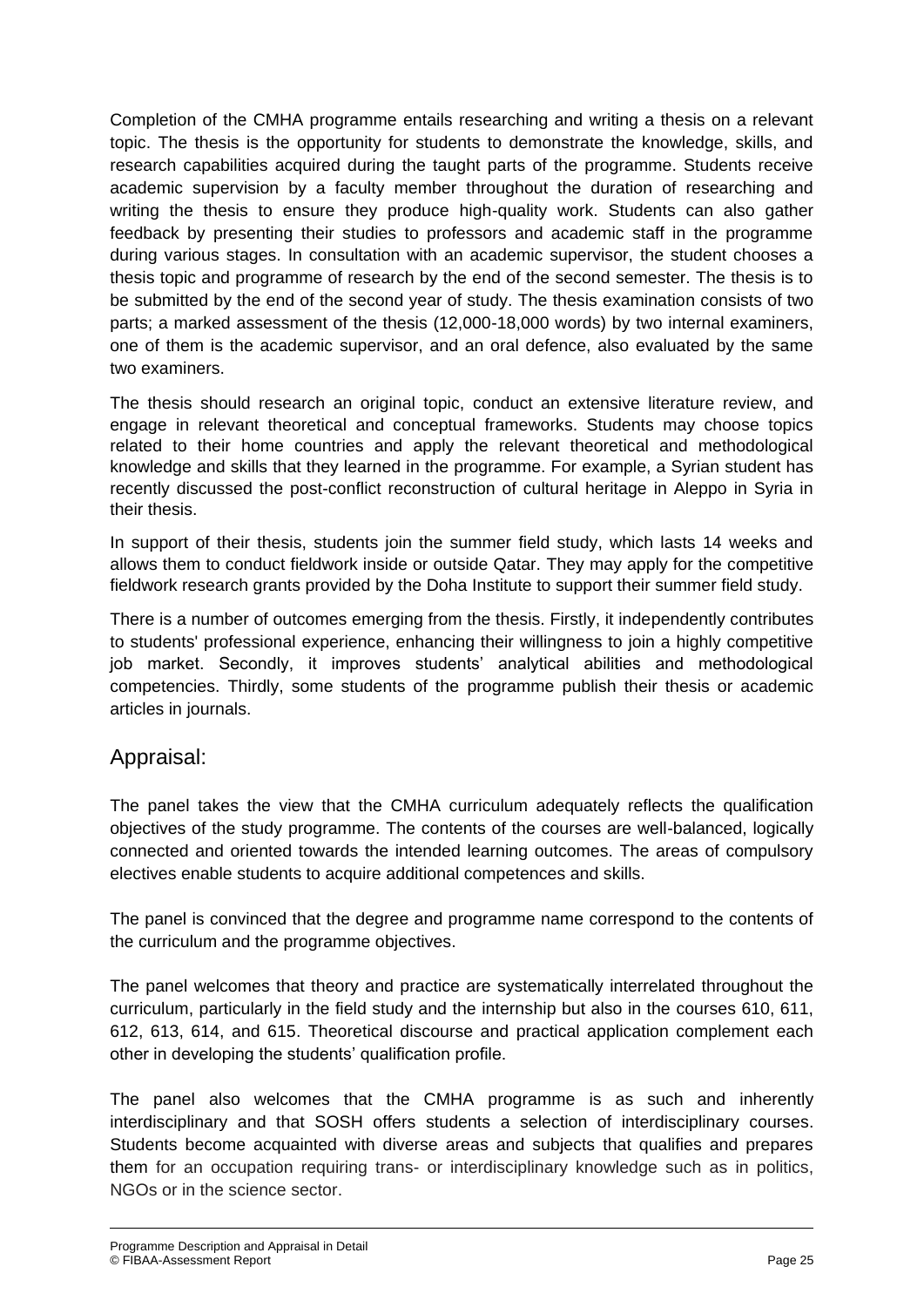Completion of the CMHA programme entails researching and writing a thesis on a relevant topic. The thesis is the opportunity for students to demonstrate the knowledge, skills, and research capabilities acquired during the taught parts of the programme. Students receive academic supervision by a faculty member throughout the duration of researching and writing the thesis to ensure they produce high-quality work. Students can also gather feedback by presenting their studies to professors and academic staff in the programme during various stages. In consultation with an academic supervisor, the student chooses a thesis topic and programme of research by the end of the second semester. The thesis is to be submitted by the end of the second year of study. The thesis examination consists of two parts; a marked assessment of the thesis (12,000-18,000 words) by two internal examiners, one of them is the academic supervisor, and an oral defence, also evaluated by the same two examiners.

The thesis should research an original topic, conduct an extensive literature review, and engage in relevant theoretical and conceptual frameworks. Students may choose topics related to their home countries and apply the relevant theoretical and methodological knowledge and skills that they learned in the programme. For example, a Syrian student has recently discussed the post-conflict reconstruction of cultural heritage in Aleppo in Syria in their thesis.

In support of their thesis, students join the summer field study, which lasts 14 weeks and allows them to conduct fieldwork inside or outside Qatar. They may apply for the competitive fieldwork research grants provided by the Doha Institute to support their summer field study.

There is a number of outcomes emerging from the thesis. Firstly, it independently contributes to students' professional experience, enhancing their willingness to join a highly competitive job market. Secondly, it improves students' analytical abilities and methodological competencies. Thirdly, some students of the programme publish their thesis or academic articles in journals.

## Appraisal:

The panel takes the view that the CMHA curriculum adequately reflects the qualification objectives of the study programme. The contents of the courses are well-balanced, logically connected and oriented towards the intended learning outcomes. The areas of compulsory electives enable students to acquire additional competences and skills.

The panel is convinced that the degree and programme name correspond to the contents of the curriculum and the programme objectives.

The panel welcomes that theory and practice are systematically interrelated throughout the curriculum, particularly in the field study and the internship but also in the courses 610, 611, 612, 613, 614, and 615. Theoretical discourse and practical application complement each other in developing the students' qualification profile.

The panel also welcomes that the CMHA programme is as such and inherently interdisciplinary and that SOSH offers students a selection of interdisciplinary courses. Students become acquainted with diverse areas and subjects that qualifies and prepares them for an occupation requiring trans- or interdisciplinary knowledge such as in politics, NGOs or in the science sector.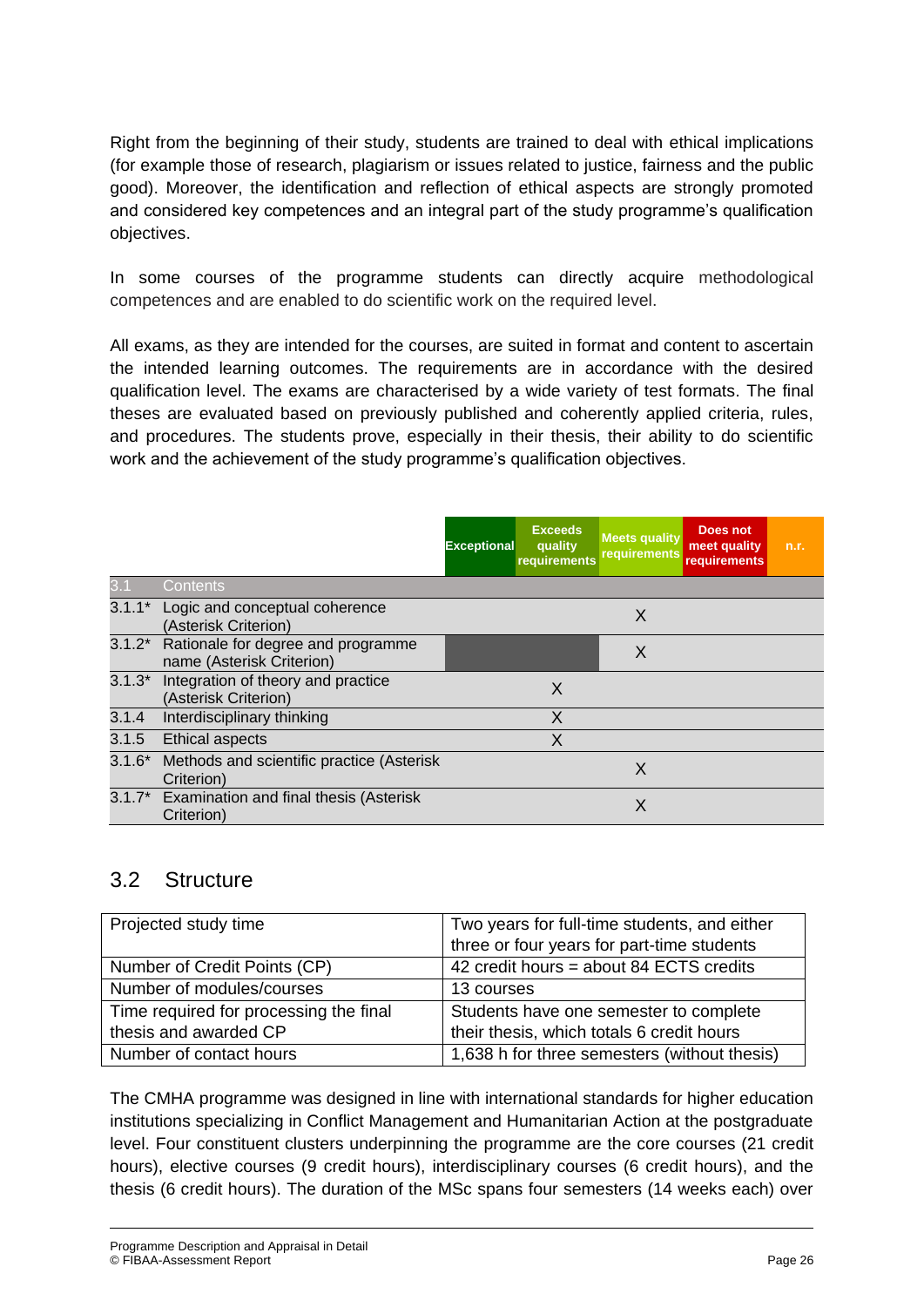Right from the beginning of their study, students are trained to deal with ethical implications (for example those of research, plagiarism or issues related to justice, fairness and the public good). Moreover, the identification and reflection of ethical aspects are strongly promoted and considered key competences and an integral part of the study programme's qualification objectives.

In some courses of the programme students can directly acquire methodological competences and are enabled to do scientific work on the required level.

All exams, as they are intended for the courses, are suited in format and content to ascertain the intended learning outcomes. The requirements are in accordance with the desired qualification level. The exams are characterised by a wide variety of test formats. The final theses are evaluated based on previously published and coherently applied criteria, rules, and procedures. The students prove, especially in their thesis, their ability to do scientific work and the achievement of the study programme's qualification objectives.

| | | Exceptional | Exceeds quality requirements | Meets quality requirements | Does not meet quality requirements | n.r. |
|---|---|---|---|---|---|---|
| 3.1 | Contents | | | | | |
| 3.1.1* | Logic and conceptual coherence (Asterisk Criterion) | | | X | | |
| 3.1.2* | Rationale for degree and programme name (Asterisk Criterion) | | | X | | |
| 3.1.3* | Integration of theory and practice (Asterisk Criterion) | | X | | | |
| 3.1.4 | Interdisciplinary thinking | | X | | | |
| 3.1.5 | Ethical aspects | | X | | | |
| 3.1.6* | Methods and scientific practice (Asterisk Criterion) | | | X | | |
| 3.1.7* | Examination and final thesis (Asterisk Criterion) | | | X | | |

## 3.2 Structure

| | |
|---|---|
| Projected study time | Two years for full-time students, and either three or four years for part-time students |
| Number of Credit Points (CP) | 42 credit hours = about 84 ECTS credits |
| Number of modules/courses | 13 courses |
| Time required for processing the final thesis and awarded CP | Students have one semester to complete their thesis, which totals 6 credit hours |
| Number of contact hours | 1,638 h for three semesters (without thesis) |

The CMHA programme was designed in line with international standards for higher education institutions specializing in Conflict Management and Humanitarian Action at the postgraduate level. Four constituent clusters underpinning the programme are the core courses (21 credit hours), elective courses (9 credit hours), interdisciplinary courses (6 credit hours), and the thesis (6 credit hours). The duration of the MSc spans four semesters (14 weeks each) over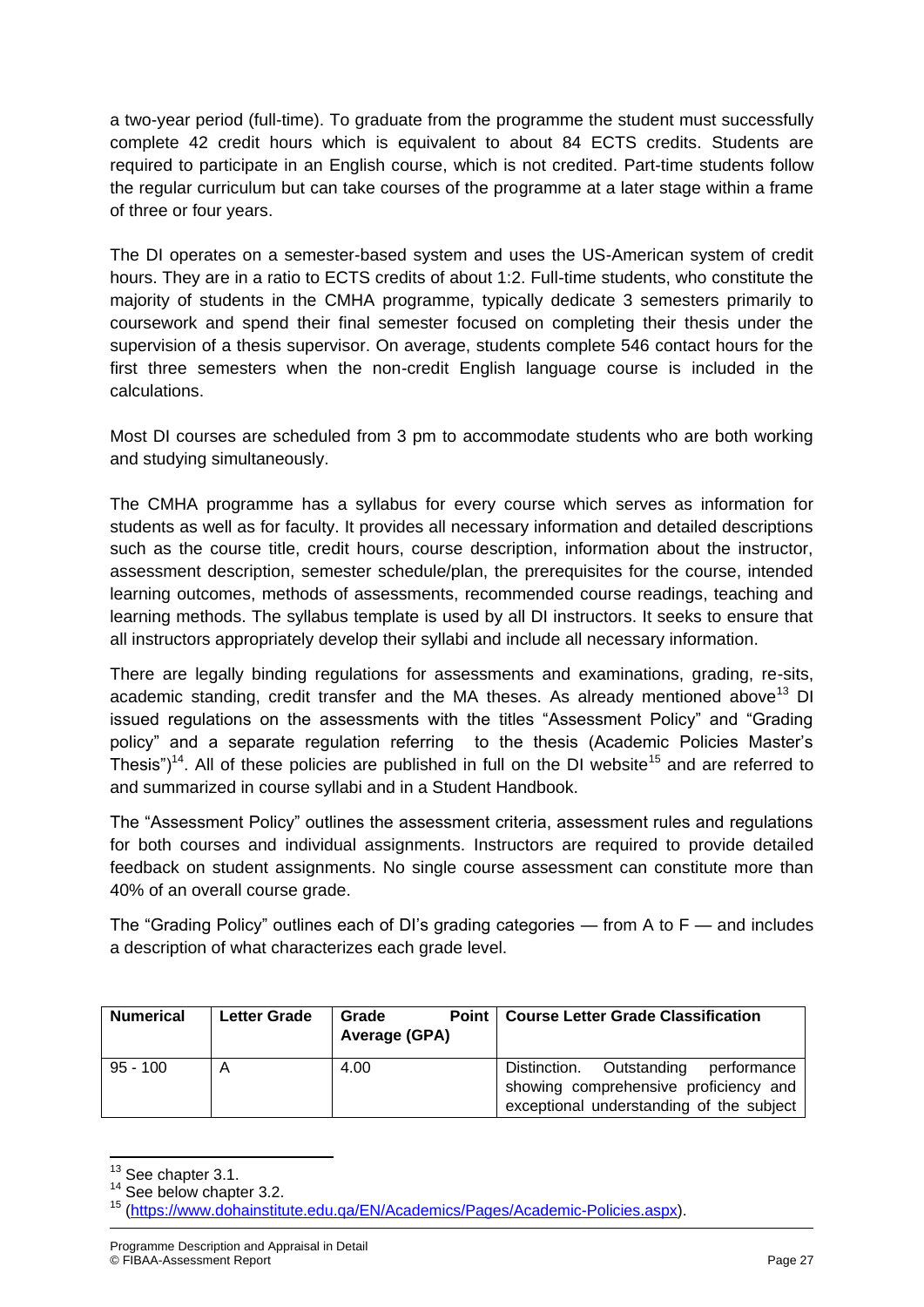a two-year period (full-time). To graduate from the programme the student must successfully complete 42 credit hours which is equivalent to about 84 ECTS credits. Students are required to participate in an English course, which is not credited. Part-time students follow the regular curriculum but can take courses of the programme at a later stage within a frame of three or four years.

The DI operates on a semester-based system and uses the US-American system of credit hours. They are in a ratio to ECTS credits of about 1:2. Full-time students, who constitute the majority of students in the CMHA programme, typically dedicate 3 semesters primarily to coursework and spend their final semester focused on completing their thesis under the supervision of a thesis supervisor. On average, students complete 546 contact hours for the first three semesters when the non-credit English language course is included in the calculations.

Most DI courses are scheduled from 3 pm to accommodate students who are both working and studying simultaneously.

The CMHA programme has a syllabus for every course which serves as information for students as well as for faculty. It provides all necessary information and detailed descriptions such as the course title, credit hours, course description, information about the instructor, assessment description, semester schedule/plan, the prerequisites for the course, intended learning outcomes, methods of assessments, recommended course readings, teaching and learning methods. The syllabus template is used by all DI instructors. It seeks to ensure that all instructors appropriately develop their syllabi and include all necessary information.

There are legally binding regulations for assessments and examinations, grading, re-sits, academic standing, credit transfer and the MA theses. As already mentioned above[13] DI issued regulations on the assessments with the titles "Assessment Policy" and "Grading policy" and a separate regulation referring to the thesis (Academic Policies Master's Thesis")[14]. All of these policies are published in full on the DI website[15] and are referred to and summarized in course syllabi and in a Student Handbook.

The "Assessment Policy" outlines the assessment criteria, assessment rules and regulations for both courses and individual assignments. Instructors are required to provide detailed feedback on student assignments. No single course assessment can constitute more than 40% of an overall course grade.

The "Grading Policy" outlines each of DI's grading categories — from A to F — and includes a description of what characterizes each grade level.

| Numerical | Letter Grade | Grade Point Average (GPA) | Course Letter Grade Classification |
|---|---|---|---|
| 95 - 100 | A | 4.00 | Distinction. Outstanding performance showing comprehensive proficiency and exceptional understanding of the subject |

[13] See chapter 3.1.

[14] See below chapter 3.2.

[15] (https://www.dohainstitute.edu.qa/EN/Academics/Pages/Academic-Policies.aspx).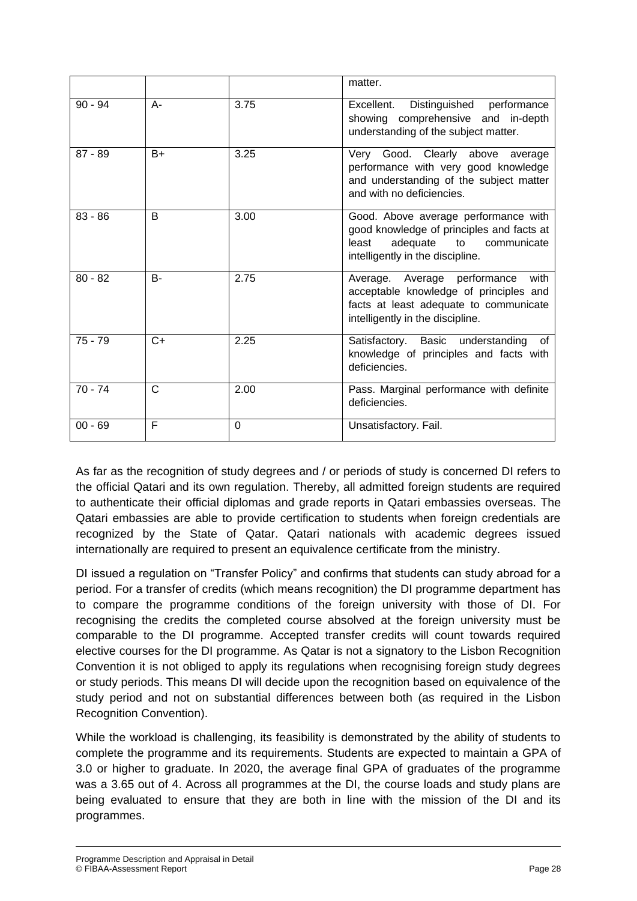|  |  |  | matter. |
| --- | --- | --- | --- |
| 90 - 94 | A- | 3.75 | Excellent. Distinguished performance showing comprehensive and in-depth understanding of the subject matter. |
| 87 - 89 | B+ | 3.25 | Very Good. Clearly above average performance with very good knowledge and understanding of the subject matter and with no deficiencies. |
| 83 - 86 | B | 3.00 | Good. Above average performance with good knowledge of principles and facts at least adequate to communicate intelligently in the discipline. |
| 80 - 82 | B- | 2.75 | Average. Average performance with acceptable knowledge of principles and facts at least adequate to communicate intelligently in the discipline. |
| 75 - 79 | C+ | 2.25 | Satisfactory. Basic understanding of knowledge of principles and facts with deficiencies. |
| 70 - 74 | C | 2.00 | Pass. Marginal performance with definite deficiencies. |
| 00 - 69 | F | 0 | Unsatisfactory. Fail. |

As far as the recognition of study degrees and / or periods of study is concerned DI refers to the official Qatari and its own regulation. Thereby, all admitted foreign students are required to authenticate their official diplomas and grade reports in Qatari embassies overseas. The Qatari embassies are able to provide certification to students when foreign credentials are recognized by the State of Qatar. Qatari nationals with academic degrees issued internationally are required to present an equivalence certificate from the ministry.

DI issued a regulation on "Transfer Policy" and confirms that students can study abroad for a period. For a transfer of credits (which means recognition) the DI programme department has to compare the programme conditions of the foreign university with those of DI. For recognising the credits the completed course absolved at the foreign university must be comparable to the DI programme. Accepted transfer credits will count towards required elective courses for the DI programme. As Qatar is not a signatory to the Lisbon Recognition Convention it is not obliged to apply its regulations when recognising foreign study degrees or study periods. This means DI will decide upon the recognition based on equivalence of the study period and not on substantial differences between both (as required in the Lisbon Recognition Convention).

While the workload is challenging, its feasibility is demonstrated by the ability of students to complete the programme and its requirements. Students are expected to maintain a GPA of 3.0 or higher to graduate. In 2020, the average final GPA of graduates of the programme was a 3.65 out of 4. Across all programmes at the DI, the course loads and study plans are being evaluated to ensure that they are both in line with the mission of the DI and its programmes.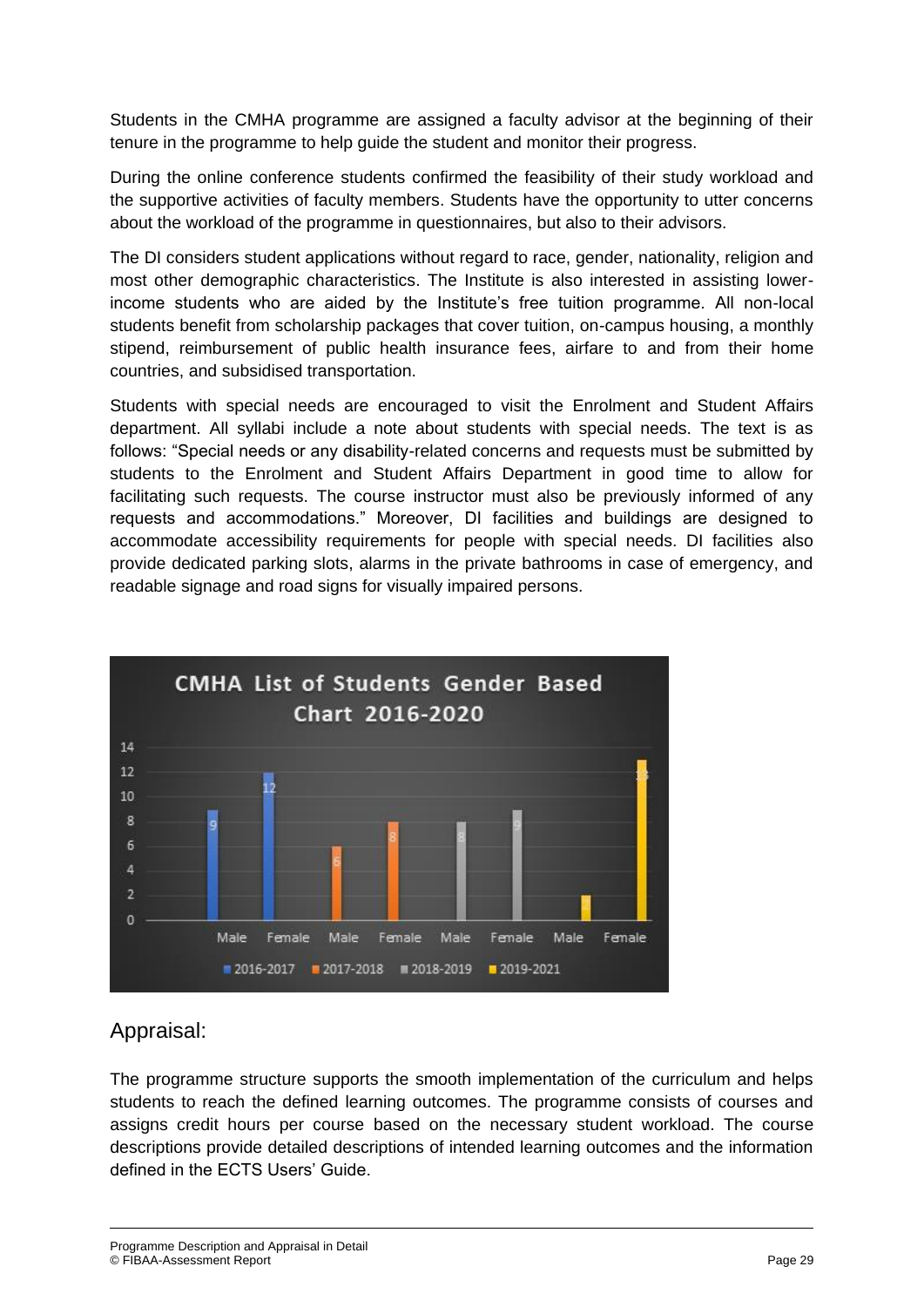Students in the CMHA programme are assigned a faculty advisor at the beginning of their tenure in the programme to help guide the student and monitor their progress.

During the online conference students confirmed the feasibility of their study workload and the supportive activities of faculty members. Students have the opportunity to utter concerns about the workload of the programme in questionnaires, but also to their advisors.

The DI considers student applications without regard to race, gender, nationality, religion and most other demographic characteristics. The Institute is also interested in assisting lower-income students who are aided by the Institute's free tuition programme. All non-local students benefit from scholarship packages that cover tuition, on-campus housing, a monthly stipend, reimbursement of public health insurance fees, airfare to and from their home countries, and subsidised transportation.

Students with special needs are encouraged to visit the Enrolment and Student Affairs department. All syllabi include a note about students with special needs. The text is as follows: "Special needs or any disability-related concerns and requests must be submitted by students to the Enrolment and Student Affairs Department in good time to allow for facilitating such requests. The course instructor must also be previously informed of any requests and accommodations." Moreover, DI facilities and buildings are designed to accommodate accessibility requirements for people with special needs. DI facilities also provide dedicated parking slots, alarms in the private bathrooms in case of emergency, and readable signage and road signs for visually impaired persons.

**CMHA List of Students Gender Based Chart 2016-2020**

| | Male | Female |
|---|---|---|
| 2016-2017 | 9 | 12 |
| 2017-2018 | 6 | 8 |
| 2018-2019 | 8 | 9 |
| 2019-2021 | 2 | 13 |

## Appraisal:

The programme structure supports the smooth implementation of the curriculum and helps students to reach the defined learning outcomes. The programme consists of courses and assigns credit hours per course based on the necessary student workload. The course descriptions provide detailed descriptions of intended learning outcomes and the information defined in the ECTS Users' Guide.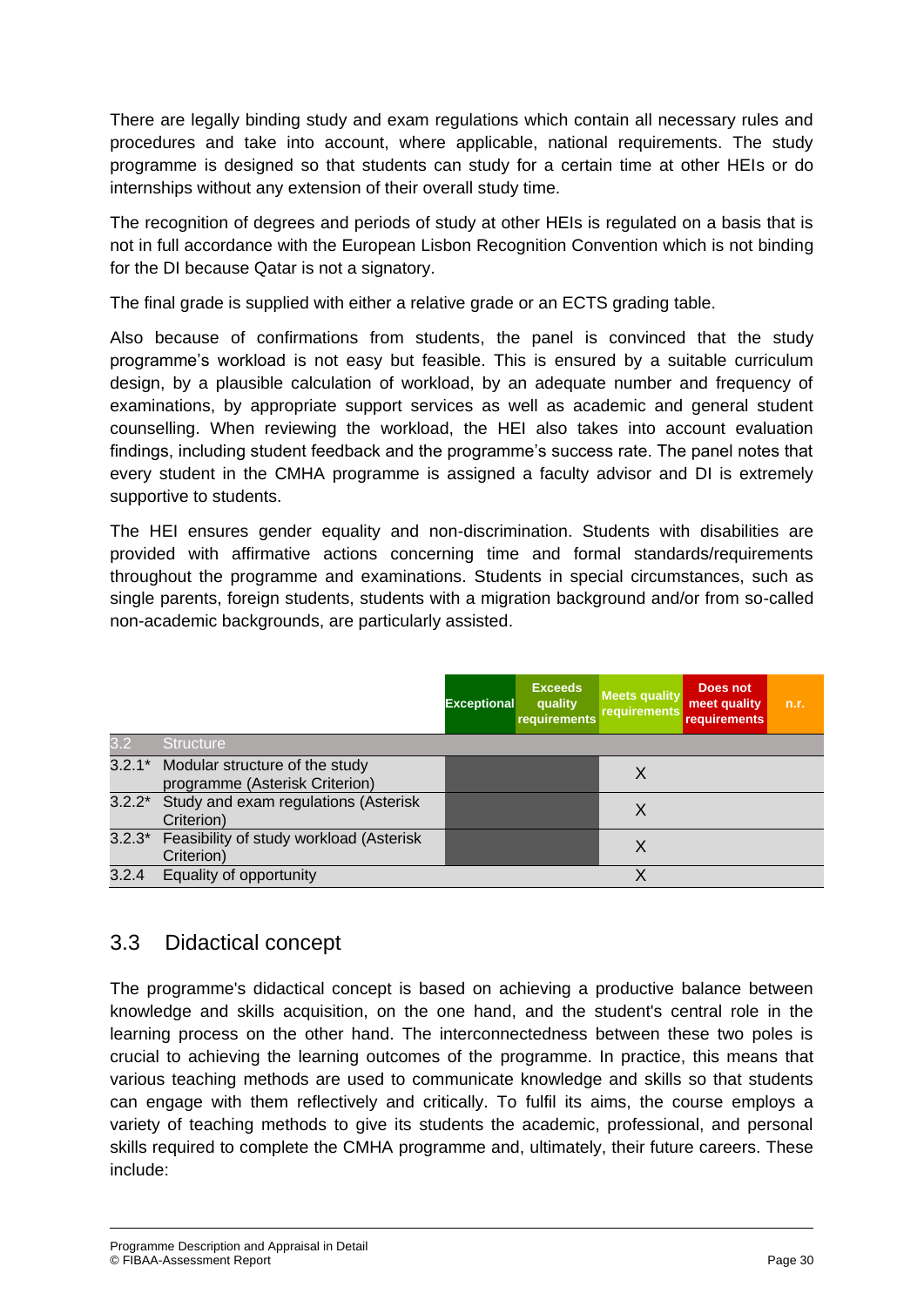There are legally binding study and exam regulations which contain all necessary rules and procedures and take into account, where applicable, national requirements. The study programme is designed so that students can study for a certain time at other HEIs or do internships without any extension of their overall study time.

The recognition of degrees and periods of study at other HEIs is regulated on a basis that is not in full accordance with the European Lisbon Recognition Convention which is not binding for the DI because Qatar is not a signatory.

The final grade is supplied with either a relative grade or an ECTS grading table.

Also because of confirmations from students, the panel is convinced that the study programme's workload is not easy but feasible. This is ensured by a suitable curriculum design, by a plausible calculation of workload, by an adequate number and frequency of examinations, by appropriate support services as well as academic and general student counselling. When reviewing the workload, the HEI also takes into account evaluation findings, including student feedback and the programme's success rate. The panel notes that every student in the CMHA programme is assigned a faculty advisor and DI is extremely supportive to students.

The HEI ensures gender equality and non-discrimination. Students with disabilities are provided with affirmative actions concerning time and formal standards/requirements throughout the programme and examinations. Students in special circumstances, such as single parents, foreign students, students with a migration background and/or from so-called non-academic backgrounds, are particularly assisted.

| | | Exceptional | Exceeds quality requirements | Meets quality requirements | Does not meet quality requirements | n.r. |
|---|---|---|---|---|---|---|
| 3.2 | Structure | | | | | |
| 3.2.1* | Modular structure of the study programme (Asterisk Criterion) | | | X | | |
| 3.2.2* | Study and exam regulations (Asterisk Criterion) | | | X | | |
| 3.2.3* | Feasibility of study workload (Asterisk Criterion) | | | X | | |
| 3.2.4 | Equality of opportunity | | | X | | |

## 3.3 Didactical concept

The programme's didactical concept is based on achieving a productive balance between knowledge and skills acquisition, on the one hand, and the student's central role in the learning process on the other hand. The interconnectedness between these two poles is crucial to achieving the learning outcomes of the programme. In practice, this means that various teaching methods are used to communicate knowledge and skills so that students can engage with them reflectively and critically. To fulfil its aims, the course employs a variety of teaching methods to give its students the academic, professional, and personal skills required to complete the CMHA programme and, ultimately, their future careers. These include: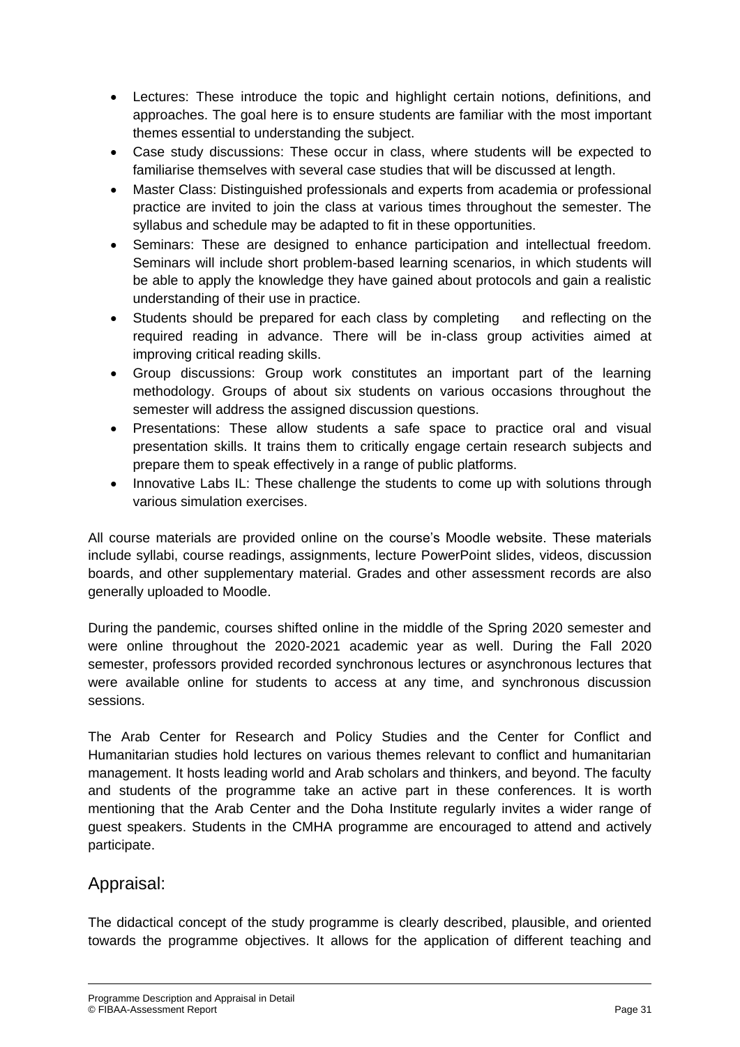- Lectures: These introduce the topic and highlight certain notions, definitions, and approaches. The goal here is to ensure students are familiar with the most important themes essential to understanding the subject.
- Case study discussions: These occur in class, where students will be expected to familiarise themselves with several case studies that will be discussed at length.
- Master Class: Distinguished professionals and experts from academia or professional practice are invited to join the class at various times throughout the semester. The syllabus and schedule may be adapted to fit in these opportunities.
- Seminars: These are designed to enhance participation and intellectual freedom. Seminars will include short problem-based learning scenarios, in which students will be able to apply the knowledge they have gained about protocols and gain a realistic understanding of their use in practice.
- Students should be prepared for each class by completing and reflecting on the required reading in advance. There will be in-class group activities aimed at improving critical reading skills.
- Group discussions: Group work constitutes an important part of the learning methodology. Groups of about six students on various occasions throughout the semester will address the assigned discussion questions.
- Presentations: These allow students a safe space to practice oral and visual presentation skills. It trains them to critically engage certain research subjects and prepare them to speak effectively in a range of public platforms.
- Innovative Labs IL: These challenge the students to come up with solutions through various simulation exercises.

All course materials are provided online on the course's Moodle website. These materials include syllabi, course readings, assignments, lecture PowerPoint slides, videos, discussion boards, and other supplementary material. Grades and other assessment records are also generally uploaded to Moodle.

During the pandemic, courses shifted online in the middle of the Spring 2020 semester and were online throughout the 2020-2021 academic year as well. During the Fall 2020 semester, professors provided recorded synchronous lectures or asynchronous lectures that were available online for students to access at any time, and synchronous discussion sessions.

The Arab Center for Research and Policy Studies and the Center for Conflict and Humanitarian studies hold lectures on various themes relevant to conflict and humanitarian management. It hosts leading world and Arab scholars and thinkers, and beyond. The faculty and students of the programme take an active part in these conferences. It is worth mentioning that the Arab Center and the Doha Institute regularly invites a wider range of guest speakers. Students in the CMHA programme are encouraged to attend and actively participate.

## Appraisal:

The didactical concept of the study programme is clearly described, plausible, and oriented towards the programme objectives. It allows for the application of different teaching and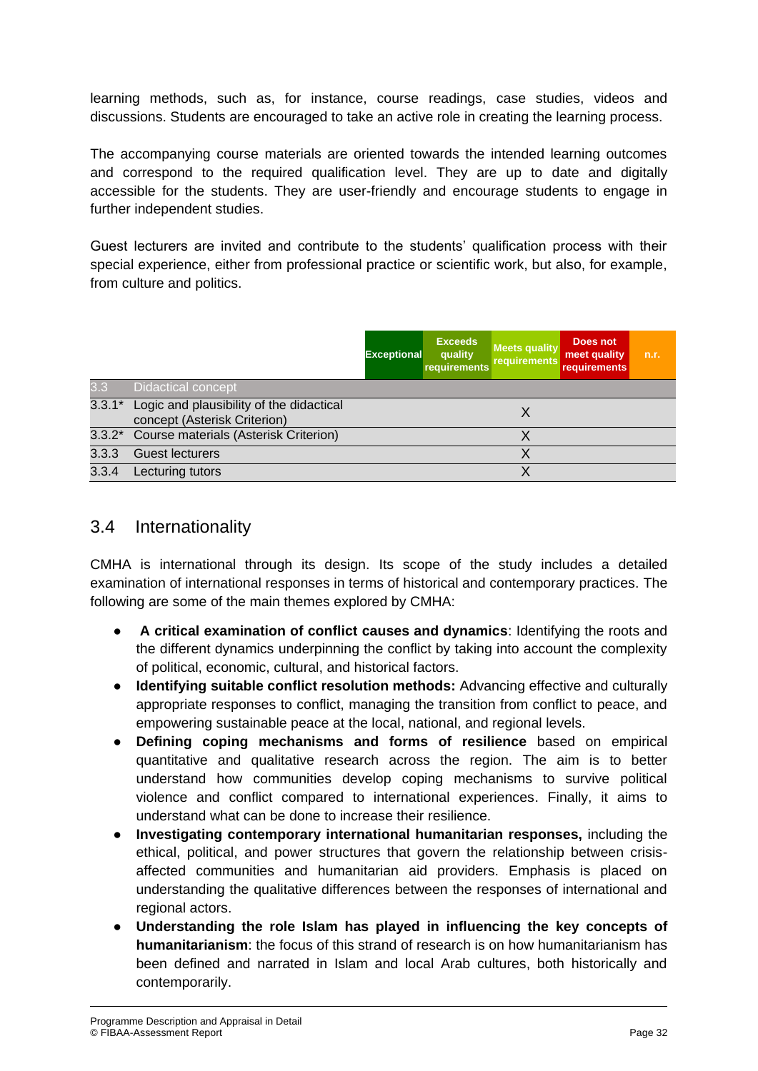learning methods, such as, for instance, course readings, case studies, videos and discussions. Students are encouraged to take an active role in creating the learning process.

The accompanying course materials are oriented towards the intended learning outcomes and correspond to the required qualification level. They are up to date and digitally accessible for the students. They are user-friendly and encourage students to engage in further independent studies.

Guest lecturers are invited and contribute to the students' qualification process with their special experience, either from professional practice or scientific work, but also, for example, from culture and politics.

| | | Exceptional | Exceeds quality requirements | Meets quality requirements | Does not meet quality requirements | n.r. |
|---|---|---|---|---|---|---|
| 3.3 | Didactical concept | | | | | |
| 3.3.1* | Logic and plausibility of the didactical concept (Asterisk Criterion) | | | X | | |
| 3.3.2* | Course materials (Asterisk Criterion) | | | X | | |
| 3.3.3 | Guest lecturers | | | X | | |
| 3.3.4 | Lecturing tutors | | | X | | |

## 3.4 Internationality

CMHA is international through its design. Its scope of the study includes a detailed examination of international responses in terms of historical and contemporary practices. The following are some of the main themes explored by CMHA:

- **A critical examination of conflict causes and dynamics**: Identifying the roots and the different dynamics underpinning the conflict by taking into account the complexity of political, economic, cultural, and historical factors.
- **Identifying suitable conflict resolution methods:** Advancing effective and culturally appropriate responses to conflict, managing the transition from conflict to peace, and empowering sustainable peace at the local, national, and regional levels.
- **Defining coping mechanisms and forms of resilience** based on empirical quantitative and qualitative research across the region. The aim is to better understand how communities develop coping mechanisms to survive political violence and conflict compared to international experiences. Finally, it aims to understand what can be done to increase their resilience.
- **Investigating contemporary international humanitarian responses,** including the ethical, political, and power structures that govern the relationship between crisis-affected communities and humanitarian aid providers. Emphasis is placed on understanding the qualitative differences between the responses of international and regional actors.
- **Understanding the role Islam has played in influencing the key concepts of humanitarianism**: the focus of this strand of research is on how humanitarianism has been defined and narrated in Islam and local Arab cultures, both historically and contemporarily.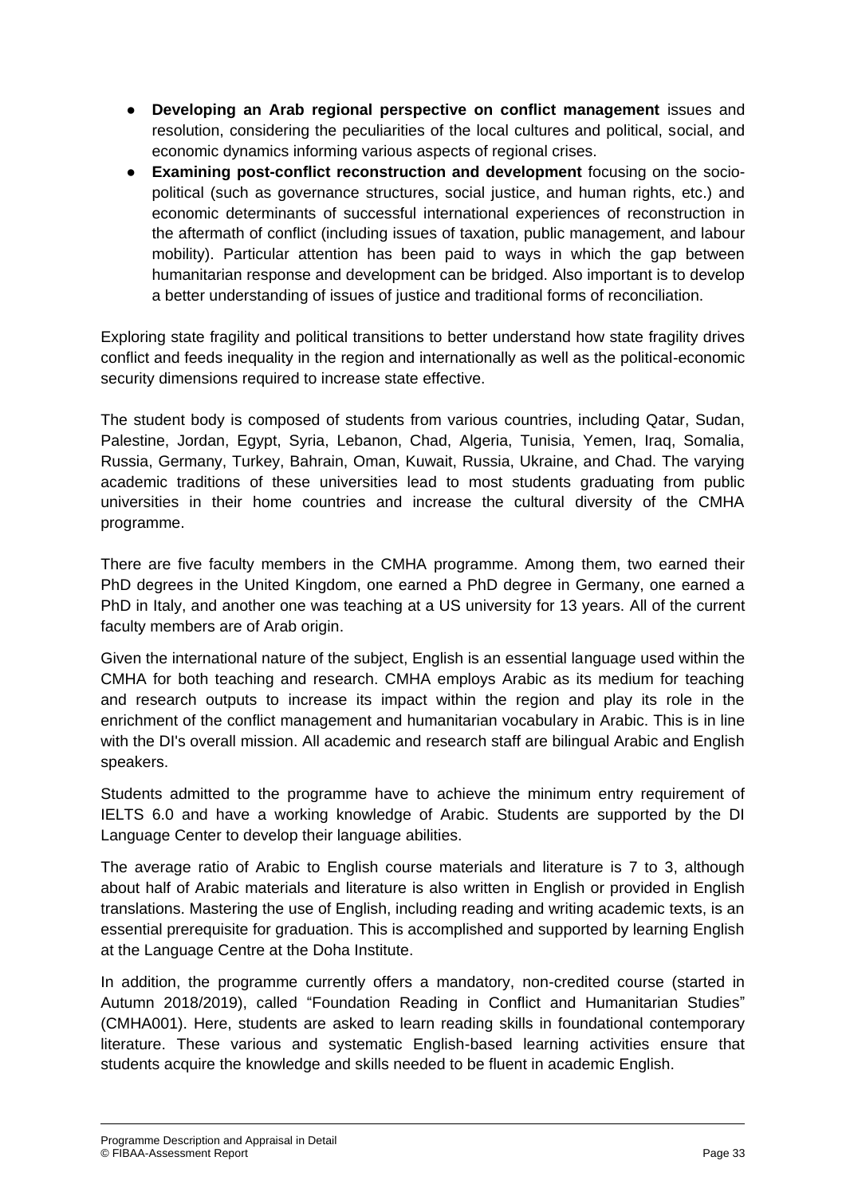- **Developing an Arab regional perspective on conflict management** issues and resolution, considering the peculiarities of the local cultures and political, social, and economic dynamics informing various aspects of regional crises.
- **Examining post-conflict reconstruction and development** focusing on the socio-political (such as governance structures, social justice, and human rights, etc.) and economic determinants of successful international experiences of reconstruction in the aftermath of conflict (including issues of taxation, public management, and labour mobility). Particular attention has been paid to ways in which the gap between humanitarian response and development can be bridged. Also important is to develop a better understanding of issues of justice and traditional forms of reconciliation.

Exploring state fragility and political transitions to better understand how state fragility drives conflict and feeds inequality in the region and internationally as well as the political-economic security dimensions required to increase state effective.

The student body is composed of students from various countries, including Qatar, Sudan, Palestine, Jordan, Egypt, Syria, Lebanon, Chad, Algeria, Tunisia, Yemen, Iraq, Somalia, Russia, Germany, Turkey, Bahrain, Oman, Kuwait, Russia, Ukraine, and Chad. The varying academic traditions of these universities lead to most students graduating from public universities in their home countries and increase the cultural diversity of the CMHA programme.

There are five faculty members in the CMHA programme. Among them, two earned their PhD degrees in the United Kingdom, one earned a PhD degree in Germany, one earned a PhD in Italy, and another one was teaching at a US university for 13 years. All of the current faculty members are of Arab origin.

Given the international nature of the subject, English is an essential language used within the CMHA for both teaching and research. CMHA employs Arabic as its medium for teaching and research outputs to increase its impact within the region and play its role in the enrichment of the conflict management and humanitarian vocabulary in Arabic. This is in line with the DI's overall mission. All academic and research staff are bilingual Arabic and English speakers.

Students admitted to the programme have to achieve the minimum entry requirement of IELTS 6.0 and have a working knowledge of Arabic. Students are supported by the DI Language Center to develop their language abilities.

The average ratio of Arabic to English course materials and literature is 7 to 3, although about half of Arabic materials and literature is also written in English or provided in English translations. Mastering the use of English, including reading and writing academic texts, is an essential prerequisite for graduation. This is accomplished and supported by learning English at the Language Centre at the Doha Institute.

In addition, the programme currently offers a mandatory, non-credited course (started in Autumn 2018/2019), called "Foundation Reading in Conflict and Humanitarian Studies" (CMHA001). Here, students are asked to learn reading skills in foundational contemporary literature. These various and systematic English-based learning activities ensure that students acquire the knowledge and skills needed to be fluent in academic English.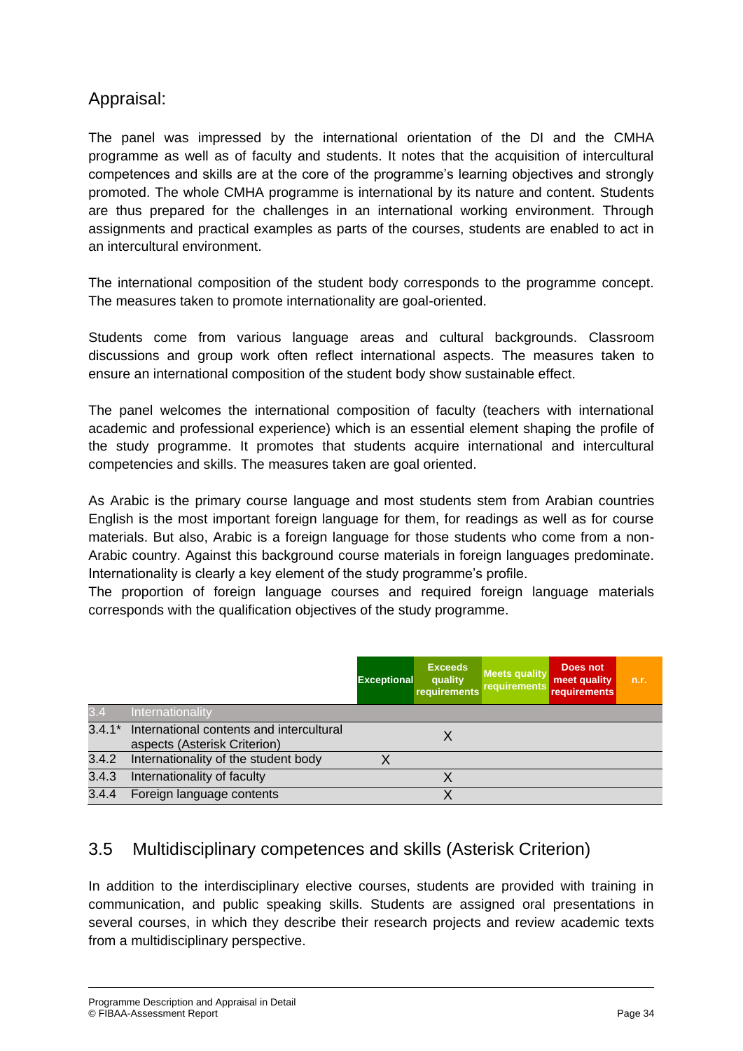## Appraisal:

The panel was impressed by the international orientation of the DI and the CMHA programme as well as of faculty and students. It notes that the acquisition of intercultural competences and skills are at the core of the programme's learning objectives and strongly promoted. The whole CMHA programme is international by its nature and content. Students are thus prepared for the challenges in an international working environment. Through assignments and practical examples as parts of the courses, students are enabled to act in an intercultural environment.

The international composition of the student body corresponds to the programme concept. The measures taken to promote internationality are goal-oriented.

Students come from various language areas and cultural backgrounds. Classroom discussions and group work often reflect international aspects. The measures taken to ensure an international composition of the student body show sustainable effect.

The panel welcomes the international composition of faculty (teachers with international academic and professional experience) which is an essential element shaping the profile of the study programme. It promotes that students acquire international and intercultural competencies and skills. The measures taken are goal oriented.

As Arabic is the primary course language and most students stem from Arabian countries English is the most important foreign language for them, for readings as well as for course materials. But also, Arabic is a foreign language for those students who come from a non-Arabic country. Against this background course materials in foreign languages predominate. Internationality is clearly a key element of the study programme's profile.
The proportion of foreign language courses and required foreign language materials corresponds with the qualification objectives of the study programme.

| | | Exceptional | Exceeds quality requirements | Meets quality requirements | Does not meet quality requirements | n.r. |
|---|---|---|---|---|---|---|
| 3.4 | Internationality | | | | | |
| 3.4.1* | International contents and intercultural aspects (Asterisk Criterion) | | X | | | |
| 3.4.2 | Internationality of the student body | X | | | | |
| 3.4.3 | Internationality of faculty | | X | | | |
| 3.4.4 | Foreign language contents | | X | | | |

## 3.5 Multidisciplinary competences and skills (Asterisk Criterion)

In addition to the interdisciplinary elective courses, students are provided with training in communication, and public speaking skills. Students are assigned oral presentations in several courses, in which they describe their research projects and review academic texts from a multidisciplinary perspective.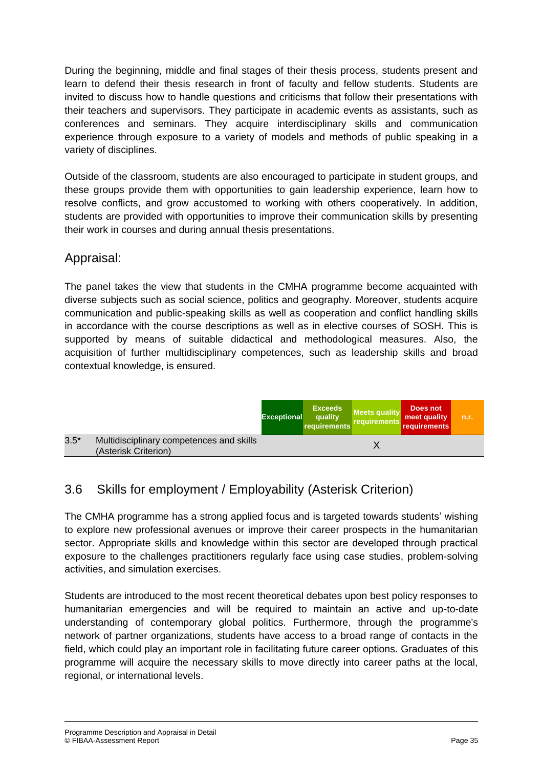During the beginning, middle and final stages of their thesis process, students present and learn to defend their thesis research in front of faculty and fellow students. Students are invited to discuss how to handle questions and criticisms that follow their presentations with their teachers and supervisors. They participate in academic events as assistants, such as conferences and seminars. They acquire interdisciplinary skills and communication experience through exposure to a variety of models and methods of public speaking in a variety of disciplines.

Outside of the classroom, students are also encouraged to participate in student groups, and these groups provide them with opportunities to gain leadership experience, learn how to resolve conflicts, and grow accustomed to working with others cooperatively. In addition, students are provided with opportunities to improve their communication skills by presenting their work in courses and during annual thesis presentations.

## Appraisal:

The panel takes the view that students in the CMHA programme become acquainted with diverse subjects such as social science, politics and geography. Moreover, students acquire communication and public-speaking skills as well as cooperation and conflict handling skills in accordance with the course descriptions as well as in elective courses of SOSH. This is supported by means of suitable didactical and methodological measures. Also, the acquisition of further multidisciplinary competences, such as leadership skills and broad contextual knowledge, is ensured.

| | | Exceptional | Exceeds quality requirements | Meets quality requirements | Does not meet quality requirements | n.r. |
|---|---|---|---|---|---|---|
| 3.5* | Multidisciplinary competences and skills (Asterisk Criterion) | | | X | | |

## 3.6 Skills for employment / Employability (Asterisk Criterion)

The CMHA programme has a strong applied focus and is targeted towards students' wishing to explore new professional avenues or improve their career prospects in the humanitarian sector. Appropriate skills and knowledge within this sector are developed through practical exposure to the challenges practitioners regularly face using case studies, problem-solving activities, and simulation exercises.

Students are introduced to the most recent theoretical debates upon best policy responses to humanitarian emergencies and will be required to maintain an active and up-to-date understanding of contemporary global politics. Furthermore, through the programme's network of partner organizations, students have access to a broad range of contacts in the field, which could play an important role in facilitating future career options. Graduates of this programme will acquire the necessary skills to move directly into career paths at the local, regional, or international levels.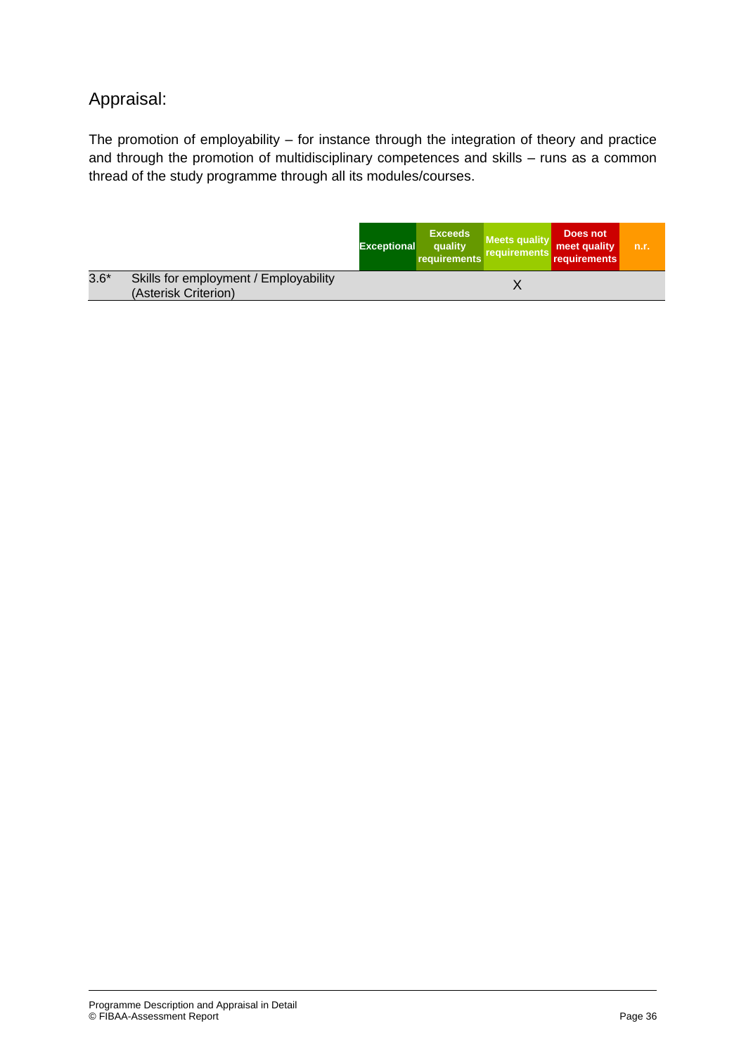## Appraisal:

The promotion of employability – for instance through the integration of theory and practice and through the promotion of multidisciplinary competences and skills – runs as a common thread of the study programme through all its modules/courses.

| | | Exceptional | Exceeds quality requirements | Meets quality requirements | Does not meet quality requirements | n.r. |
|---|---|---|---|---|---|---|
| 3.6* | Skills for employment / Employability (Asterisk Criterion) | | | X | | |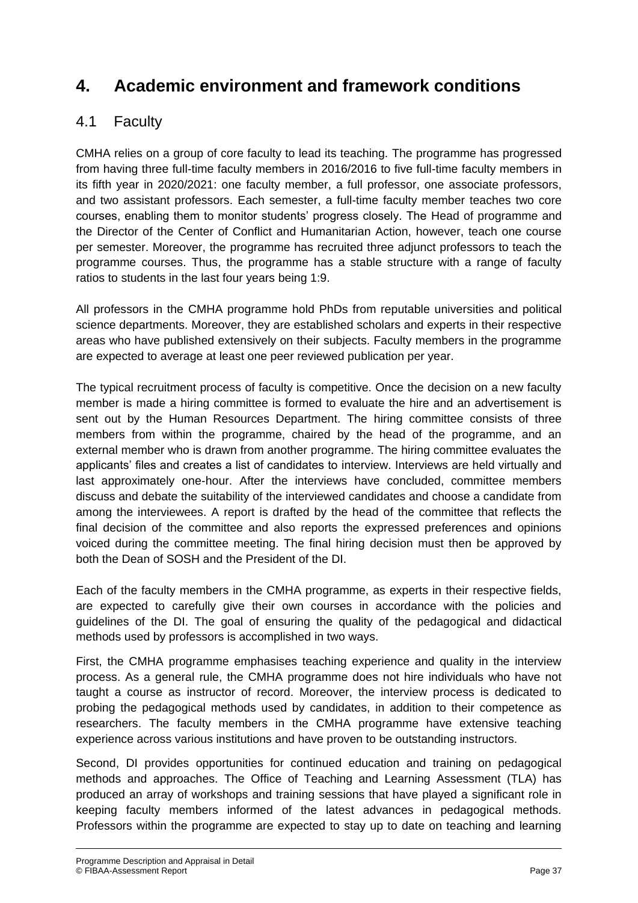# 4. Academic environment and framework conditions

## 4.1 Faculty

CMHA relies on a group of core faculty to lead its teaching. The programme has progressed from having three full-time faculty members in 2016/2016 to five full-time faculty members in its fifth year in 2020/2021: one faculty member, a full professor, one associate professors, and two assistant professors. Each semester, a full-time faculty member teaches two core courses, enabling them to monitor students' progress closely. The Head of programme and the Director of the Center of Conflict and Humanitarian Action, however, teach one course per semester. Moreover, the programme has recruited three adjunct professors to teach the programme courses. Thus, the programme has a stable structure with a range of faculty ratios to students in the last four years being 1:9.

All professors in the CMHA programme hold PhDs from reputable universities and political science departments. Moreover, they are established scholars and experts in their respective areas who have published extensively on their subjects. Faculty members in the programme are expected to average at least one peer reviewed publication per year.

The typical recruitment process of faculty is competitive. Once the decision on a new faculty member is made a hiring committee is formed to evaluate the hire and an advertisement is sent out by the Human Resources Department. The hiring committee consists of three members from within the programme, chaired by the head of the programme, and an external member who is drawn from another programme. The hiring committee evaluates the applicants' files and creates a list of candidates to interview. Interviews are held virtually and last approximately one-hour. After the interviews have concluded, committee members discuss and debate the suitability of the interviewed candidates and choose a candidate from among the interviewees. A report is drafted by the head of the committee that reflects the final decision of the committee and also reports the expressed preferences and opinions voiced during the committee meeting. The final hiring decision must then be approved by both the Dean of SOSH and the President of the DI.

Each of the faculty members in the CMHA programme, as experts in their respective fields, are expected to carefully give their own courses in accordance with the policies and guidelines of the DI. The goal of ensuring the quality of the pedagogical and didactical methods used by professors is accomplished in two ways.

First, the CMHA programme emphasises teaching experience and quality in the interview process. As a general rule, the CMHA programme does not hire individuals who have not taught a course as instructor of record. Moreover, the interview process is dedicated to probing the pedagogical methods used by candidates, in addition to their competence as researchers. The faculty members in the CMHA programme have extensive teaching experience across various institutions and have proven to be outstanding instructors.

Second, DI provides opportunities for continued education and training on pedagogical methods and approaches. The Office of Teaching and Learning Assessment (TLA) has produced an array of workshops and training sessions that have played a significant role in keeping faculty members informed of the latest advances in pedagogical methods. Professors within the programme are expected to stay up to date on teaching and learning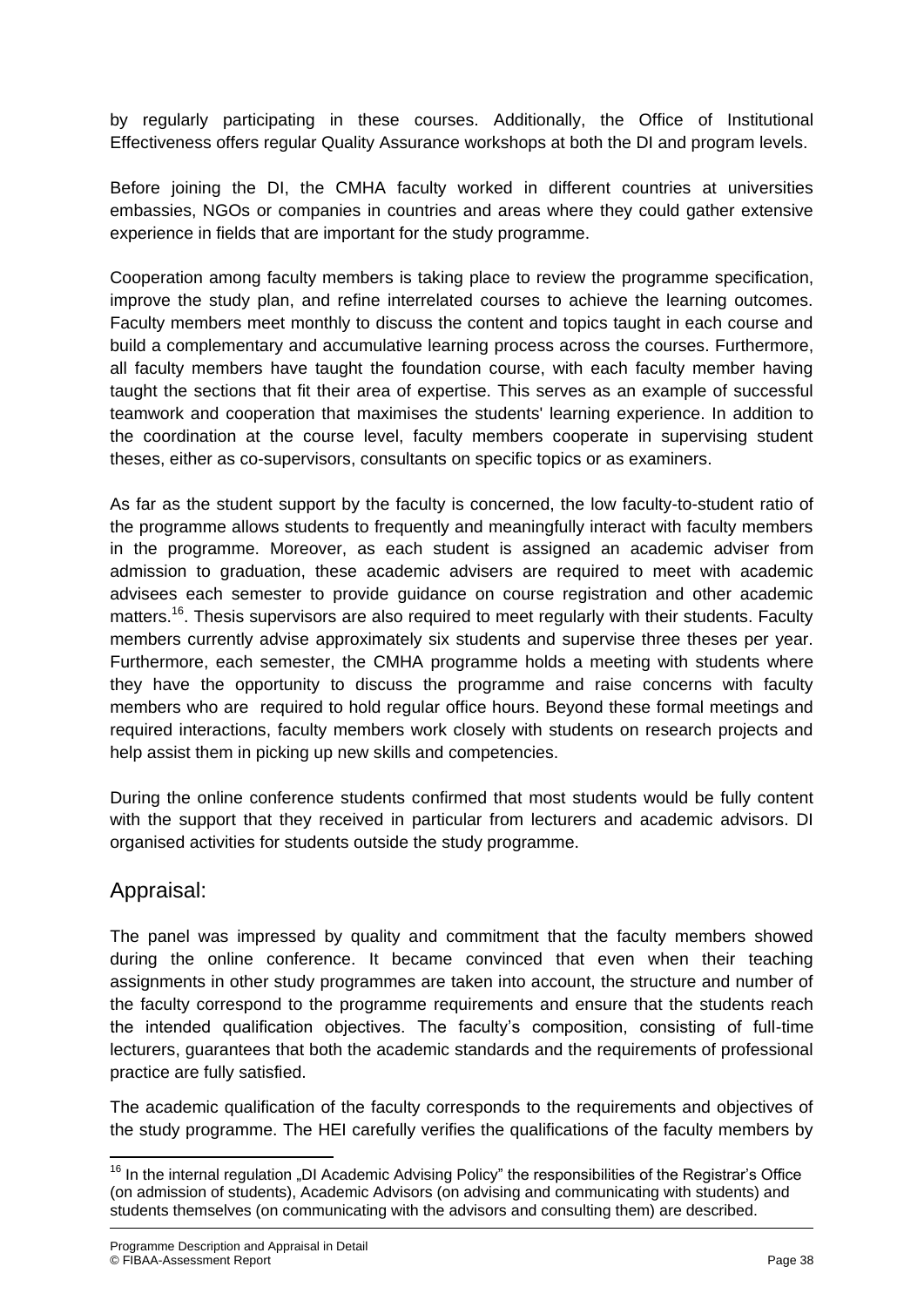by regularly participating in these courses. Additionally, the Office of Institutional Effectiveness offers regular Quality Assurance workshops at both the DI and program levels.

Before joining the DI, the CMHA faculty worked in different countries at universities embassies, NGOs or companies in countries and areas where they could gather extensive experience in fields that are important for the study programme.

Cooperation among faculty members is taking place to review the programme specification, improve the study plan, and refine interrelated courses to achieve the learning outcomes. Faculty members meet monthly to discuss the content and topics taught in each course and build a complementary and accumulative learning process across the courses. Furthermore, all faculty members have taught the foundation course, with each faculty member having taught the sections that fit their area of expertise. This serves as an example of successful teamwork and cooperation that maximises the students' learning experience. In addition to the coordination at the course level, faculty members cooperate in supervising student theses, either as co-supervisors, consultants on specific topics or as examiners.

As far as the student support by the faculty is concerned, the low faculty-to-student ratio of the programme allows students to frequently and meaningfully interact with faculty members in the programme. Moreover, as each student is assigned an academic adviser from admission to graduation, these academic advisers are required to meet with academic advisees each semester to provide guidance on course registration and other academic matters.[16]. Thesis supervisors are also required to meet regularly with their students. Faculty members currently advise approximately six students and supervise three theses per year. Furthermore, each semester, the CMHA programme holds a meeting with students where they have the opportunity to discuss the programme and raise concerns with faculty members who are required to hold regular office hours. Beyond these formal meetings and required interactions, faculty members work closely with students on research projects and help assist them in picking up new skills and competencies.

During the online conference students confirmed that most students would be fully content with the support that they received in particular from lecturers and academic advisors. DI organised activities for students outside the study programme.

## Appraisal:

The panel was impressed by quality and commitment that the faculty members showed during the online conference. It became convinced that even when their teaching assignments in other study programmes are taken into account, the structure and number of the faculty correspond to the programme requirements and ensure that the students reach the intended qualification objectives. The faculty's composition, consisting of full-time lecturers, guarantees that both the academic standards and the requirements of professional practice are fully satisfied.

The academic qualification of the faculty corresponds to the requirements and objectives of the study programme. The HEI carefully verifies the qualifications of the faculty members by

[16] In the internal regulation „DI Academic Advising Policy" the responsibilities of the Registrar's Office (on admission of students), Academic Advisors (on advising and communicating with students) and students themselves (on communicating with the advisors and consulting them) are described.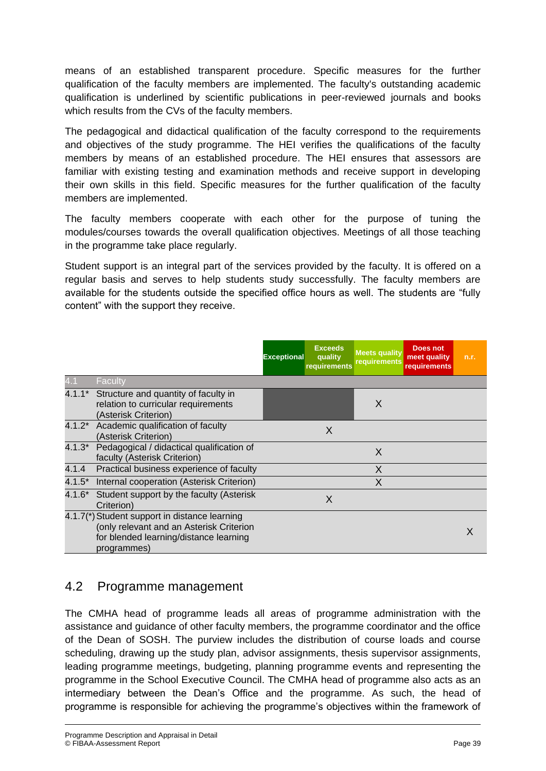means of an established transparent procedure. Specific measures for the further qualification of the faculty members are implemented. The faculty's outstanding academic qualification is underlined by scientific publications in peer-reviewed journals and books which results from the CVs of the faculty members.

The pedagogical and didactical qualification of the faculty correspond to the requirements and objectives of the study programme. The HEI verifies the qualifications of the faculty members by means of an established procedure. The HEI ensures that assessors are familiar with existing testing and examination methods and receive support in developing their own skills in this field. Specific measures for the further qualification of the faculty members are implemented.

The faculty members cooperate with each other for the purpose of tuning the modules/courses towards the overall qualification objectives. Meetings of all those teaching in the programme take place regularly.

Student support is an integral part of the services provided by the faculty. It is offered on a regular basis and serves to help students study successfully. The faculty members are available for the students outside the specified office hours as well. The students are "fully content" with the support they receive.

| | | Exceptional | Exceeds quality requirements | Meets quality requirements | Does not meet quality requirements | n.r. |
|---|---|---|---|---|---|---|
| 4.1 | Faculty | | | | | |
| 4.1.1* | Structure and quantity of faculty in relation to curricular requirements (Asterisk Criterion) | | | X | | |
| 4.1.2* | Academic qualification of faculty (Asterisk Criterion) | | X | | | |
| 4.1.3* | Pedagogical / didactical qualification of faculty (Asterisk Criterion) | | | X | | |
| 4.1.4 | Practical business experience of faculty | | | X | | |
| 4.1.5* | Internal cooperation (Asterisk Criterion) | | | X | | |
| 4.1.6* | Student support by the faculty (Asterisk Criterion) | | X | | | |
| 4.1.7(*) | Student support in distance learning (only relevant and an Asterisk Criterion for blended learning/distance learning programmes) | | | | | X |

## 4.2 Programme management

The CMHA head of programme leads all areas of programme administration with the assistance and guidance of other faculty members, the programme coordinator and the office of the Dean of SOSH. The purview includes the distribution of course loads and course scheduling, drawing up the study plan, advisor assignments, thesis supervisor assignments, leading programme meetings, budgeting, planning programme events and representing the programme in the School Executive Council. The CMHA head of programme also acts as an intermediary between the Dean's Office and the programme. As such, the head of programme is responsible for achieving the programme's objectives within the framework of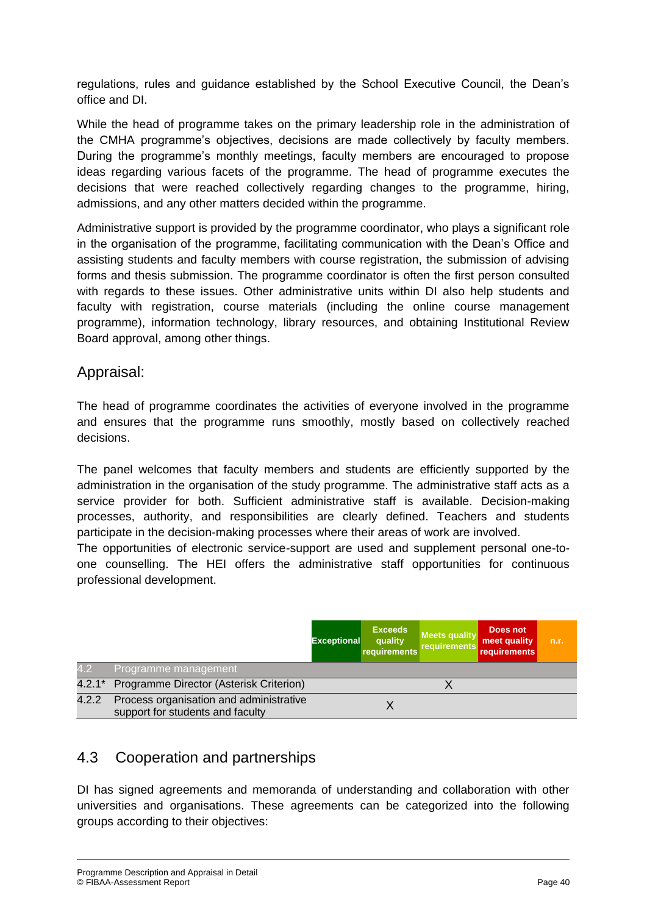regulations, rules and guidance established by the School Executive Council, the Dean's office and DI.

While the head of programme takes on the primary leadership role in the administration of the CMHA programme's objectives, decisions are made collectively by faculty members. During the programme's monthly meetings, faculty members are encouraged to propose ideas regarding various facets of the programme. The head of programme executes the decisions that were reached collectively regarding changes to the programme, hiring, admissions, and any other matters decided within the programme.

Administrative support is provided by the programme coordinator, who plays a significant role in the organisation of the programme, facilitating communication with the Dean's Office and assisting students and faculty members with course registration, the submission of advising forms and thesis submission. The programme coordinator is often the first person consulted with regards to these issues. Other administrative units within DI also help students and faculty with registration, course materials (including the online course management programme), information technology, library resources, and obtaining Institutional Review Board approval, among other things.

## Appraisal:

The head of programme coordinates the activities of everyone involved in the programme and ensures that the programme runs smoothly, mostly based on collectively reached decisions.

The panel welcomes that faculty members and students are efficiently supported by the administration in the organisation of the study programme. The administrative staff acts as a service provider for both. Sufficient administrative staff is available. Decision-making processes, authority, and responsibilities are clearly defined. Teachers and students participate in the decision-making processes where their areas of work are involved.
The opportunities of electronic service-support are used and supplement personal one-to-one counselling. The HEI offers the administrative staff opportunities for continuous professional development.

| | | Exceptional | Exceeds quality requirements | Meets quality requirements | Does not meet quality requirements | n.r. |
|---|---|---|---|---|---|---|
| 4.2 | Programme management | | | | | |
| 4.2.1* | Programme Director (Asterisk Criterion) | | | X | | |
| 4.2.2 | Process organisation and administrative support for students and faculty | | X | | | |

## 4.3 Cooperation and partnerships

DI has signed agreements and memoranda of understanding and collaboration with other universities and organisations. These agreements can be categorized into the following groups according to their objectives: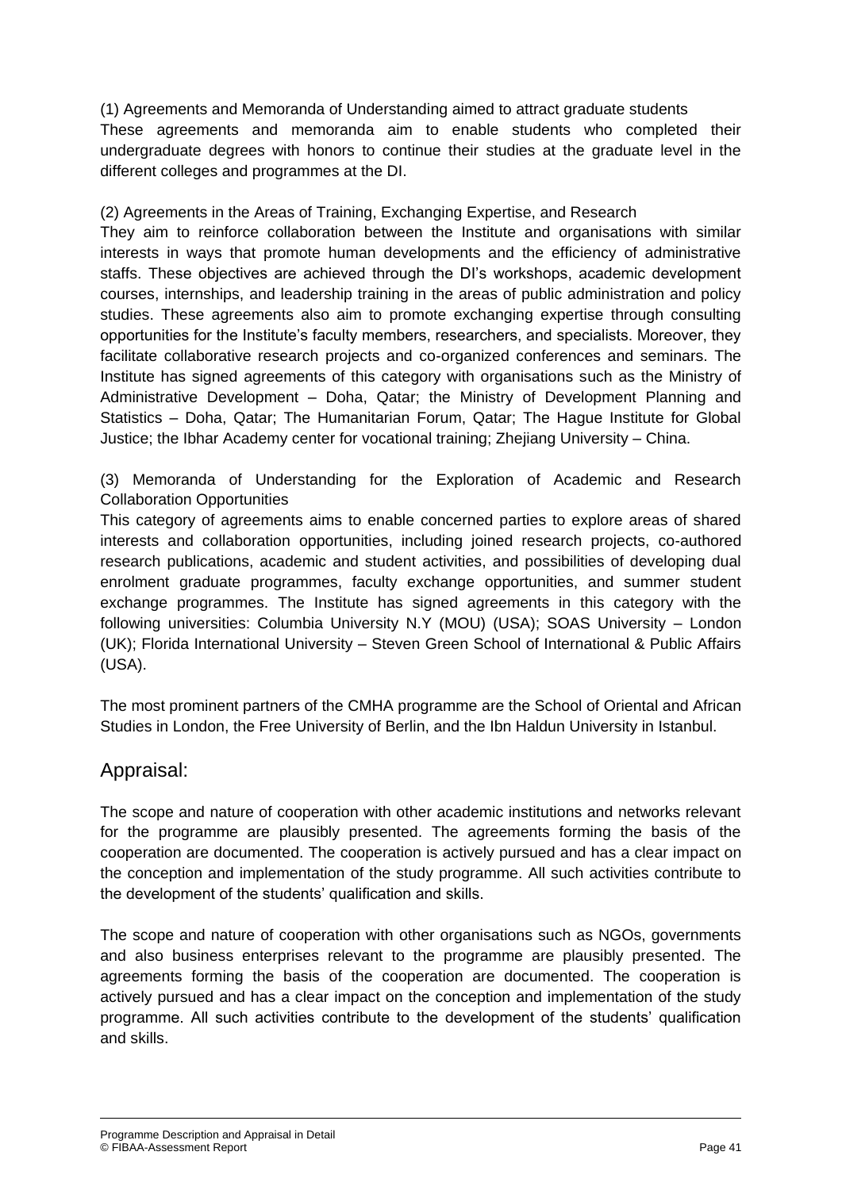(1) Agreements and Memoranda of Understanding aimed to attract graduate students
These agreements and memoranda aim to enable students who completed their undergraduate degrees with honors to continue their studies at the graduate level in the different colleges and programmes at the DI.

(2) Agreements in the Areas of Training, Exchanging Expertise, and Research
They aim to reinforce collaboration between the Institute and organisations with similar interests in ways that promote human developments and the efficiency of administrative staffs. These objectives are achieved through the DI's workshops, academic development courses, internships, and leadership training in the areas of public administration and policy studies. These agreements also aim to promote exchanging expertise through consulting opportunities for the Institute's faculty members, researchers, and specialists. Moreover, they facilitate collaborative research projects and co-organized conferences and seminars. The Institute has signed agreements of this category with organisations such as the Ministry of Administrative Development – Doha, Qatar; the Ministry of Development Planning and Statistics – Doha, Qatar; The Humanitarian Forum, Qatar; The Hague Institute for Global Justice; the Ibhar Academy center for vocational training; Zhejiang University – China.

(3) Memoranda of Understanding for the Exploration of Academic and Research Collaboration Opportunities
This category of agreements aims to enable concerned parties to explore areas of shared interests and collaboration opportunities, including joined research projects, co-authored research publications, academic and student activities, and possibilities of developing dual enrolment graduate programmes, faculty exchange opportunities, and summer student exchange programmes. The Institute has signed agreements in this category with the following universities: Columbia University N.Y (MOU) (USA); SOAS University – London (UK); Florida International University – Steven Green School of International & Public Affairs (USA).

The most prominent partners of the CMHA programme are the School of Oriental and African Studies in London, the Free University of Berlin, and the Ibn Haldun University in Istanbul.

## Appraisal:

The scope and nature of cooperation with other academic institutions and networks relevant for the programme are plausibly presented. The agreements forming the basis of the cooperation are documented. The cooperation is actively pursued and has a clear impact on the conception and implementation of the study programme. All such activities contribute to the development of the students' qualification and skills.

The scope and nature of cooperation with other organisations such as NGOs, governments and also business enterprises relevant to the programme are plausibly presented. The agreements forming the basis of the cooperation are documented. The cooperation is actively pursued and has a clear impact on the conception and implementation of the study programme. All such activities contribute to the development of the students' qualification and skills.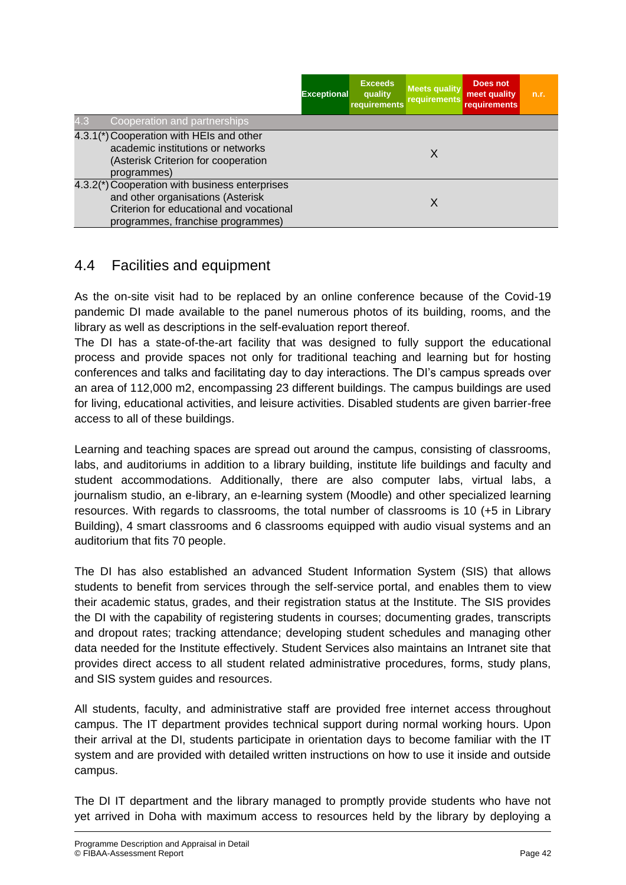| | | Exceptional | Exceeds quality requirements | Meets quality requirements | Does not meet quality requirements | n.r. |
|---|---|---|---|---|---|---|
| 4.3 | Cooperation and partnerships | | | | | |
| 4.3.1(*) | Cooperation with HEIs and other academic institutions or networks (Asterisk Criterion for cooperation programmes) | | | X | | |
| 4.3.2(*) | Cooperation with business enterprises and other organisations (Asterisk Criterion for educational and vocational programmes, franchise programmes) | | | X | | |

## 4.4 Facilities and equipment

As the on-site visit had to be replaced by an online conference because of the Covid-19 pandemic DI made available to the panel numerous photos of its building, rooms, and the library as well as descriptions in the self-evaluation report thereof.

The DI has a state-of-the-art facility that was designed to fully support the educational process and provide spaces not only for traditional teaching and learning but for hosting conferences and talks and facilitating day to day interactions. The DI's campus spreads over an area of 112,000 m2, encompassing 23 different buildings. The campus buildings are used for living, educational activities, and leisure activities. Disabled students are given barrier-free access to all of these buildings.

Learning and teaching spaces are spread out around the campus, consisting of classrooms, labs, and auditoriums in addition to a library building, institute life buildings and faculty and student accommodations. Additionally, there are also computer labs, virtual labs, a journalism studio, an e-library, an e-learning system (Moodle) and other specialized learning resources. With regards to classrooms, the total number of classrooms is 10 (+5 in Library Building), 4 smart classrooms and 6 classrooms equipped with audio visual systems and an auditorium that fits 70 people.

The DI has also established an advanced Student Information System (SIS) that allows students to benefit from services through the self-service portal, and enables them to view their academic status, grades, and their registration status at the Institute. The SIS provides the DI with the capability of registering students in courses; documenting grades, transcripts and dropout rates; tracking attendance; developing student schedules and managing other data needed for the Institute effectively. Student Services also maintains an Intranet site that provides direct access to all student related administrative procedures, forms, study plans, and SIS system guides and resources.

All students, faculty, and administrative staff are provided free internet access throughout campus. The IT department provides technical support during normal working hours. Upon their arrival at the DI, students participate in orientation days to become familiar with the IT system and are provided with detailed written instructions on how to use it inside and outside campus.

The DI IT department and the library managed to promptly provide students who have not yet arrived in Doha with maximum access to resources held by the library by deploying a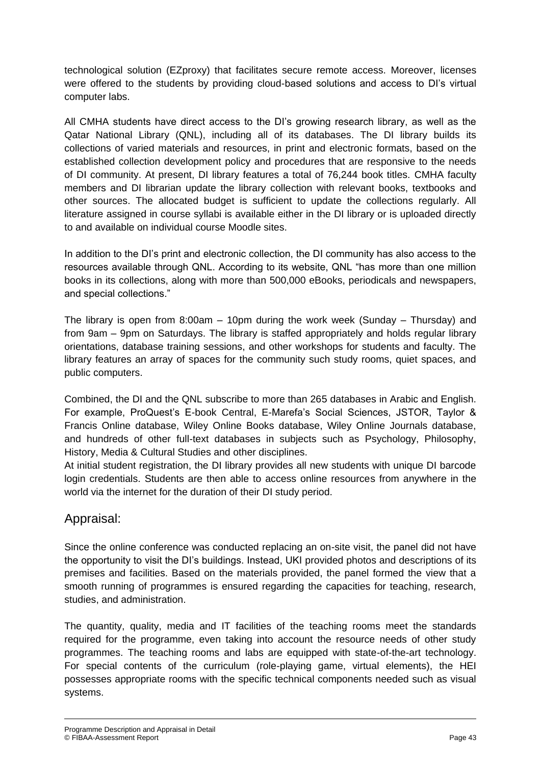technological solution (EZproxy) that facilitates secure remote access. Moreover, licenses were offered to the students by providing cloud-based solutions and access to DI's virtual computer labs.

All CMHA students have direct access to the DI's growing research library, as well as the Qatar National Library (QNL), including all of its databases. The DI library builds its collections of varied materials and resources, in print and electronic formats, based on the established collection development policy and procedures that are responsive to the needs of DI community. At present, DI library features a total of 76,244 book titles. CMHA faculty members and DI librarian update the library collection with relevant books, textbooks and other sources. The allocated budget is sufficient to update the collections regularly. All literature assigned in course syllabi is available either in the DI library or is uploaded directly to and available on individual course Moodle sites.

In addition to the DI's print and electronic collection, the DI community has also access to the resources available through QNL. According to its website, QNL "has more than one million books in its collections, along with more than 500,000 eBooks, periodicals and newspapers, and special collections."

The library is open from 8:00am – 10pm during the work week (Sunday – Thursday) and from 9am – 9pm on Saturdays. The library is staffed appropriately and holds regular library orientations, database training sessions, and other workshops for students and faculty. The library features an array of spaces for the community such study rooms, quiet spaces, and public computers.

Combined, the DI and the QNL subscribe to more than 265 databases in Arabic and English. For example, ProQuest's E-book Central, E-Marefa's Social Sciences, JSTOR, Taylor & Francis Online database, Wiley Online Books database, Wiley Online Journals database, and hundreds of other full-text databases in subjects such as Psychology, Philosophy, History, Media & Cultural Studies and other disciplines.
At initial student registration, the DI library provides all new students with unique DI barcode login credentials. Students are then able to access online resources from anywhere in the world via the internet for the duration of their DI study period.

## Appraisal:

Since the online conference was conducted replacing an on-site visit, the panel did not have the opportunity to visit the DI's buildings. Instead, UKI provided photos and descriptions of its premises and facilities. Based on the materials provided, the panel formed the view that a smooth running of programmes is ensured regarding the capacities for teaching, research, studies, and administration.

The quantity, quality, media and IT facilities of the teaching rooms meet the standards required for the programme, even taking into account the resource needs of other study programmes. The teaching rooms and labs are equipped with state-of-the-art technology. For special contents of the curriculum (role-playing game, virtual elements), the HEI possesses appropriate rooms with the specific technical components needed such as visual systems.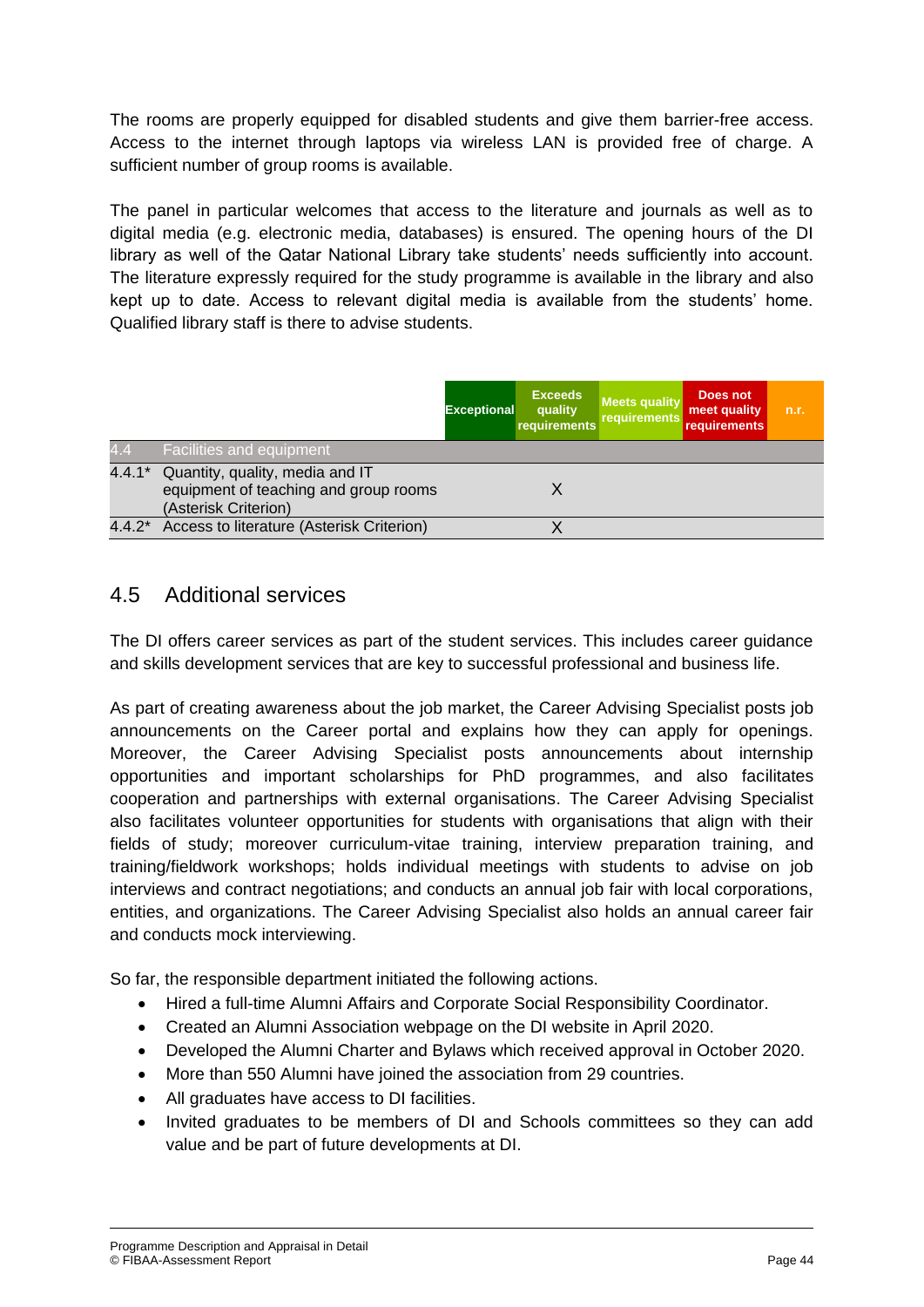The rooms are properly equipped for disabled students and give them barrier-free access. Access to the internet through laptops via wireless LAN is provided free of charge. A sufficient number of group rooms is available.

The panel in particular welcomes that access to the literature and journals as well as to digital media (e.g. electronic media, databases) is ensured. The opening hours of the DI library as well of the Qatar National Library take students' needs sufficiently into account. The literature expressly required for the study programme is available in the library and also kept up to date. Access to relevant digital media is available from the students' home. Qualified library staff is there to advise students.

| | | Exceptional | Exceeds quality requirements | Meets quality requirements | Does not meet quality requirements | n.r. |
|---|---|---|---|---|---|---|
| 4.4 | Facilities and equipment | | | | | |
| 4.4.1* | Quantity, quality, media and IT equipment of teaching and group rooms (Asterisk Criterion) | | X | | | |
| 4.4.2* | Access to literature (Asterisk Criterion) | | X | | | |

## 4.5 Additional services

The DI offers career services as part of the student services. This includes career guidance and skills development services that are key to successful professional and business life.

As part of creating awareness about the job market, the Career Advising Specialist posts job announcements on the Career portal and explains how they can apply for openings. Moreover, the Career Advising Specialist posts announcements about internship opportunities and important scholarships for PhD programmes, and also facilitates cooperation and partnerships with external organisations. The Career Advising Specialist also facilitates volunteer opportunities for students with organisations that align with their fields of study; moreover curriculum-vitae training, interview preparation training, and training/fieldwork workshops; holds individual meetings with students to advise on job interviews and contract negotiations; and conducts an annual job fair with local corporations, entities, and organizations. The Career Advising Specialist also holds an annual career fair and conducts mock interviewing.

So far, the responsible department initiated the following actions.

- Hired a full-time Alumni Affairs and Corporate Social Responsibility Coordinator.
- Created an Alumni Association webpage on the DI website in April 2020.
- Developed the Alumni Charter and Bylaws which received approval in October 2020.
- More than 550 Alumni have joined the association from 29 countries.
- All graduates have access to DI facilities.
- Invited graduates to be members of DI and Schools committees so they can add value and be part of future developments at DI.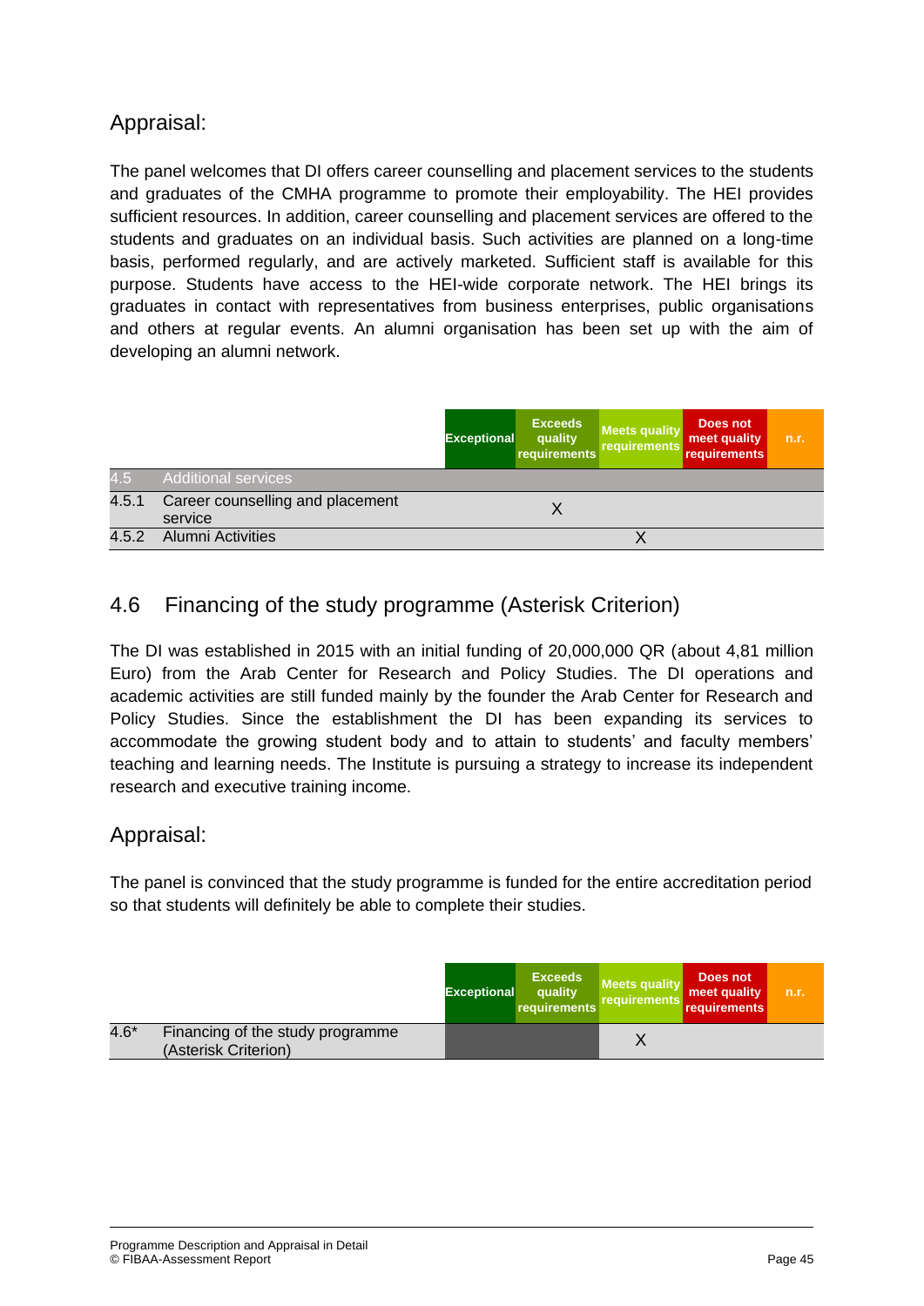## Appraisal:

The panel welcomes that DI offers career counselling and placement services to the students and graduates of the CMHA programme to promote their employability. The HEI provides sufficient resources. In addition, career counselling and placement services are offered to the students and graduates on an individual basis. Such activities are planned on a long-time basis, performed regularly, and are actively marketed. Sufficient staff is available for this purpose. Students have access to the HEI-wide corporate network. The HEI brings its graduates in contact with representatives from business enterprises, public organisations and others at regular events. An alumni organisation has been set up with the aim of developing an alumni network.

| | | Exceptional | Exceeds quality requirements | Meets quality requirements | Does not meet quality requirements | n.r. |
|---|---|---|---|---|---|---|
| 4.5 | Additional services | | | | | |
| 4.5.1 | Career counselling and placement service | | X | | | |
| 4.5.2 | Alumni Activities | | | X | | |

## 4.6 Financing of the study programme (Asterisk Criterion)

The DI was established in 2015 with an initial funding of 20,000,000 QR (about 4,81 million Euro) from the Arab Center for Research and Policy Studies. The DI operations and academic activities are still funded mainly by the founder the Arab Center for Research and Policy Studies. Since the establishment the DI has been expanding its services to accommodate the growing student body and to attain to students' and faculty members' teaching and learning needs. The Institute is pursuing a strategy to increase its independent research and executive training income.

## Appraisal:

The panel is convinced that the study programme is funded for the entire accreditation period so that students will definitely be able to complete their studies.

| | | Exceptional | Exceeds quality requirements | Meets quality requirements | Does not meet quality requirements | n.r. |
|---|---|---|---|---|---|---|
| 4.6* | Financing of the study programme (Asterisk Criterion) | | | X | | |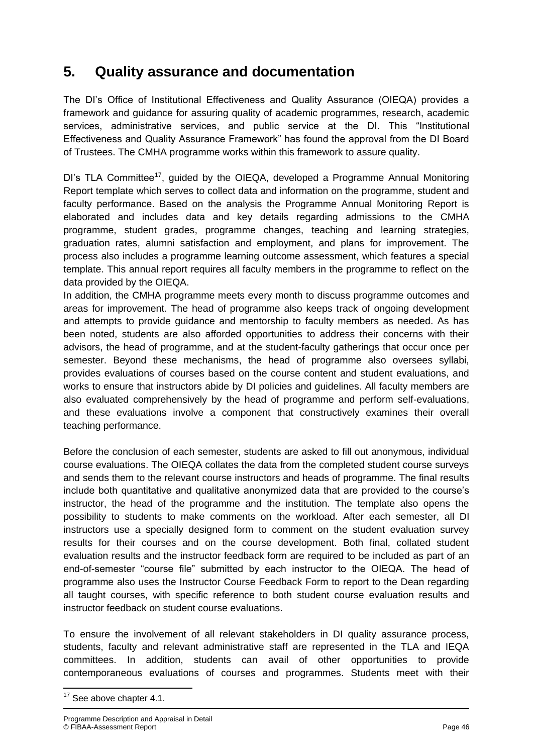## 5. Quality assurance and documentation

The DI's Office of Institutional Effectiveness and Quality Assurance (OIEQA) provides a framework and guidance for assuring quality of academic programmes, research, academic services, administrative services, and public service at the DI. This "Institutional Effectiveness and Quality Assurance Framework" has found the approval from the DI Board of Trustees. The CMHA programme works within this framework to assure quality.

DI's TLA Committee[17], guided by the OIEQA, developed a Programme Annual Monitoring Report template which serves to collect data and information on the programme, student and faculty performance. Based on the analysis the Programme Annual Monitoring Report is elaborated and includes data and key details regarding admissions to the CMHA programme, student grades, programme changes, teaching and learning strategies, graduation rates, alumni satisfaction and employment, and plans for improvement. The process also includes a programme learning outcome assessment, which features a special template. This annual report requires all faculty members in the programme to reflect on the data provided by the OIEQA.

In addition, the CMHA programme meets every month to discuss programme outcomes and areas for improvement. The head of programme also keeps track of ongoing development and attempts to provide guidance and mentorship to faculty members as needed. As has been noted, students are also afforded opportunities to address their concerns with their advisors, the head of programme, and at the student-faculty gatherings that occur once per semester. Beyond these mechanisms, the head of programme also oversees syllabi, provides evaluations of courses based on the course content and student evaluations, and works to ensure that instructors abide by DI policies and guidelines. All faculty members are also evaluated comprehensively by the head of programme and perform self-evaluations, and these evaluations involve a component that constructively examines their overall teaching performance.

Before the conclusion of each semester, students are asked to fill out anonymous, individual course evaluations. The OIEQA collates the data from the completed student course surveys and sends them to the relevant course instructors and heads of programme. The final results include both quantitative and qualitative anonymized data that are provided to the course's instructor, the head of the programme and the institution. The template also opens the possibility to students to make comments on the workload. After each semester, all DI instructors use a specially designed form to comment on the student evaluation survey results for their courses and on the course development. Both final, collated student evaluation results and the instructor feedback form are required to be included as part of an end-of-semester "course file" submitted by each instructor to the OIEQA. The head of programme also uses the Instructor Course Feedback Form to report to the Dean regarding all taught courses, with specific reference to both student course evaluation results and instructor feedback on student course evaluations.

To ensure the involvement of all relevant stakeholders in DI quality assurance process, students, faculty and relevant administrative staff are represented in the TLA and IEQA committees. In addition, students can avail of other opportunities to provide contemporaneous evaluations of courses and programmes. Students meet with their

[17] See above chapter 4.1.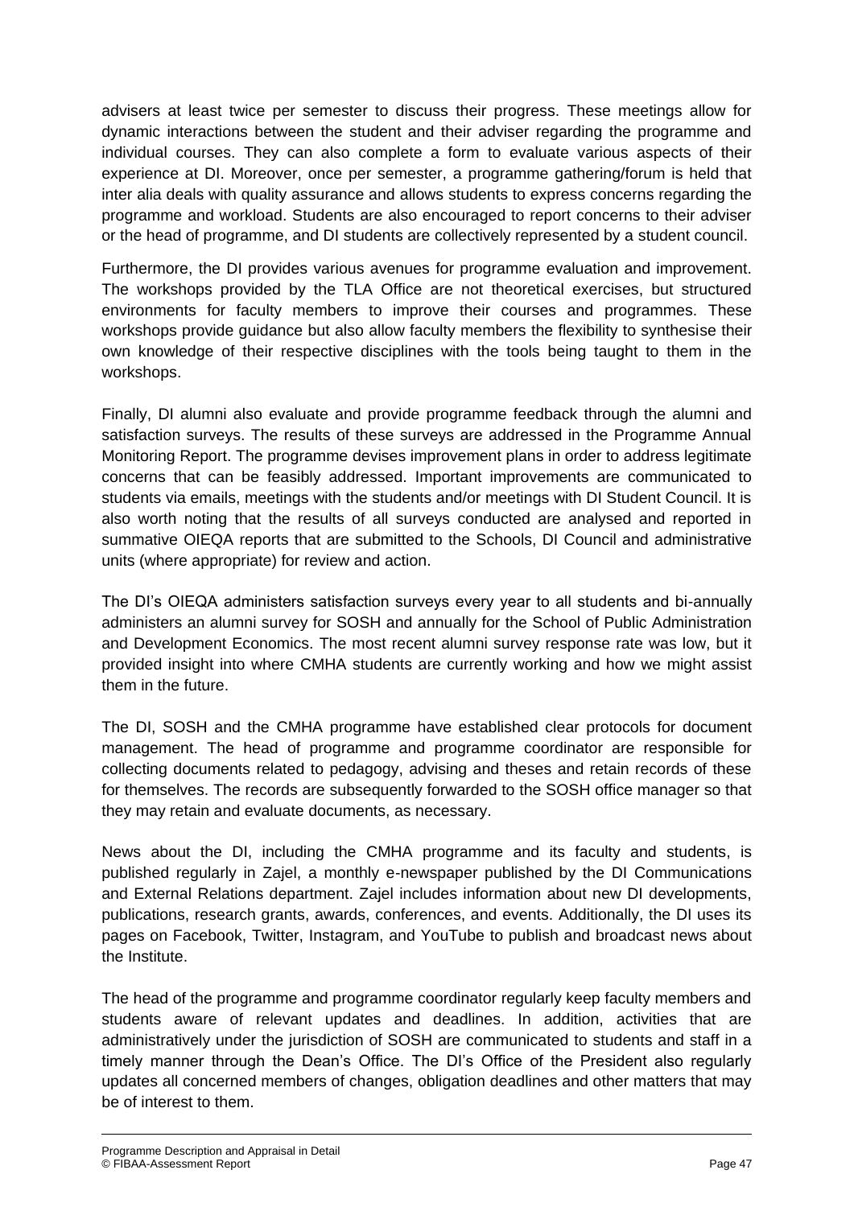advisers at least twice per semester to discuss their progress. These meetings allow for dynamic interactions between the student and their adviser regarding the programme and individual courses. They can also complete a form to evaluate various aspects of their experience at DI. Moreover, once per semester, a programme gathering/forum is held that inter alia deals with quality assurance and allows students to express concerns regarding the programme and workload. Students are also encouraged to report concerns to their adviser or the head of programme, and DI students are collectively represented by a student council.

Furthermore, the DI provides various avenues for programme evaluation and improvement. The workshops provided by the TLA Office are not theoretical exercises, but structured environments for faculty members to improve their courses and programmes. These workshops provide guidance but also allow faculty members the flexibility to synthesise their own knowledge of their respective disciplines with the tools being taught to them in the workshops.

Finally, DI alumni also evaluate and provide programme feedback through the alumni and satisfaction surveys. The results of these surveys are addressed in the Programme Annual Monitoring Report. The programme devises improvement plans in order to address legitimate concerns that can be feasibly addressed. Important improvements are communicated to students via emails, meetings with the students and/or meetings with DI Student Council. It is also worth noting that the results of all surveys conducted are analysed and reported in summative OIEQA reports that are submitted to the Schools, DI Council and administrative units (where appropriate) for review and action.

The DI's OIEQA administers satisfaction surveys every year to all students and bi-annually administers an alumni survey for SOSH and annually for the School of Public Administration and Development Economics. The most recent alumni survey response rate was low, but it provided insight into where CMHA students are currently working and how we might assist them in the future.

The DI, SOSH and the CMHA programme have established clear protocols for document management. The head of programme and programme coordinator are responsible for collecting documents related to pedagogy, advising and theses and retain records of these for themselves. The records are subsequently forwarded to the SOSH office manager so that they may retain and evaluate documents, as necessary.

News about the DI, including the CMHA programme and its faculty and students, is published regularly in Zajel, a monthly e-newspaper published by the DI Communications and External Relations department. Zajel includes information about new DI developments, publications, research grants, awards, conferences, and events. Additionally, the DI uses its pages on Facebook, Twitter, Instagram, and YouTube to publish and broadcast news about the Institute.

The head of the programme and programme coordinator regularly keep faculty members and students aware of relevant updates and deadlines. In addition, activities that are administratively under the jurisdiction of SOSH are communicated to students and staff in a timely manner through the Dean's Office. The DI's Office of the President also regularly updates all concerned members of changes, obligation deadlines and other matters that may be of interest to them.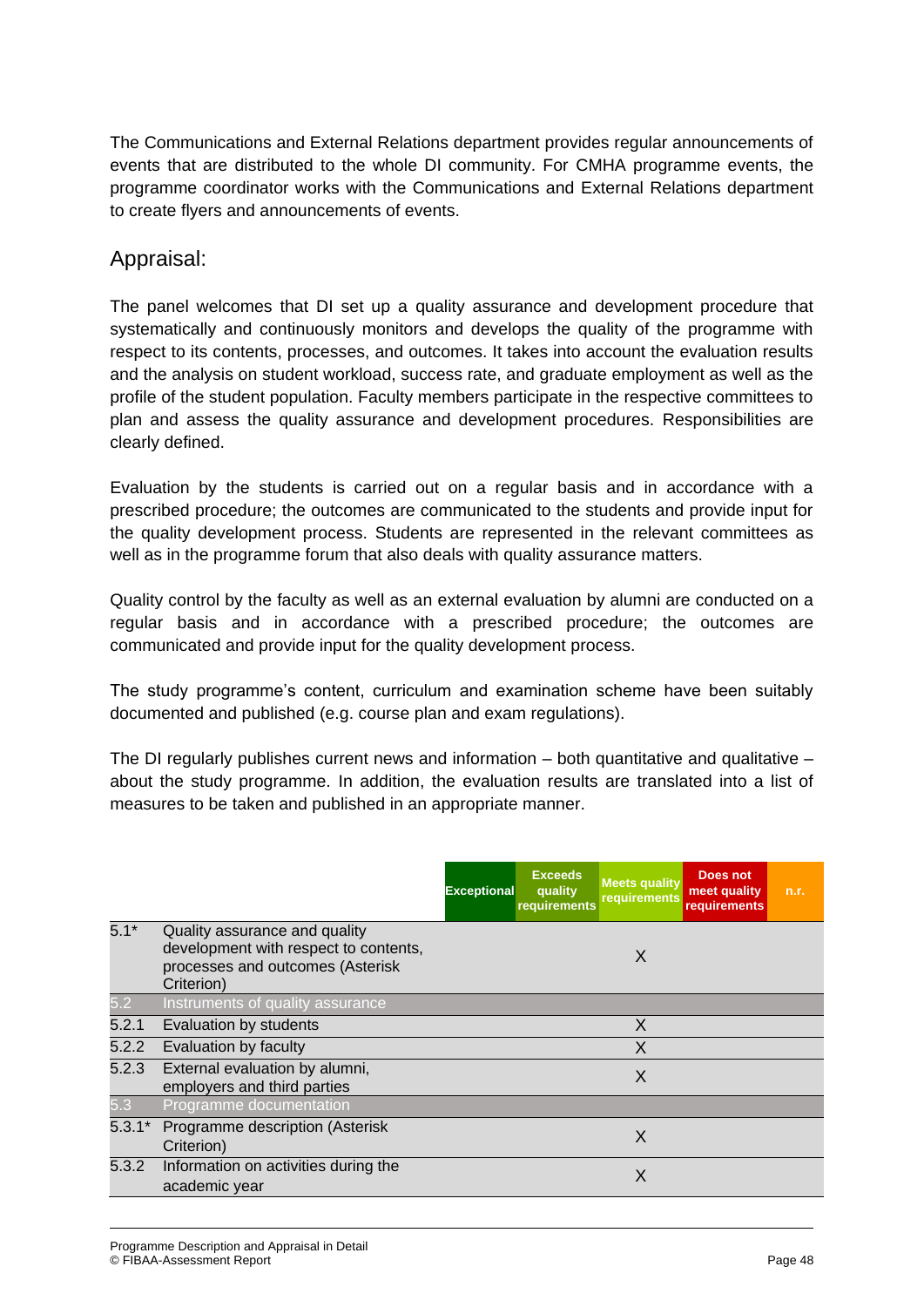The Communications and External Relations department provides regular announcements of events that are distributed to the whole DI community. For CMHA programme events, the programme coordinator works with the Communications and External Relations department to create flyers and announcements of events.

## Appraisal:

The panel welcomes that DI set up a quality assurance and development procedure that systematically and continuously monitors and develops the quality of the programme with respect to its contents, processes, and outcomes. It takes into account the evaluation results and the analysis on student workload, success rate, and graduate employment as well as the profile of the student population. Faculty members participate in the respective committees to plan and assess the quality assurance and development procedures. Responsibilities are clearly defined.

Evaluation by the students is carried out on a regular basis and in accordance with a prescribed procedure; the outcomes are communicated to the students and provide input for the quality development process. Students are represented in the relevant committees as well as in the programme forum that also deals with quality assurance matters.

Quality control by the faculty as well as an external evaluation by alumni are conducted on a regular basis and in accordance with a prescribed procedure; the outcomes are communicated and provide input for the quality development process.

The study programme's content, curriculum and examination scheme have been suitably documented and published (e.g. course plan and exam regulations).

The DI regularly publishes current news and information – both quantitative and qualitative – about the study programme. In addition, the evaluation results are translated into a list of measures to be taken and published in an appropriate manner.

| | | Exceptional | Exceeds quality requirements | Meets quality requirements | Does not meet quality requirements | n.r. |
|---|---|---|---|---|---|---|
| 5.1* | Quality assurance and quality development with respect to contents, processes and outcomes (Asterisk Criterion) | | | X | | |
| 5.2 | Instruments of quality assurance | | | | | |
| 5.2.1 | Evaluation by students | | | X | | |
| 5.2.2 | Evaluation by faculty | | | X | | |
| 5.2.3 | External evaluation by alumni, employers and third parties | | | X | | |
| 5.3 | Programme documentation | | | | | |
| 5.3.1* | Programme description (Asterisk Criterion) | | | X | | |
| 5.3.2 | Information on activities during the academic year | | | X | | |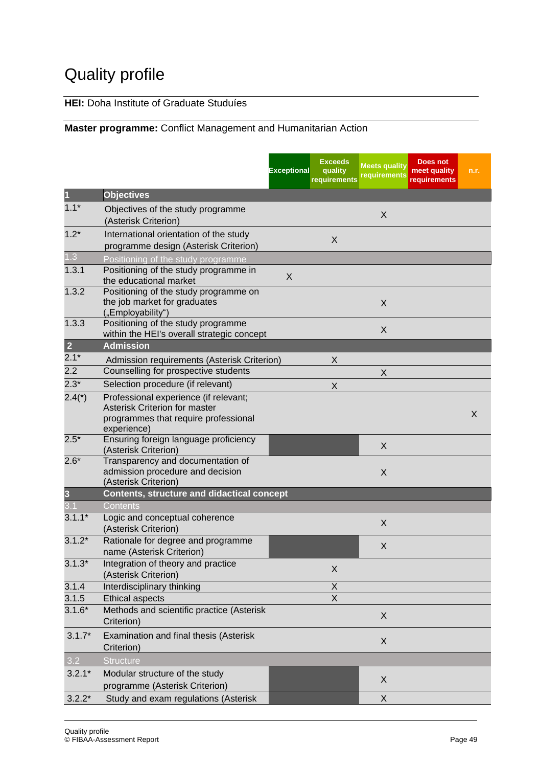# Quality profile

**HEI:** Doha Institute of Graduate Studuíes

**Master programme:** Conflict Management and Humanitarian Action

| | | Exceptional | Exceeds quality requirements | Meets quality requirements | Does not meet quality requirements | n.r. |
|---|---|---|---|---|---|---|
| **1** | **Objectives** | | | | | |
| 1.1* | Objectives of the study programme (Asterisk Criterion) | | | X | | |
| 1.2* | International orientation of the study programme design (Asterisk Criterion) | | X | | | |
| 1.3 | Positioning of the study programme | | | | | |
| 1.3.1 | Positioning of the study programme in the educational market | X | | | | |
| 1.3.2 | Positioning of the study programme on the job market for graduates („Employability“) | | | X | | |
| 1.3.3 | Positioning of the study programme within the HEI's overall strategic concept | | | X | | |
| **2** | **Admission** | | | | | |
| 2.1* | Admission requirements (Asterisk Criterion) | | X | | | |
| 2.2 | Counselling for prospective students | | | X | | |
| 2.3* | Selection procedure (if relevant) | | X | | | |
| 2.4(*) | Professional experience (if relevant; Asterisk Criterion for master programmes that require professional experience) | | | | | X |
| 2.5* | Ensuring foreign language proficiency (Asterisk Criterion) | | | X | | |
| 2.6* | Transparency and documentation of admission procedure and decision (Asterisk Criterion) | | | X | | |
| **3** | **Contents, structure and didactical concept** | | | | | |
| 3.1 | Contents | | | | | |
| 3.1.1* | Logic and conceptual coherence (Asterisk Criterion) | | | X | | |
| 3.1.2* | Rationale for degree and programme name (Asterisk Criterion) | | | X | | |
| 3.1.3* | Integration of theory and practice (Asterisk Criterion) | | X | | | |
| 3.1.4 | Interdisciplinary thinking | | X | | | |
| 3.1.5 | Ethical aspects | | X | | | |
| 3.1.6* | Methods and scientific practice (Asterisk Criterion) | | | X | | |
| 3.1.7* | Examination and final thesis (Asterisk Criterion) | | | X | | |
| 3.2 | Structure | | | | | |
| 3.2.1* | Modular structure of the study programme (Asterisk Criterion) | | | X | | |
| 3.2.2* | Study and exam regulations (Asterisk | | | X | | |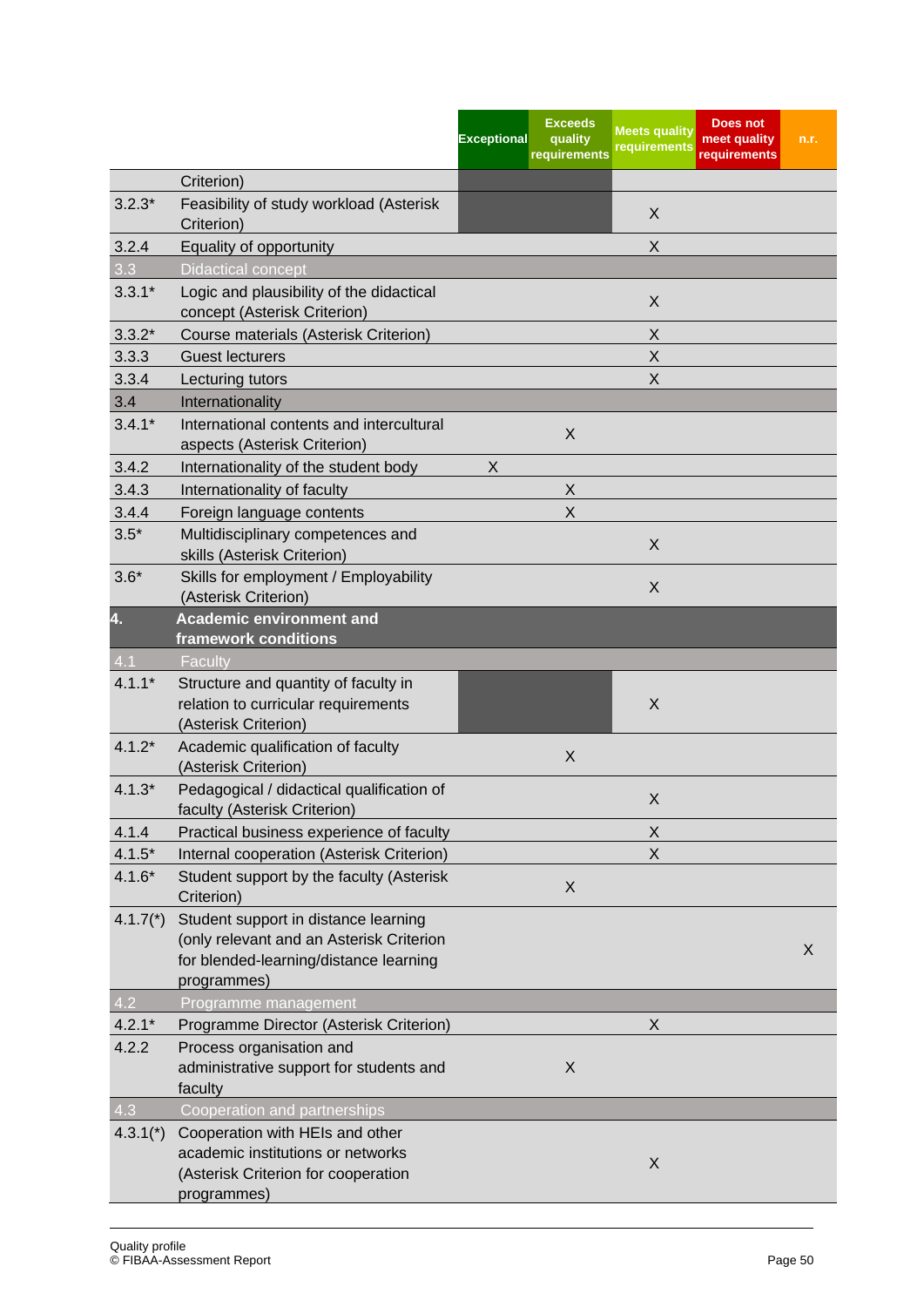| | | Exceptional | Exceeds quality requirements | Meets quality requirements | Does not meet quality requirements | n.r. |
|---|---|---|---|---|---|---|
| | Criterion) | | | | | |
| 3.2.3* | Feasibility of study workload (Asterisk Criterion) | | | X | | |
| 3.2.4 | Equality of opportunity | | | X | | |
| 3.3 | Didactical concept | | | | | |
| 3.3.1* | Logic and plausibility of the didactical concept (Asterisk Criterion) | | | X | | |
| 3.3.2* | Course materials (Asterisk Criterion) | | | X | | |
| 3.3.3 | Guest lecturers | | | X | | |
| 3.3.4 | Lecturing tutors | | | X | | |
| 3.4 | Internationality | | | | | |
| 3.4.1* | International contents and intercultural aspects (Asterisk Criterion) | | X | | | |
| 3.4.2 | Internationality of the student body | X | | | | |
| 3.4.3 | Internationality of faculty | | X | | | |
| 3.4.4 | Foreign language contents | | X | | | |
| 3.5* | Multidisciplinary competences and skills (Asterisk Criterion) | | | X | | |
| 3.6* | Skills for employment / Employability (Asterisk Criterion) | | | X | | |
| **4.** | **Academic environment and framework conditions** | | | | | |
| 4.1 | Faculty | | | | | |
| 4.1.1* | Structure and quantity of faculty in relation to curricular requirements (Asterisk Criterion) | | | X | | |
| 4.1.2* | Academic qualification of faculty (Asterisk Criterion) | | X | | | |
| 4.1.3* | Pedagogical / didactical qualification of faculty (Asterisk Criterion) | | | X | | |
| 4.1.4 | Practical business experience of faculty | | | X | | |
| 4.1.5* | Internal cooperation (Asterisk Criterion) | | | X | | |
| 4.1.6* | Student support by the faculty (Asterisk Criterion) | | X | | | |
| 4.1.7(*) | Student support in distance learning (only relevant and an Asterisk Criterion for blended-learning/distance learning programmes) | | | | | X |
| 4.2 | Programme management | | | | | |
| 4.2.1* | Programme Director (Asterisk Criterion) | | | X | | |
| 4.2.2 | Process organisation and administrative support for students and faculty | | X | | | |
| 4.3 | Cooperation and partnerships | | | | | |
| 4.3.1(*) | Cooperation with HEIs and other academic institutions or networks (Asterisk Criterion for cooperation programmes) | | | X | | |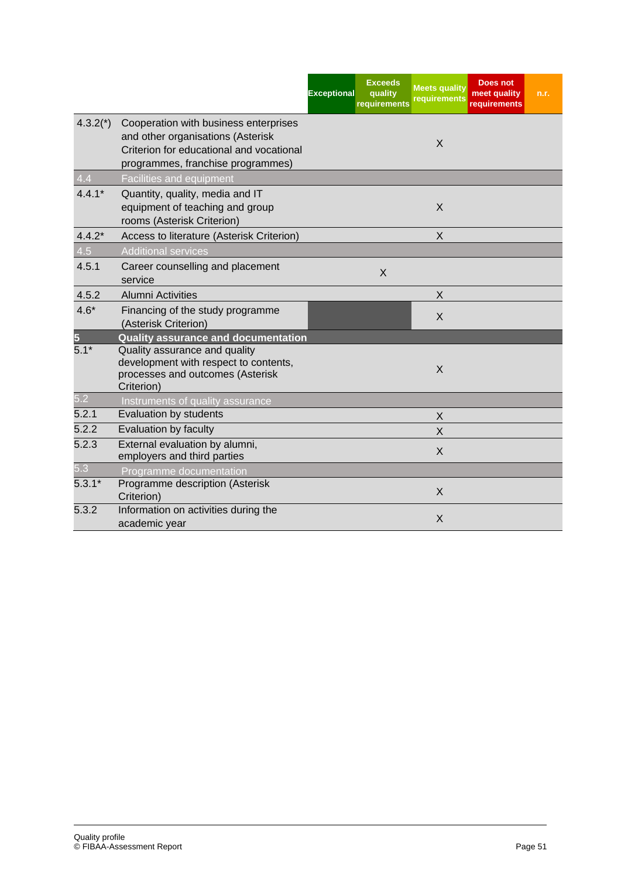| | | Exceptional | Exceeds quality requirements | Meets quality requirements | Does not meet quality requirements | n.r. |
|---|---|---|---|---|---|---|
| 4.3.2(*) | Cooperation with business enterprises and other organisations (Asterisk Criterion for educational and vocational programmes, franchise programmes) | | | X | | |
| 4.4 | Facilities and equipment | | | | | |
| 4.4.1* | Quantity, quality, media and IT equipment of teaching and group rooms (Asterisk Criterion) | | | X | | |
| 4.4.2* | Access to literature (Asterisk Criterion) | | | X | | |
| 4.5 | Additional services | | | | | |
| 4.5.1 | Career counselling and placement service | | X | | | |
| 4.5.2 | Alumni Activities | | | X | | |
| 4.6* | Financing of the study programme (Asterisk Criterion) | | | X | | |
| **5** | **Quality assurance and documentation** | | | | | |
| 5.1* | Quality assurance and quality development with respect to contents, processes and outcomes (Asterisk Criterion) | | | X | | |
| 5.2 | Instruments of quality assurance | | | | | |
| 5.2.1 | Evaluation by students | | | X | | |
| 5.2.2 | Evaluation by faculty | | | X | | |
| 5.2.3 | External evaluation by alumni, employers and third parties | | | X | | |
| 5.3 | Programme documentation | | | | | |
| 5.3.1* | Programme description (Asterisk Criterion) | | | X | | |
| 5.3.2 | Information on activities during the academic year | | | X | | |